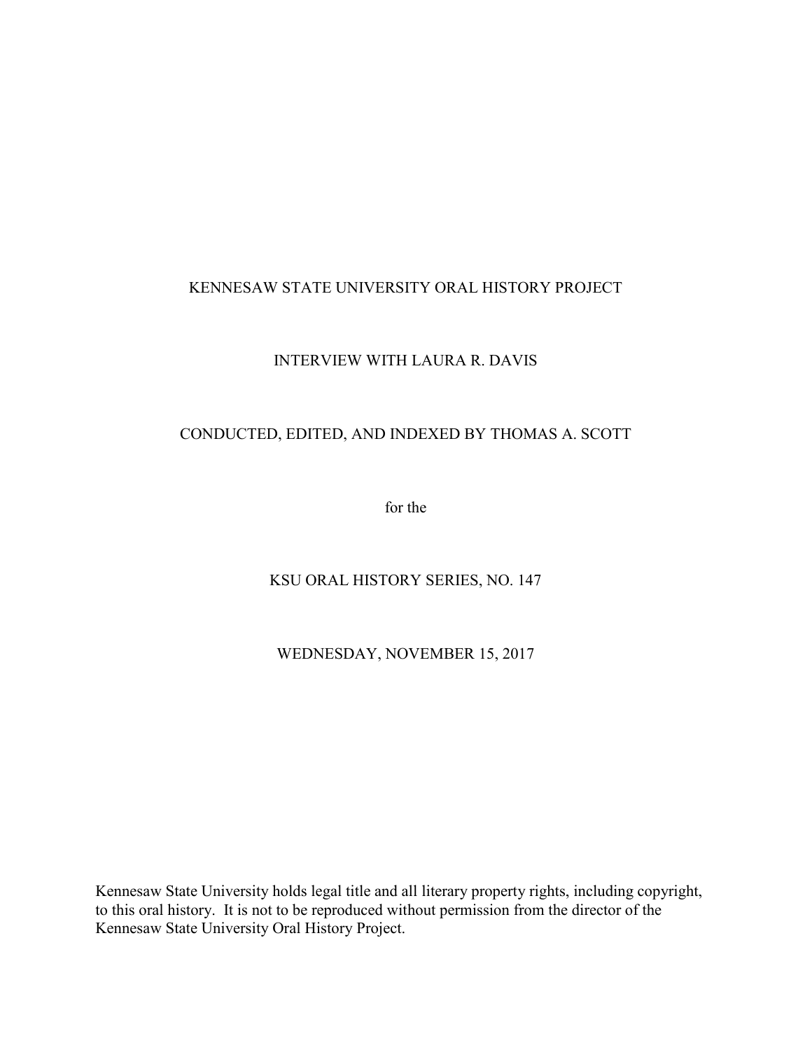# KENNESAW STATE UNIVERSITY ORAL HISTORY PROJECT

## INTERVIEW WITH LAURA R. DAVIS

CONDUCTED, EDITED, AND INDEXED BY THOMAS A. SCOTT

for the

KSU ORAL HISTORY SERIES, NO. 147

WEDNESDAY, NOVEMBER 15, 2017

Kennesaw State University holds legal title and all literary property rights, including copyright, to this oral history. It is not to be reproduced without permission from the director of the Kennesaw State University Oral History Project.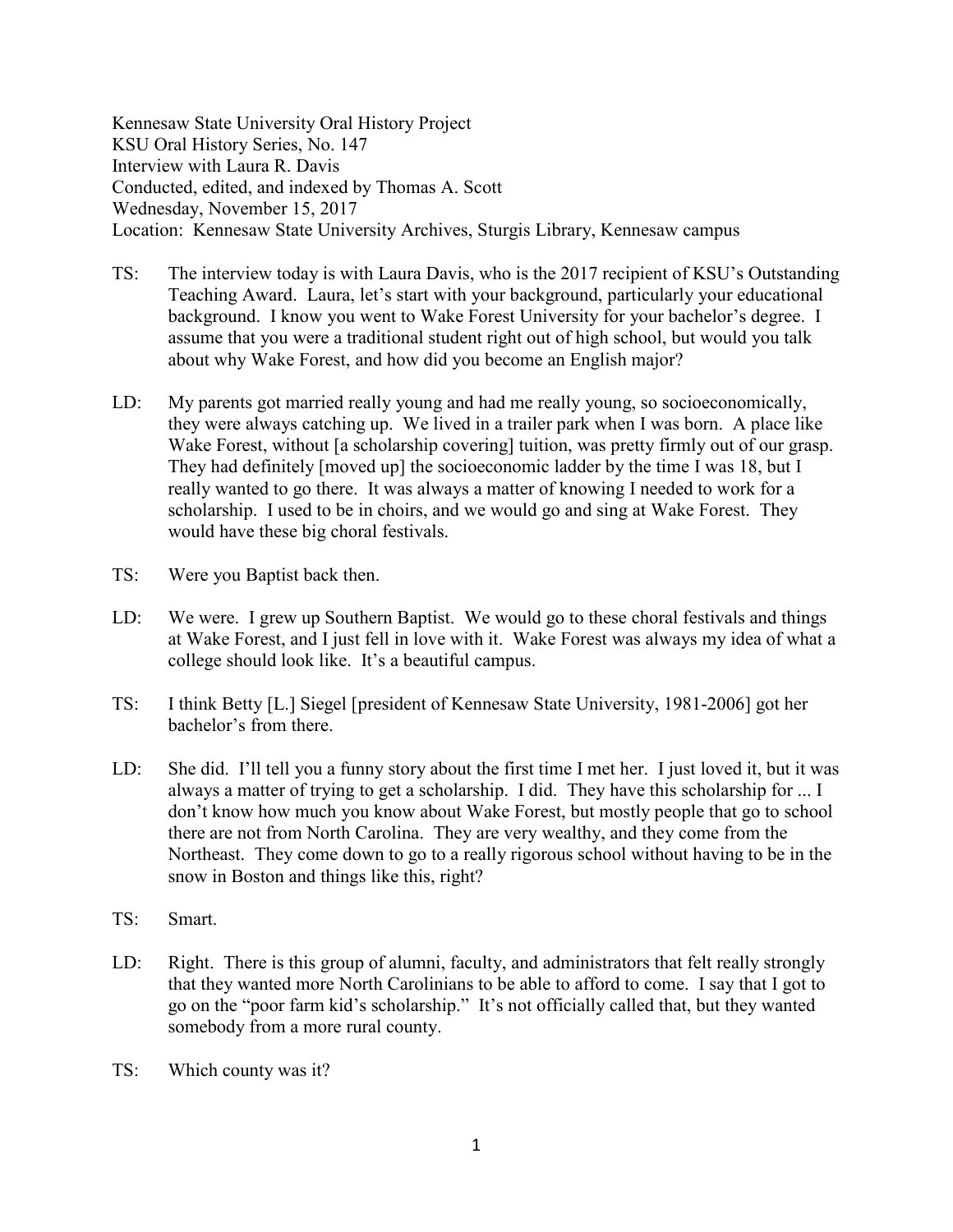Kennesaw State University Oral History Project
KSU Oral History Series, No. 147
Interview with Laura R. Davis
Conducted, edited, and indexed by Thomas A. Scott
Wednesday, November 15, 2017
Location: Kennesaw State University Archives, Sturgis Library, Kennesaw campus

TS: The interview today is with Laura Davis, who is the 2017 recipient of KSU's Outstanding Teaching Award. Laura, let's start with your background, particularly your educational background. I know you went to Wake Forest University for your bachelor's degree. I assume that you were a traditional student right out of high school, but would you talk about why Wake Forest, and how did you become an English major?

LD: My parents got married really young and had me really young, so socioeconomically, they were always catching up. We lived in a trailer park when I was born. A place like Wake Forest, without [a scholarship covering] tuition, was pretty firmly out of our grasp. They had definitely [moved up] the socioeconomic ladder by the time I was 18, but I really wanted to go there. It was always a matter of knowing I needed to work for a scholarship. I used to be in choirs, and we would go and sing at Wake Forest. They would have these big choral festivals.

TS: Were you Baptist back then.

LD: We were. I grew up Southern Baptist. We would go to these choral festivals and things at Wake Forest, and I just fell in love with it. Wake Forest was always my idea of what a college should look like. It's a beautiful campus.

TS: I think Betty [L.] Siegel [president of Kennesaw State University, 1981-2006] got her bachelor's from there.

LD: She did. I'll tell you a funny story about the first time I met her. I just loved it, but it was always a matter of trying to get a scholarship. I did. They have this scholarship for ... I don't know how much you know about Wake Forest, but mostly people that go to school there are not from North Carolina. They are very wealthy, and they come from the Northeast. They come down to go to a really rigorous school without having to be in the snow in Boston and things like this, right?

TS: Smart.

LD: Right. There is this group of alumni, faculty, and administrators that felt really strongly that they wanted more North Carolinians to be able to afford to come. I say that I got to go on the "poor farm kid's scholarship." It's not officially called that, but they wanted somebody from a more rural county.

TS: Which county was it?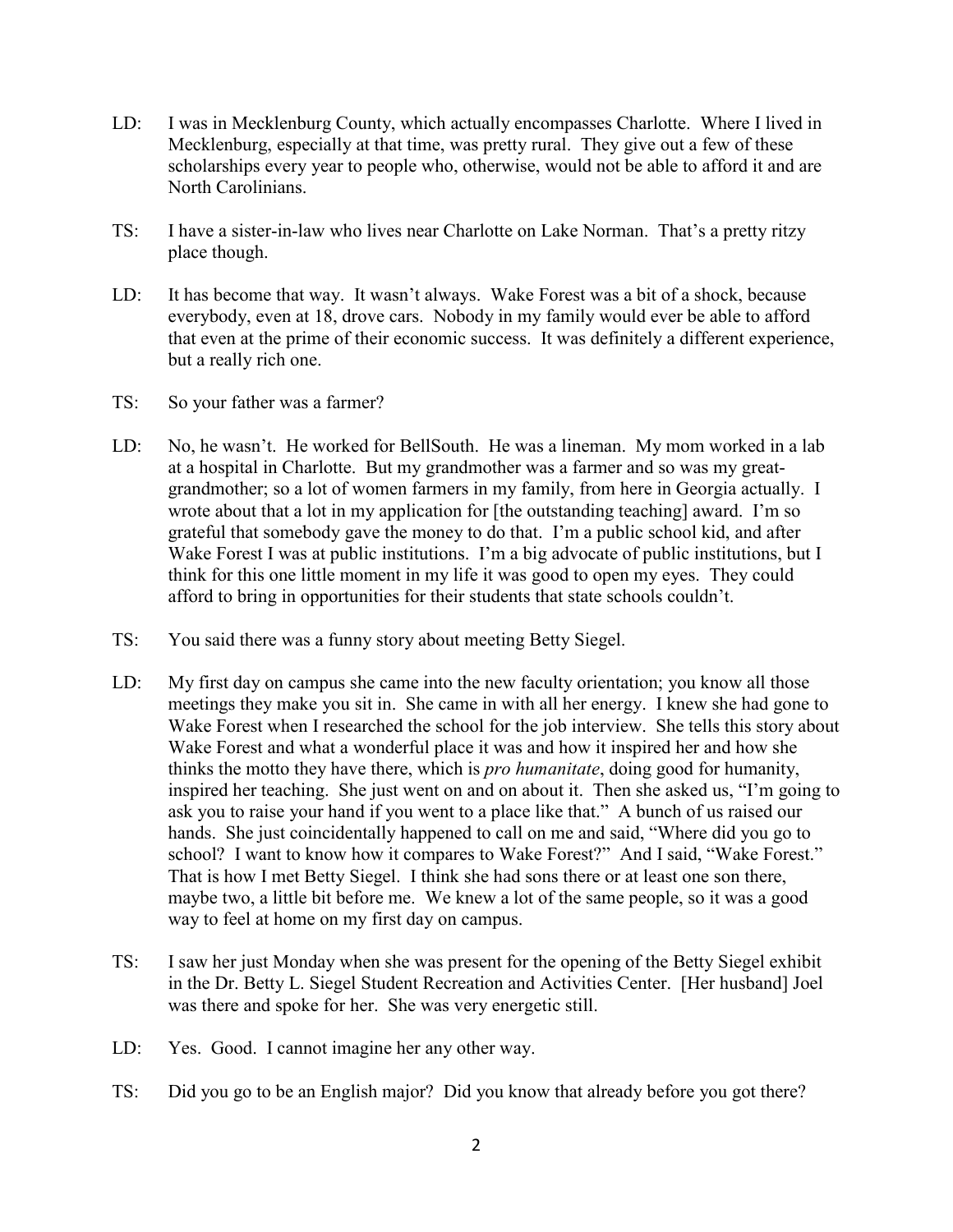LD: I was in Mecklenburg County, which actually encompasses Charlotte. Where I lived in Mecklenburg, especially at that time, was pretty rural. They give out a few of these scholarships every year to people who, otherwise, would not be able to afford it and are North Carolinians.

TS: I have a sister-in-law who lives near Charlotte on Lake Norman. That's a pretty ritzy place though.

LD: It has become that way. It wasn't always. Wake Forest was a bit of a shock, because everybody, even at 18, drove cars. Nobody in my family would ever be able to afford that even at the prime of their economic success. It was definitely a different experience, but a really rich one.

TS: So your father was a farmer?

LD: No, he wasn't. He worked for BellSouth. He was a lineman. My mom worked in a lab at a hospital in Charlotte. But my grandmother was a farmer and so was my great-grandmother; so a lot of women farmers in my family, from here in Georgia actually. I wrote about that a lot in my application for [the outstanding teaching] award. I'm so grateful that somebody gave the money to do that. I'm a public school kid, and after Wake Forest I was at public institutions. I'm a big advocate of public institutions, but I think for this one little moment in my life it was good to open my eyes. They could afford to bring in opportunities for their students that state schools couldn't.

TS: You said there was a funny story about meeting Betty Siegel.

LD: My first day on campus she came into the new faculty orientation; you know all those meetings they make you sit in. She came in with all her energy. I knew she had gone to Wake Forest when I researched the school for the job interview. She tells this story about Wake Forest and what a wonderful place it was and how it inspired her and how she thinks the motto they have there, which is *pro humanitate*, doing good for humanity, inspired her teaching. She just went on and on about it. Then she asked us, "I'm going to ask you to raise your hand if you went to a place like that." A bunch of us raised our hands. She just coincidentally happened to call on me and said, "Where did you go to school? I want to know how it compares to Wake Forest?" And I said, "Wake Forest." That is how I met Betty Siegel. I think she had sons there or at least one son there, maybe two, a little bit before me. We knew a lot of the same people, so it was a good way to feel at home on my first day on campus.

TS: I saw her just Monday when she was present for the opening of the Betty Siegel exhibit in the Dr. Betty L. Siegel Student Recreation and Activities Center. [Her husband] Joel was there and spoke for her. She was very energetic still.

LD: Yes. Good. I cannot imagine her any other way.

TS: Did you go to be an English major? Did you know that already before you got there?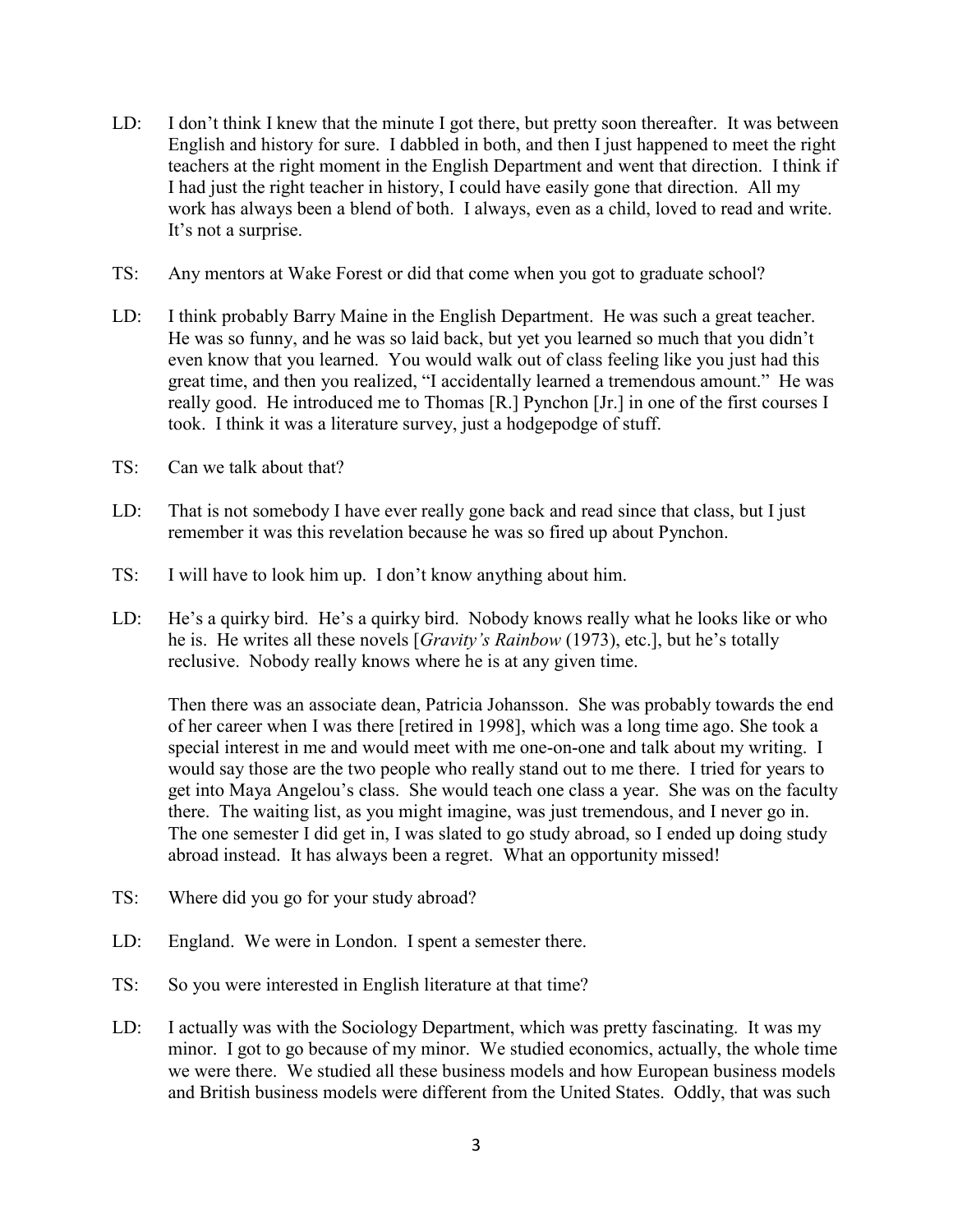LD: I don't think I knew that the minute I got there, but pretty soon thereafter. It was between English and history for sure. I dabbled in both, and then I just happened to meet the right teachers at the right moment in the English Department and went that direction. I think if I had just the right teacher in history, I could have easily gone that direction. All my work has always been a blend of both. I always, even as a child, loved to read and write. It's not a surprise.

TS: Any mentors at Wake Forest or did that come when you got to graduate school?

LD: I think probably Barry Maine in the English Department. He was such a great teacher. He was so funny, and he was so laid back, but yet you learned so much that you didn't even know that you learned. You would walk out of class feeling like you just had this great time, and then you realized, "I accidentally learned a tremendous amount." He was really good. He introduced me to Thomas [R.] Pynchon [Jr.] in one of the first courses I took. I think it was a literature survey, just a hodgepodge of stuff.

TS: Can we talk about that?

LD: That is not somebody I have ever really gone back and read since that class, but I just remember it was this revelation because he was so fired up about Pynchon.

TS: I will have to look him up. I don't know anything about him.

LD: He's a quirky bird. He's a quirky bird. Nobody knows really what he looks like or who he is. He writes all these novels [*Gravity's Rainbow* (1973), etc.], but he's totally reclusive. Nobody really knows where he is at any given time.

Then there was an associate dean, Patricia Johansson. She was probably towards the end of her career when I was there [retired in 1998], which was a long time ago. She took a special interest in me and would meet with me one-on-one and talk about my writing. I would say those are the two people who really stand out to me there. I tried for years to get into Maya Angelou's class. She would teach one class a year. She was on the faculty there. The waiting list, as you might imagine, was just tremendous, and I never go in. The one semester I did get in, I was slated to go study abroad, so I ended up doing study abroad instead. It has always been a regret. What an opportunity missed!

TS: Where did you go for your study abroad?

LD: England. We were in London. I spent a semester there.

TS: So you were interested in English literature at that time?

LD: I actually was with the Sociology Department, which was pretty fascinating. It was my minor. I got to go because of my minor. We studied economics, actually, the whole time we were there. We studied all these business models and how European business models and British business models were different from the United States. Oddly, that was such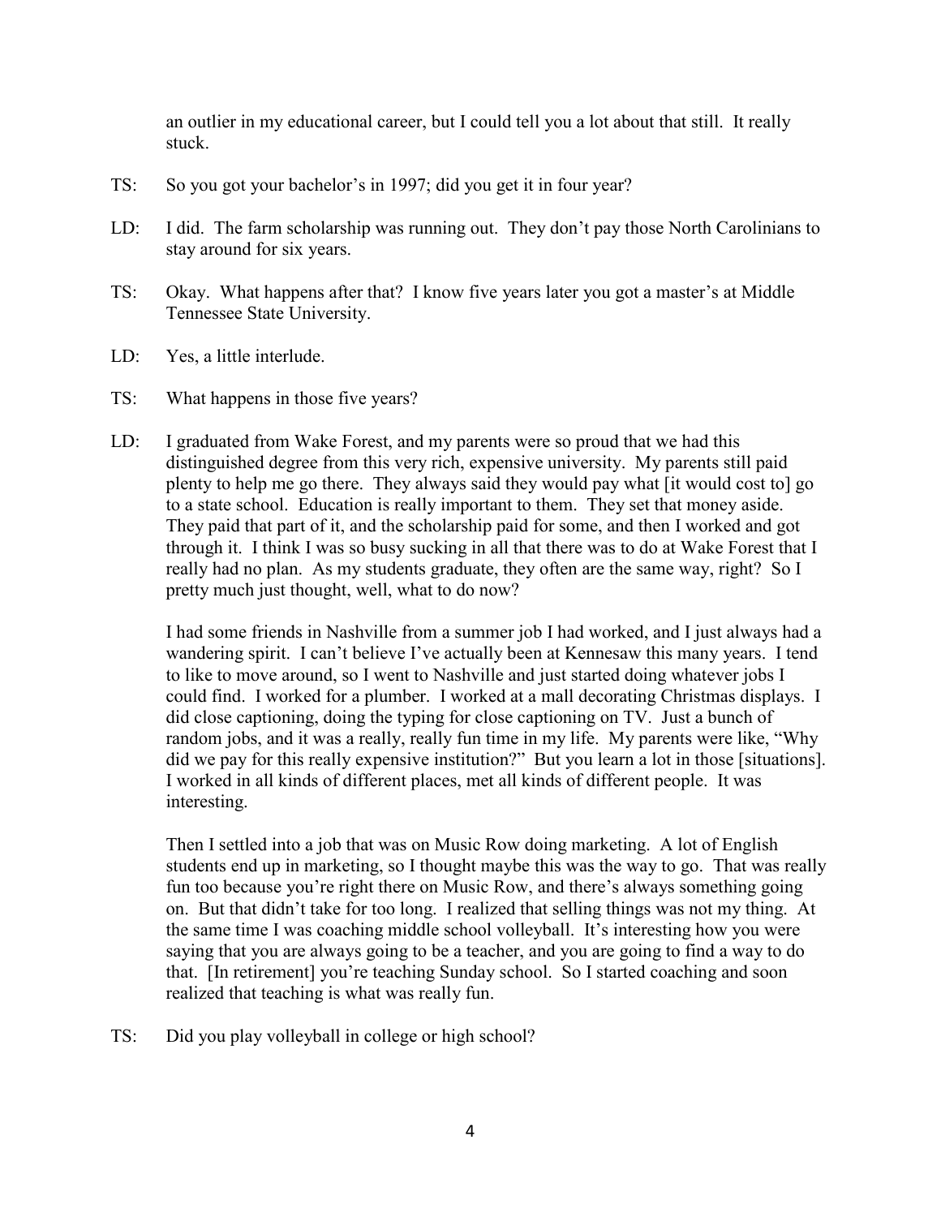an outlier in my educational career, but I could tell you a lot about that still. It really stuck.

TS: So you got your bachelor's in 1997; did you get it in four year?

LD: I did. The farm scholarship was running out. They don't pay those North Carolinians to stay around for six years.

TS: Okay. What happens after that? I know five years later you got a master's at Middle Tennessee State University.

LD: Yes, a little interlude.

TS: What happens in those five years?

LD: I graduated from Wake Forest, and my parents were so proud that we had this distinguished degree from this very rich, expensive university. My parents still paid plenty to help me go there. They always said they would pay what [it would cost to] go to a state school. Education is really important to them. They set that money aside. They paid that part of it, and the scholarship paid for some, and then I worked and got through it. I think I was so busy sucking in all that there was to do at Wake Forest that I really had no plan. As my students graduate, they often are the same way, right? So I pretty much just thought, well, what to do now?

I had some friends in Nashville from a summer job I had worked, and I just always had a wandering spirit. I can't believe I've actually been at Kennesaw this many years. I tend to like to move around, so I went to Nashville and just started doing whatever jobs I could find. I worked for a plumber. I worked at a mall decorating Christmas displays. I did close captioning, doing the typing for close captioning on TV. Just a bunch of random jobs, and it was a really, really fun time in my life. My parents were like, "Why did we pay for this really expensive institution?" But you learn a lot in those [situations]. I worked in all kinds of different places, met all kinds of different people. It was interesting.

Then I settled into a job that was on Music Row doing marketing. A lot of English students end up in marketing, so I thought maybe this was the way to go. That was really fun too because you're right there on Music Row, and there's always something going on. But that didn't take for too long. I realized that selling things was not my thing. At the same time I was coaching middle school volleyball. It's interesting how you were saying that you are always going to be a teacher, and you are going to find a way to do that. [In retirement] you're teaching Sunday school. So I started coaching and soon realized that teaching is what was really fun.

TS: Did you play volleyball in college or high school?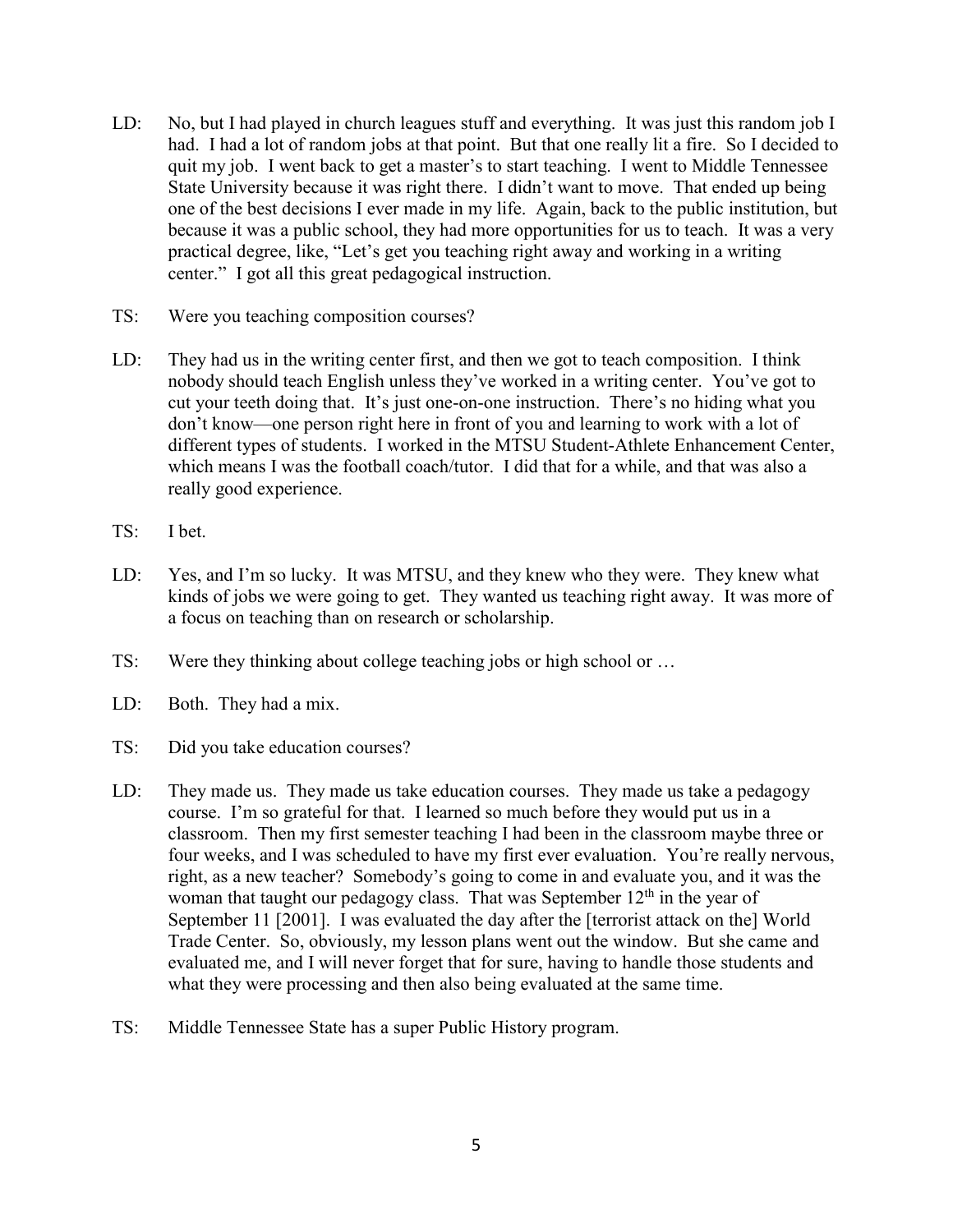LD: No, but I had played in church leagues stuff and everything. It was just this random job I had. I had a lot of random jobs at that point. But that one really lit a fire. So I decided to quit my job. I went back to get a master's to start teaching. I went to Middle Tennessee State University because it was right there. I didn't want to move. That ended up being one of the best decisions I ever made in my life. Again, back to the public institution, but because it was a public school, they had more opportunities for us to teach. It was a very practical degree, like, "Let's get you teaching right away and working in a writing center." I got all this great pedagogical instruction.

TS: Were you teaching composition courses?

LD: They had us in the writing center first, and then we got to teach composition. I think nobody should teach English unless they've worked in a writing center. You've got to cut your teeth doing that. It's just one-on-one instruction. There's no hiding what you don't know—one person right here in front of you and learning to work with a lot of different types of students. I worked in the MTSU Student-Athlete Enhancement Center, which means I was the football coach/tutor. I did that for a while, and that was also a really good experience.

TS: I bet.

LD: Yes, and I'm so lucky. It was MTSU, and they knew who they were. They knew what kinds of jobs we were going to get. They wanted us teaching right away. It was more of a focus on teaching than on research or scholarship.

TS: Were they thinking about college teaching jobs or high school or …

LD: Both. They had a mix.

TS: Did you take education courses?

LD: They made us. They made us take education courses. They made us take a pedagogy course. I'm so grateful for that. I learned so much before they would put us in a classroom. Then my first semester teaching I had been in the classroom maybe three or four weeks, and I was scheduled to have my first ever evaluation. You're really nervous, right, as a new teacher? Somebody's going to come in and evaluate you, and it was the woman that taught our pedagogy class. That was September 12th in the year of September 11 [2001]. I was evaluated the day after the [terrorist attack on the] World Trade Center. So, obviously, my lesson plans went out the window. But she came and evaluated me, and I will never forget that for sure, having to handle those students and what they were processing and then also being evaluated at the same time.

TS: Middle Tennessee State has a super Public History program.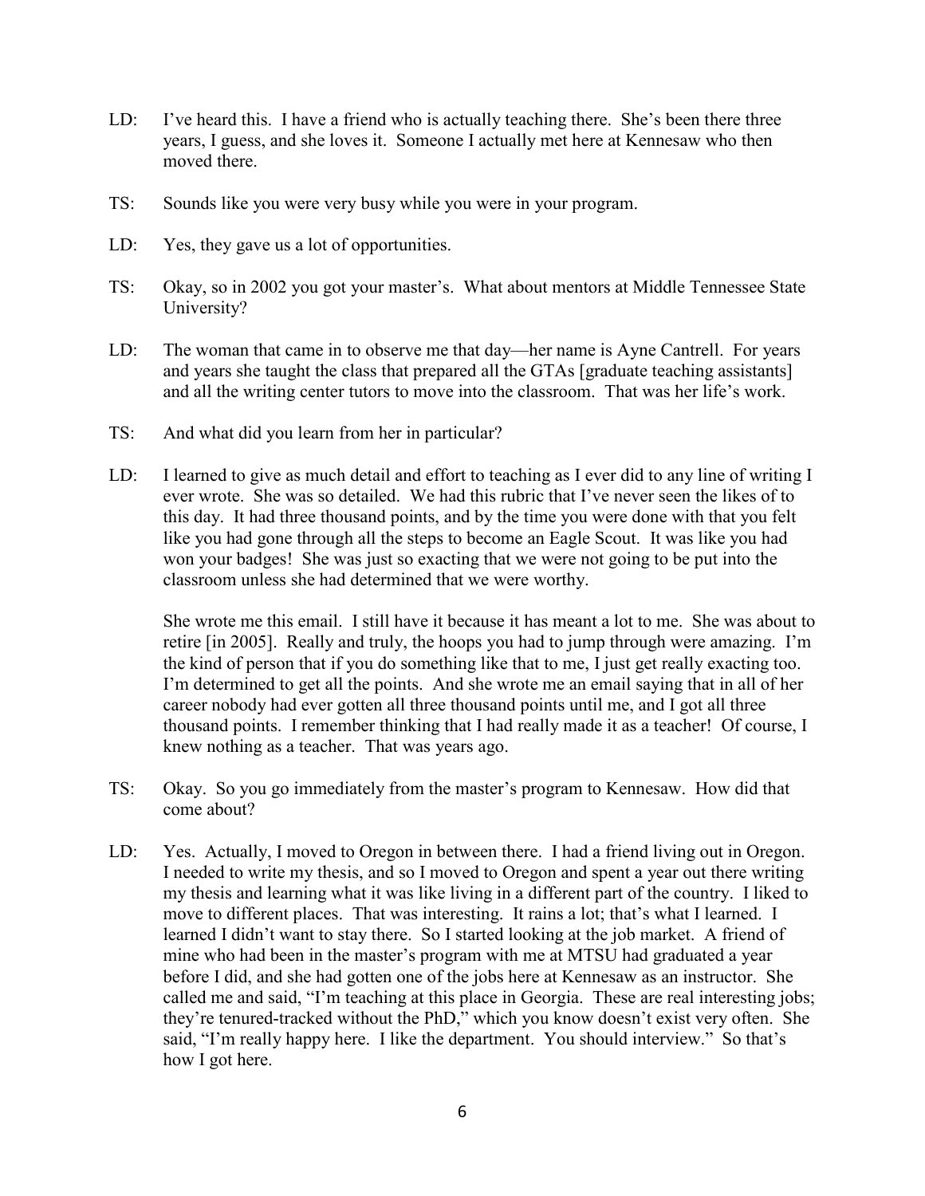LD: I've heard this. I have a friend who is actually teaching there. She's been there three years, I guess, and she loves it. Someone I actually met here at Kennesaw who then moved there.

TS: Sounds like you were very busy while you were in your program.

LD: Yes, they gave us a lot of opportunities.

TS: Okay, so in 2002 you got your master's. What about mentors at Middle Tennessee State University?

LD: The woman that came in to observe me that day—her name is Ayne Cantrell. For years and years she taught the class that prepared all the GTAs [graduate teaching assistants] and all the writing center tutors to move into the classroom. That was her life's work.

TS: And what did you learn from her in particular?

LD: I learned to give as much detail and effort to teaching as I ever did to any line of writing I ever wrote. She was so detailed. We had this rubric that I've never seen the likes of to this day. It had three thousand points, and by the time you were done with that you felt like you had gone through all the steps to become an Eagle Scout. It was like you had won your badges! She was just so exacting that we were not going to be put into the classroom unless she had determined that we were worthy.

She wrote me this email. I still have it because it has meant a lot to me. She was about to retire [in 2005]. Really and truly, the hoops you had to jump through were amazing. I'm the kind of person that if you do something like that to me, I just get really exacting too. I'm determined to get all the points. And she wrote me an email saying that in all of her career nobody had ever gotten all three thousand points until me, and I got all three thousand points. I remember thinking that I had really made it as a teacher! Of course, I knew nothing as a teacher. That was years ago.

TS: Okay. So you go immediately from the master's program to Kennesaw. How did that come about?

LD: Yes. Actually, I moved to Oregon in between there. I had a friend living out in Oregon. I needed to write my thesis, and so I moved to Oregon and spent a year out there writing my thesis and learning what it was like living in a different part of the country. I liked to move to different places. That was interesting. It rains a lot; that's what I learned. I learned I didn't want to stay there. So I started looking at the job market. A friend of mine who had been in the master's program with me at MTSU had graduated a year before I did, and she had gotten one of the jobs here at Kennesaw as an instructor. She called me and said, "I'm teaching at this place in Georgia. These are real interesting jobs; they're tenured-tracked without the PhD," which you know doesn't exist very often. She said, "I'm really happy here. I like the department. You should interview." So that's how I got here.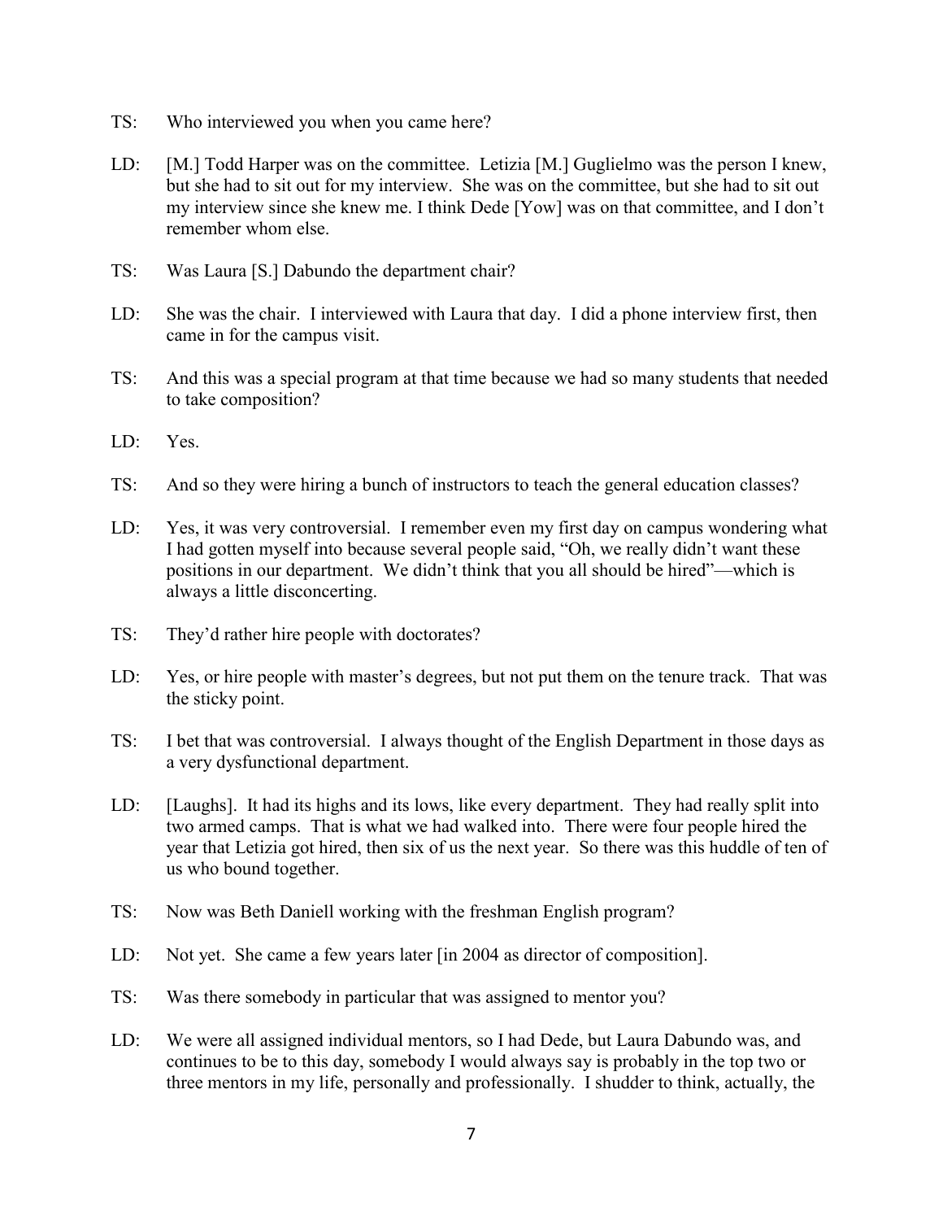TS: Who interviewed you when you came here?

LD: [M.] Todd Harper was on the committee. Letizia [M.] Guglielmo was the person I knew, but she had to sit out for my interview. She was on the committee, but she had to sit out my interview since she knew me. I think Dede [Yow] was on that committee, and I don't remember whom else.

TS: Was Laura [S.] Dabundo the department chair?

LD: She was the chair. I interviewed with Laura that day. I did a phone interview first, then came in for the campus visit.

TS: And this was a special program at that time because we had so many students that needed to take composition?

LD: Yes.

TS: And so they were hiring a bunch of instructors to teach the general education classes?

LD: Yes, it was very controversial. I remember even my first day on campus wondering what I had gotten myself into because several people said, "Oh, we really didn't want these positions in our department. We didn't think that you all should be hired"—which is always a little disconcerting.

TS: They'd rather hire people with doctorates?

LD: Yes, or hire people with master's degrees, but not put them on the tenure track. That was the sticky point.

TS: I bet that was controversial. I always thought of the English Department in those days as a very dysfunctional department.

LD: [Laughs]. It had its highs and its lows, like every department. They had really split into two armed camps. That is what we had walked into. There were four people hired the year that Letizia got hired, then six of us the next year. So there was this huddle of ten of us who bound together.

TS: Now was Beth Daniell working with the freshman English program?

LD: Not yet. She came a few years later [in 2004 as director of composition].

TS: Was there somebody in particular that was assigned to mentor you?

LD: We were all assigned individual mentors, so I had Dede, but Laura Dabundo was, and continues to be to this day, somebody I would always say is probably in the top two or three mentors in my life, personally and professionally. I shudder to think, actually, the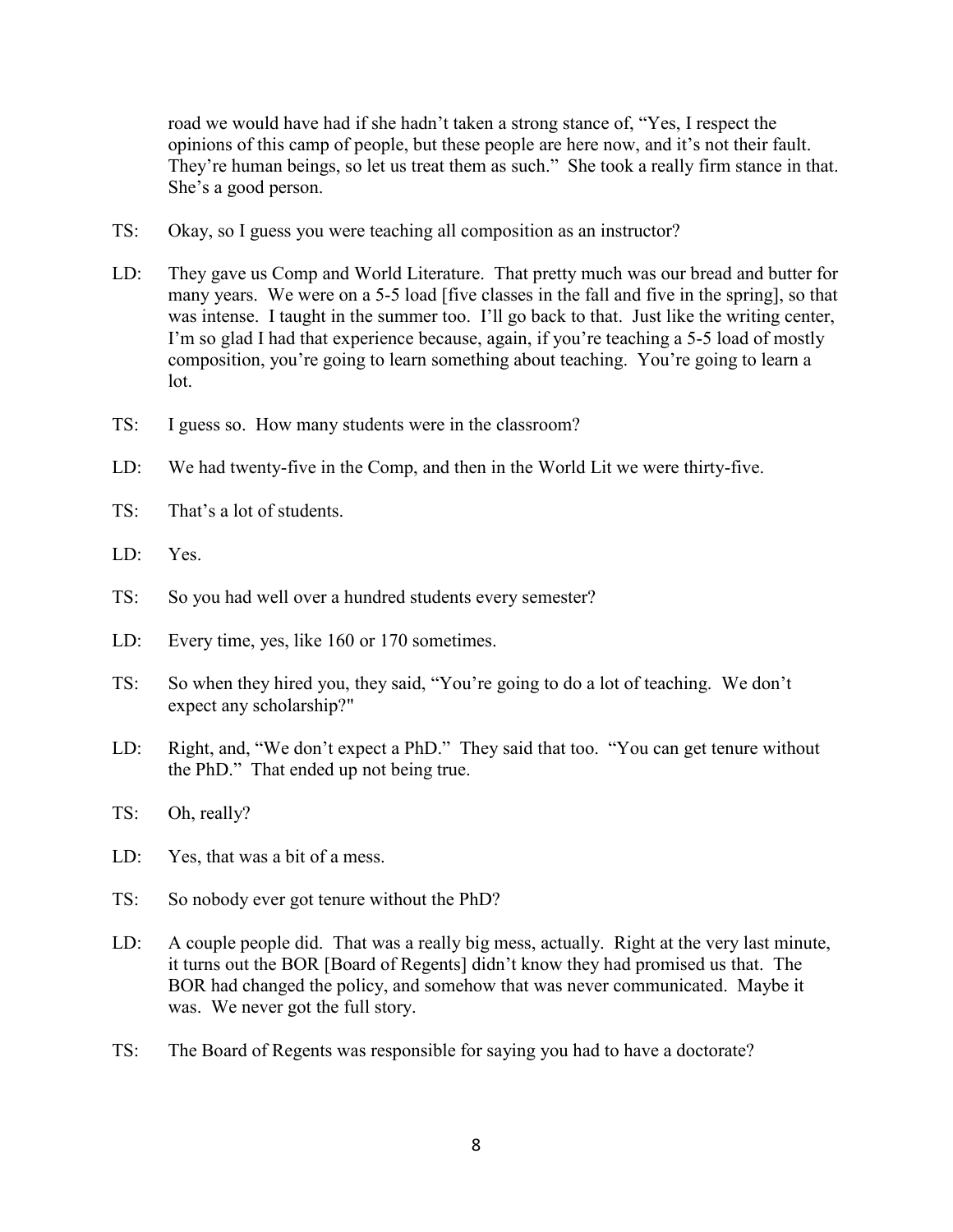road we would have had if she hadn't taken a strong stance of, "Yes, I respect the opinions of this camp of people, but these people are here now, and it's not their fault. They're human beings, so let us treat them as such." She took a really firm stance in that. She's a good person.

TS: Okay, so I guess you were teaching all composition as an instructor?

LD: They gave us Comp and World Literature. That pretty much was our bread and butter for many years. We were on a 5-5 load [five classes in the fall and five in the spring], so that was intense. I taught in the summer too. I'll go back to that. Just like the writing center, I'm so glad I had that experience because, again, if you're teaching a 5-5 load of mostly composition, you're going to learn something about teaching. You're going to learn a lot.

TS: I guess so. How many students were in the classroom?

LD: We had twenty-five in the Comp, and then in the World Lit we were thirty-five.

TS: That's a lot of students.

LD: Yes.

TS: So you had well over a hundred students every semester?

LD: Every time, yes, like 160 or 170 sometimes.

TS: So when they hired you, they said, "You're going to do a lot of teaching. We don't expect any scholarship?"

LD: Right, and, "We don't expect a PhD." They said that too. "You can get tenure without the PhD." That ended up not being true.

TS: Oh, really?

LD: Yes, that was a bit of a mess.

TS: So nobody ever got tenure without the PhD?

LD: A couple people did. That was a really big mess, actually. Right at the very last minute, it turns out the BOR [Board of Regents] didn't know they had promised us that. The BOR had changed the policy, and somehow that was never communicated. Maybe it was. We never got the full story.

TS: The Board of Regents was responsible for saying you had to have a doctorate?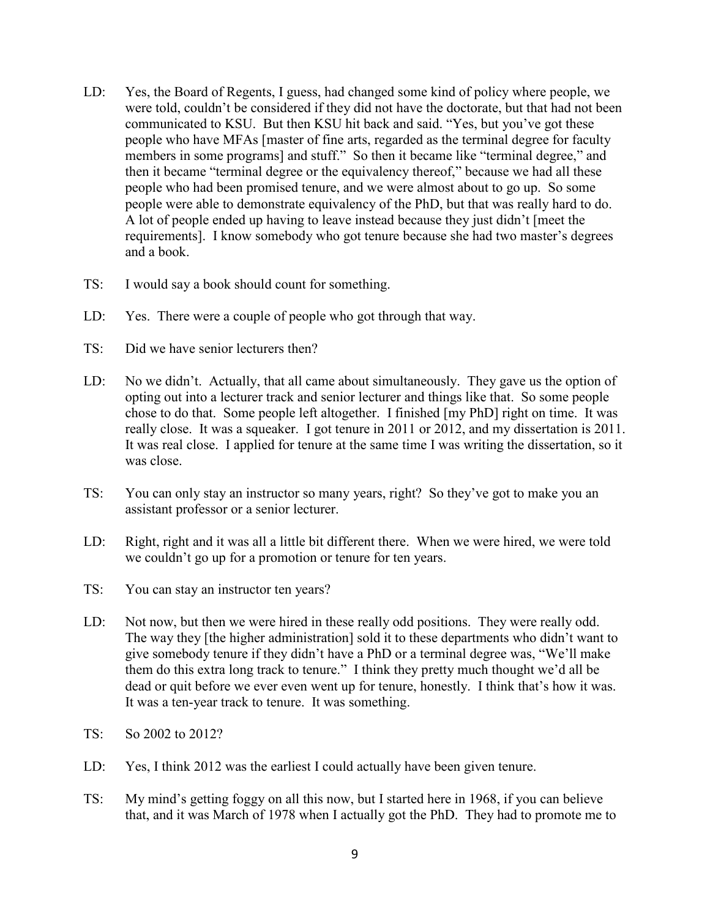LD: Yes, the Board of Regents, I guess, had changed some kind of policy where people, we were told, couldn't be considered if they did not have the doctorate, but that had not been communicated to KSU. But then KSU hit back and said. "Yes, but you've got these people who have MFAs [master of fine arts, regarded as the terminal degree for faculty members in some programs] and stuff." So then it became like "terminal degree," and then it became "terminal degree or the equivalency thereof," because we had all these people who had been promised tenure, and we were almost about to go up. So some people were able to demonstrate equivalency of the PhD, but that was really hard to do. A lot of people ended up having to leave instead because they just didn't [meet the requirements]. I know somebody who got tenure because she had two master's degrees and a book.

TS: I would say a book should count for something.

LD: Yes. There were a couple of people who got through that way.

TS: Did we have senior lecturers then?

LD: No we didn't. Actually, that all came about simultaneously. They gave us the option of opting out into a lecturer track and senior lecturer and things like that. So some people chose to do that. Some people left altogether. I finished [my PhD] right on time. It was really close. It was a squeaker. I got tenure in 2011 or 2012, and my dissertation is 2011. It was real close. I applied for tenure at the same time I was writing the dissertation, so it was close.

TS: You can only stay an instructor so many years, right? So they've got to make you an assistant professor or a senior lecturer.

LD: Right, right and it was all a little bit different there. When we were hired, we were told we couldn't go up for a promotion or tenure for ten years.

TS: You can stay an instructor ten years?

LD: Not now, but then we were hired in these really odd positions. They were really odd. The way they [the higher administration] sold it to these departments who didn't want to give somebody tenure if they didn't have a PhD or a terminal degree was, "We'll make them do this extra long track to tenure." I think they pretty much thought we'd all be dead or quit before we ever even went up for tenure, honestly. I think that's how it was. It was a ten-year track to tenure. It was something.

TS: So 2002 to 2012?

LD: Yes, I think 2012 was the earliest I could actually have been given tenure.

TS: My mind's getting foggy on all this now, but I started here in 1968, if you can believe that, and it was March of 1978 when I actually got the PhD. They had to promote me to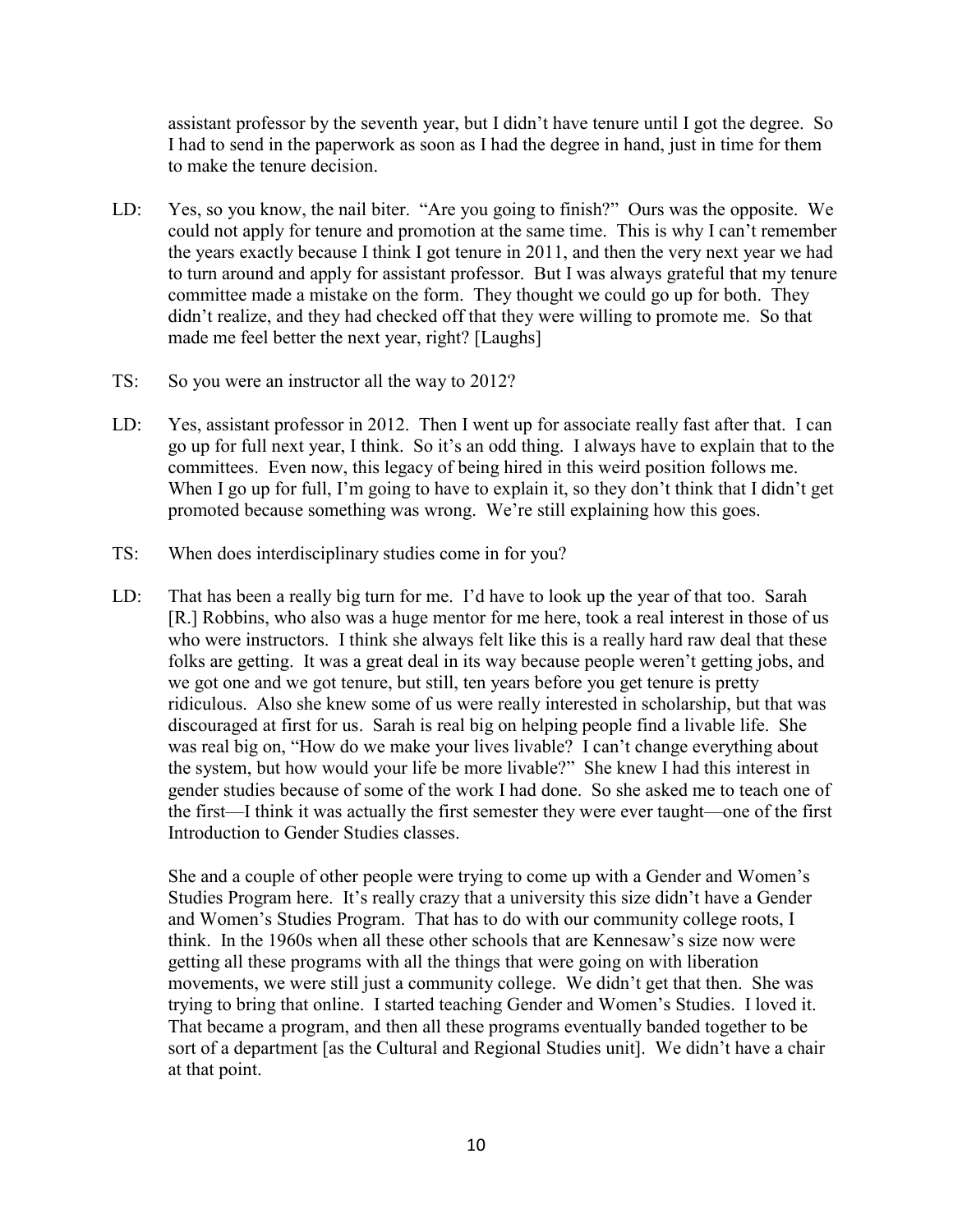assistant professor by the seventh year, but I didn't have tenure until I got the degree. So I had to send in the paperwork as soon as I had the degree in hand, just in time for them to make the tenure decision.

LD: Yes, so you know, the nail biter. "Are you going to finish?" Ours was the opposite. We could not apply for tenure and promotion at the same time. This is why I can't remember the years exactly because I think I got tenure in 2011, and then the very next year we had to turn around and apply for assistant professor. But I was always grateful that my tenure committee made a mistake on the form. They thought we could go up for both. They didn't realize, and they had checked off that they were willing to promote me. So that made me feel better the next year, right? [Laughs]

TS: So you were an instructor all the way to 2012?

LD: Yes, assistant professor in 2012. Then I went up for associate really fast after that. I can go up for full next year, I think. So it's an odd thing. I always have to explain that to the committees. Even now, this legacy of being hired in this weird position follows me. When I go up for full, I'm going to have to explain it, so they don't think that I didn't get promoted because something was wrong. We're still explaining how this goes.

TS: When does interdisciplinary studies come in for you?

LD: That has been a really big turn for me. I'd have to look up the year of that too. Sarah [R.] Robbins, who also was a huge mentor for me here, took a real interest in those of us who were instructors. I think she always felt like this is a really hard raw deal that these folks are getting. It was a great deal in its way because people weren't getting jobs, and we got one and we got tenure, but still, ten years before you get tenure is pretty ridiculous. Also she knew some of us were really interested in scholarship, but that was discouraged at first for us. Sarah is real big on helping people find a livable life. She was real big on, "How do we make your lives livable? I can't change everything about the system, but how would your life be more livable?" She knew I had this interest in gender studies because of some of the work I had done. So she asked me to teach one of the first—I think it was actually the first semester they were ever taught—one of the first Introduction to Gender Studies classes.

She and a couple of other people were trying to come up with a Gender and Women's Studies Program here. It's really crazy that a university this size didn't have a Gender and Women's Studies Program. That has to do with our community college roots, I think. In the 1960s when all these other schools that are Kennesaw's size now were getting all these programs with all the things that were going on with liberation movements, we were still just a community college. We didn't get that then. She was trying to bring that online. I started teaching Gender and Women's Studies. I loved it. That became a program, and then all these programs eventually banded together to be sort of a department [as the Cultural and Regional Studies unit]. We didn't have a chair at that point.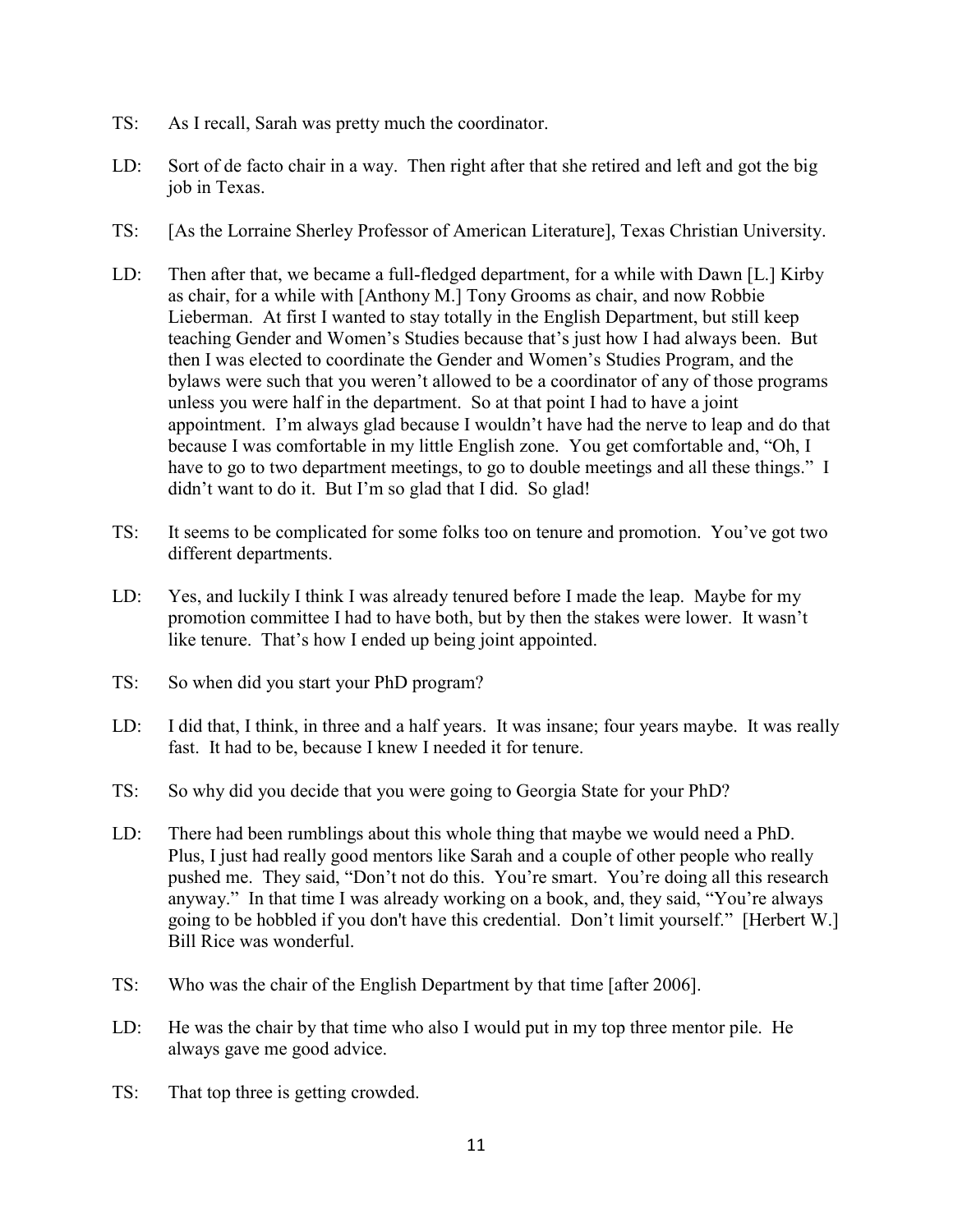TS: As I recall, Sarah was pretty much the coordinator.

LD: Sort of de facto chair in a way. Then right after that she retired and left and got the big job in Texas.

TS: [As the Lorraine Sherley Professor of American Literature], Texas Christian University.

LD: Then after that, we became a full-fledged department, for a while with Dawn [L.] Kirby as chair, for a while with [Anthony M.] Tony Grooms as chair, and now Robbie Lieberman. At first I wanted to stay totally in the English Department, but still keep teaching Gender and Women's Studies because that's just how I had always been. But then I was elected to coordinate the Gender and Women's Studies Program, and the bylaws were such that you weren't allowed to be a coordinator of any of those programs unless you were half in the department. So at that point I had to have a joint appointment. I'm always glad because I wouldn't have had the nerve to leap and do that because I was comfortable in my little English zone. You get comfortable and, "Oh, I have to go to two department meetings, to go to double meetings and all these things." I didn't want to do it. But I'm so glad that I did. So glad!

TS: It seems to be complicated for some folks too on tenure and promotion. You've got two different departments.

LD: Yes, and luckily I think I was already tenured before I made the leap. Maybe for my promotion committee I had to have both, but by then the stakes were lower. It wasn't like tenure. That's how I ended up being joint appointed.

TS: So when did you start your PhD program?

LD: I did that, I think, in three and a half years. It was insane; four years maybe. It was really fast. It had to be, because I knew I needed it for tenure.

TS: So why did you decide that you were going to Georgia State for your PhD?

LD: There had been rumblings about this whole thing that maybe we would need a PhD. Plus, I just had really good mentors like Sarah and a couple of other people who really pushed me. They said, "Don't not do this. You're smart. You're doing all this research anyway." In that time I was already working on a book, and, they said, "You're always going to be hobbled if you don't have this credential. Don't limit yourself." [Herbert W.] Bill Rice was wonderful.

TS: Who was the chair of the English Department by that time [after 2006].

LD: He was the chair by that time who also I would put in my top three mentor pile. He always gave me good advice.

TS: That top three is getting crowded.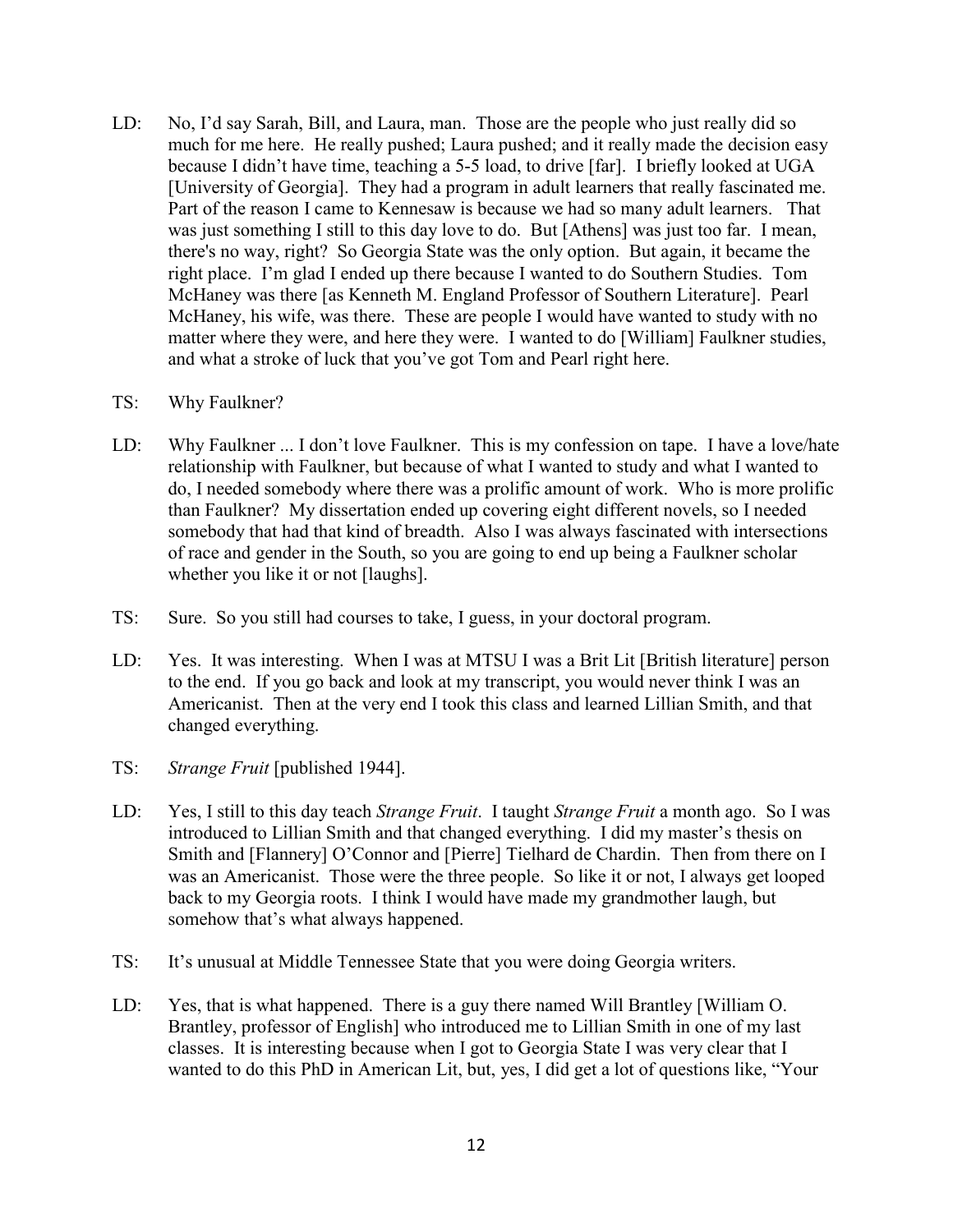LD: No, I'd say Sarah, Bill, and Laura, man. Those are the people who just really did so much for me here. He really pushed; Laura pushed; and it really made the decision easy because I didn't have time, teaching a 5-5 load, to drive [far]. I briefly looked at UGA [University of Georgia]. They had a program in adult learners that really fascinated me. Part of the reason I came to Kennesaw is because we had so many adult learners. That was just something I still to this day love to do. But [Athens] was just too far. I mean, there's no way, right? So Georgia State was the only option. But again, it became the right place. I'm glad I ended up there because I wanted to do Southern Studies. Tom McHaney was there [as Kenneth M. England Professor of Southern Literature]. Pearl McHaney, his wife, was there. These are people I would have wanted to study with no matter where they were, and here they were. I wanted to do [William] Faulkner studies, and what a stroke of luck that you've got Tom and Pearl right here.

TS: Why Faulkner?

LD: Why Faulkner ... I don't love Faulkner. This is my confession on tape. I have a love/hate relationship with Faulkner, but because of what I wanted to study and what I wanted to do, I needed somebody where there was a prolific amount of work. Who is more prolific than Faulkner? My dissertation ended up covering eight different novels, so I needed somebody that had that kind of breadth. Also I was always fascinated with intersections of race and gender in the South, so you are going to end up being a Faulkner scholar whether you like it or not [laughs].

TS: Sure. So you still had courses to take, I guess, in your doctoral program.

LD: Yes. It was interesting. When I was at MTSU I was a Brit Lit [British literature] person to the end. If you go back and look at my transcript, you would never think I was an Americanist. Then at the very end I took this class and learned Lillian Smith, and that changed everything.

TS: *Strange Fruit* [published 1944].

LD: Yes, I still to this day teach *Strange Fruit*. I taught *Strange Fruit* a month ago. So I was introduced to Lillian Smith and that changed everything. I did my master's thesis on Smith and [Flannery] O'Connor and [Pierre] Tielhard de Chardin. Then from there on I was an Americanist. Those were the three people. So like it or not, I always get looped back to my Georgia roots. I think I would have made my grandmother laugh, but somehow that's what always happened.

TS: It's unusual at Middle Tennessee State that you were doing Georgia writers.

LD: Yes, that is what happened. There is a guy there named Will Brantley [William O. Brantley, professor of English] who introduced me to Lillian Smith in one of my last classes. It is interesting because when I got to Georgia State I was very clear that I wanted to do this PhD in American Lit, but, yes, I did get a lot of questions like, "Your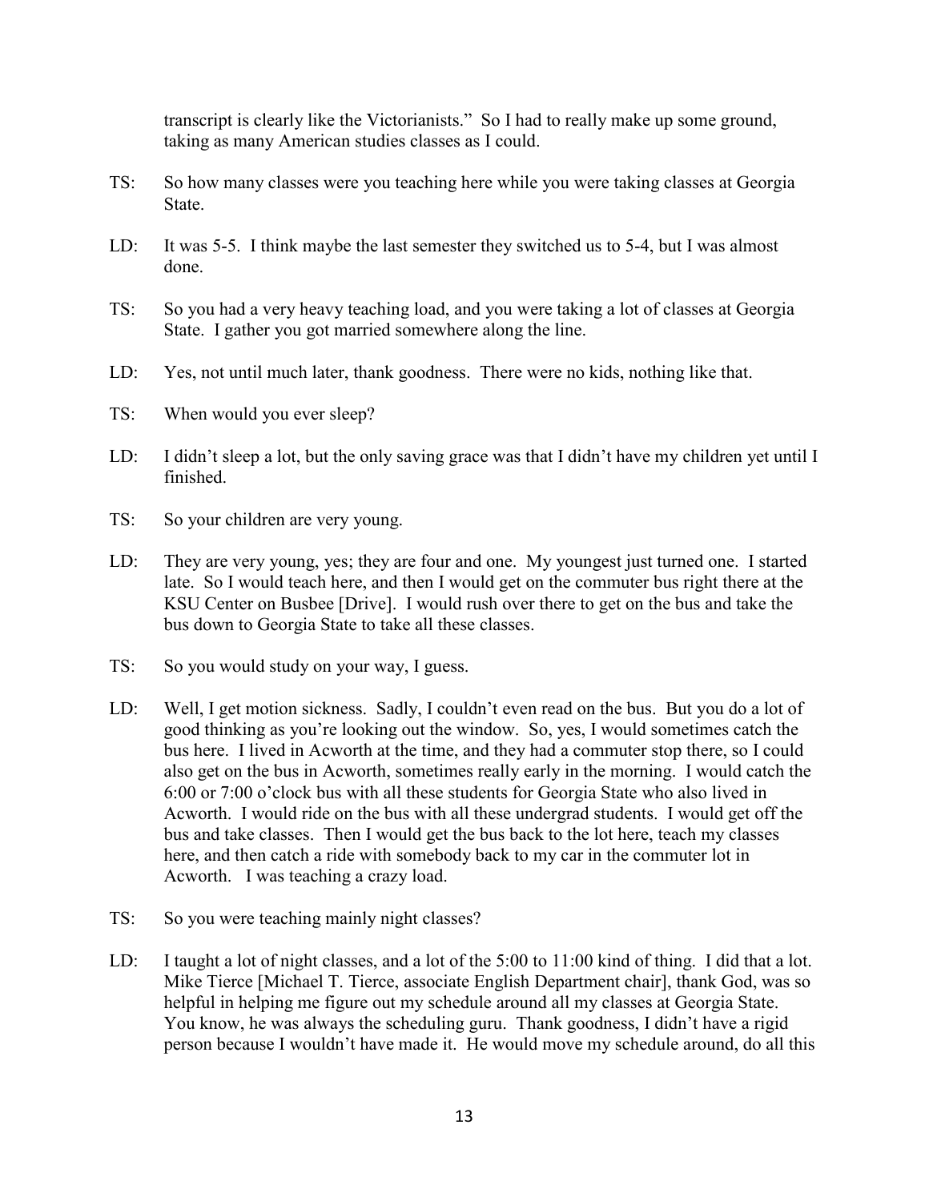transcript is clearly like the Victorianists." So I had to really make up some ground, taking as many American studies classes as I could.

TS: So how many classes were you teaching here while you were taking classes at Georgia State.

LD: It was 5-5. I think maybe the last semester they switched us to 5-4, but I was almost done.

TS: So you had a very heavy teaching load, and you were taking a lot of classes at Georgia State. I gather you got married somewhere along the line.

LD: Yes, not until much later, thank goodness. There were no kids, nothing like that.

TS: When would you ever sleep?

LD: I didn't sleep a lot, but the only saving grace was that I didn't have my children yet until I finished.

TS: So your children are very young.

LD: They are very young, yes; they are four and one. My youngest just turned one. I started late. So I would teach here, and then I would get on the commuter bus right there at the KSU Center on Busbee [Drive]. I would rush over there to get on the bus and take the bus down to Georgia State to take all these classes.

TS: So you would study on your way, I guess.

LD: Well, I get motion sickness. Sadly, I couldn't even read on the bus. But you do a lot of good thinking as you're looking out the window. So, yes, I would sometimes catch the bus here. I lived in Acworth at the time, and they had a commuter stop there, so I could also get on the bus in Acworth, sometimes really early in the morning. I would catch the 6:00 or 7:00 o'clock bus with all these students for Georgia State who also lived in Acworth. I would ride on the bus with all these undergrad students. I would get off the bus and take classes. Then I would get the bus back to the lot here, teach my classes here, and then catch a ride with somebody back to my car in the commuter lot in Acworth. I was teaching a crazy load.

TS: So you were teaching mainly night classes?

LD: I taught a lot of night classes, and a lot of the 5:00 to 11:00 kind of thing. I did that a lot. Mike Tierce [Michael T. Tierce, associate English Department chair], thank God, was so helpful in helping me figure out my schedule around all my classes at Georgia State. You know, he was always the scheduling guru. Thank goodness, I didn't have a rigid person because I wouldn't have made it. He would move my schedule around, do all this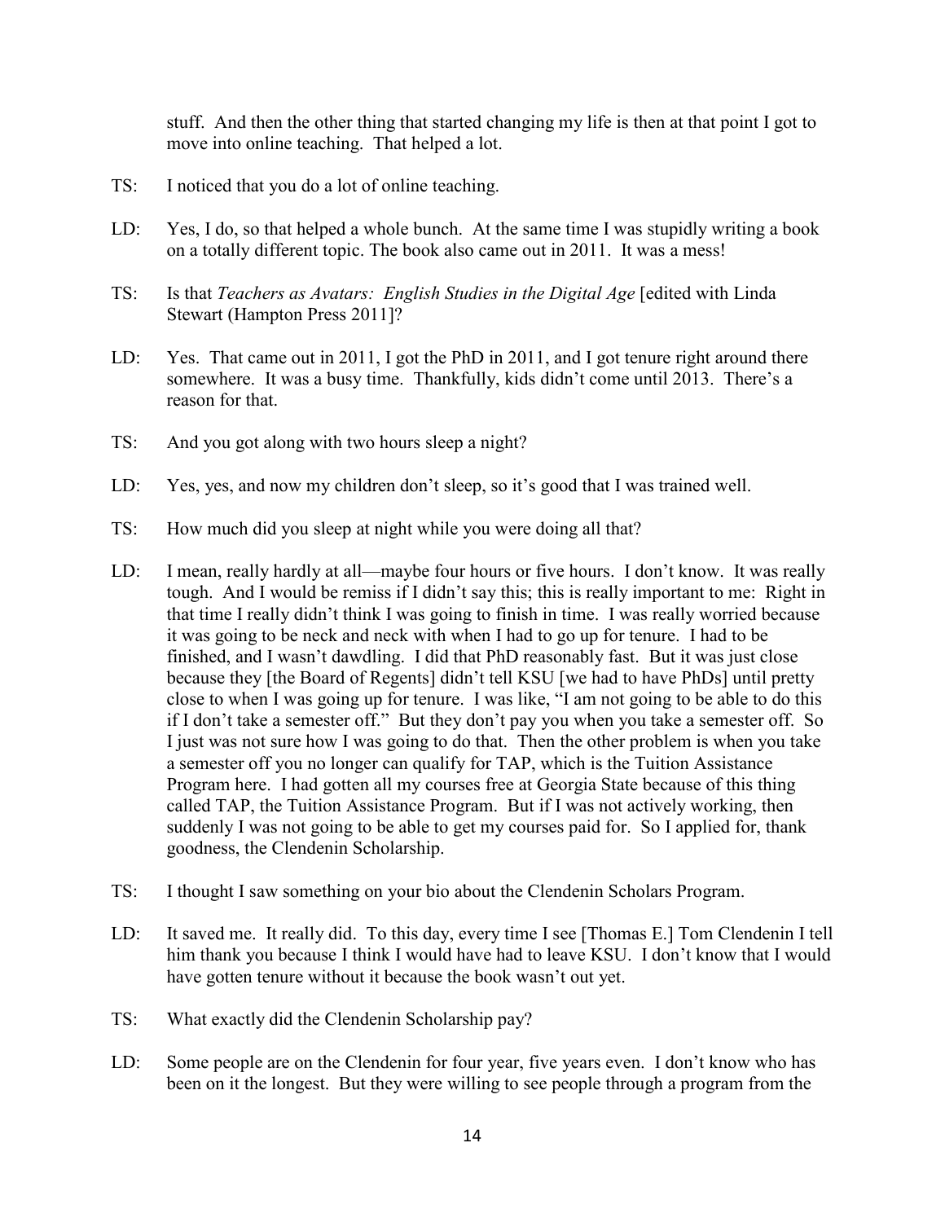stuff. And then the other thing that started changing my life is then at that point I got to move into online teaching. That helped a lot.

TS: I noticed that you do a lot of online teaching.

LD: Yes, I do, so that helped a whole bunch. At the same time I was stupidly writing a book on a totally different topic. The book also came out in 2011. It was a mess!

TS: Is that *Teachers as Avatars: English Studies in the Digital Age* [edited with Linda Stewart (Hampton Press 2011]?

LD: Yes. That came out in 2011, I got the PhD in 2011, and I got tenure right around there somewhere. It was a busy time. Thankfully, kids didn't come until 2013. There's a reason for that.

TS: And you got along with two hours sleep a night?

LD: Yes, yes, and now my children don't sleep, so it's good that I was trained well.

TS: How much did you sleep at night while you were doing all that?

LD: I mean, really hardly at all—maybe four hours or five hours. I don't know. It was really tough. And I would be remiss if I didn't say this; this is really important to me: Right in that time I really didn't think I was going to finish in time. I was really worried because it was going to be neck and neck with when I had to go up for tenure. I had to be finished, and I wasn't dawdling. I did that PhD reasonably fast. But it was just close because they [the Board of Regents] didn't tell KSU [we had to have PhDs] until pretty close to when I was going up for tenure. I was like, "I am not going to be able to do this if I don't take a semester off." But they don't pay you when you take a semester off. So I just was not sure how I was going to do that. Then the other problem is when you take a semester off you no longer can qualify for TAP, which is the Tuition Assistance Program here. I had gotten all my courses free at Georgia State because of this thing called TAP, the Tuition Assistance Program. But if I was not actively working, then suddenly I was not going to be able to get my courses paid for. So I applied for, thank goodness, the Clendenin Scholarship.

TS: I thought I saw something on your bio about the Clendenin Scholars Program.

LD: It saved me. It really did. To this day, every time I see [Thomas E.] Tom Clendenin I tell him thank you because I think I would have had to leave KSU. I don't know that I would have gotten tenure without it because the book wasn't out yet.

TS: What exactly did the Clendenin Scholarship pay?

LD: Some people are on the Clendenin for four year, five years even. I don't know who has been on it the longest. But they were willing to see people through a program from the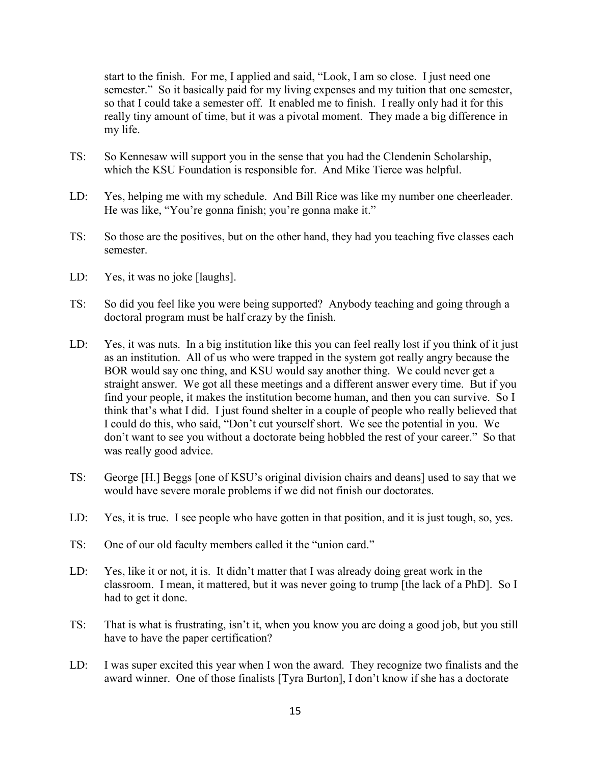start to the finish. For me, I applied and said, "Look, I am so close. I just need one semester." So it basically paid for my living expenses and my tuition that one semester, so that I could take a semester off. It enabled me to finish. I really only had it for this really tiny amount of time, but it was a pivotal moment. They made a big difference in my life.

TS: So Kennesaw will support you in the sense that you had the Clendenin Scholarship, which the KSU Foundation is responsible for. And Mike Tierce was helpful.

LD: Yes, helping me with my schedule. And Bill Rice was like my number one cheerleader. He was like, "You're gonna finish; you're gonna make it."

TS: So those are the positives, but on the other hand, they had you teaching five classes each semester.

LD: Yes, it was no joke [laughs].

TS: So did you feel like you were being supported? Anybody teaching and going through a doctoral program must be half crazy by the finish.

LD: Yes, it was nuts. In a big institution like this you can feel really lost if you think of it just as an institution. All of us who were trapped in the system got really angry because the BOR would say one thing, and KSU would say another thing. We could never get a straight answer. We got all these meetings and a different answer every time. But if you find your people, it makes the institution become human, and then you can survive. So I think that's what I did. I just found shelter in a couple of people who really believed that I could do this, who said, "Don't cut yourself short. We see the potential in you. We don't want to see you without a doctorate being hobbled the rest of your career." So that was really good advice.

TS: George [H.] Beggs [one of KSU's original division chairs and deans] used to say that we would have severe morale problems if we did not finish our doctorates.

LD: Yes, it is true. I see people who have gotten in that position, and it is just tough, so, yes.

TS: One of our old faculty members called it the "union card."

LD: Yes, like it or not, it is. It didn't matter that I was already doing great work in the classroom. I mean, it mattered, but it was never going to trump [the lack of a PhD]. So I had to get it done.

TS: That is what is frustrating, isn't it, when you know you are doing a good job, but you still have to have the paper certification?

LD: I was super excited this year when I won the award. They recognize two finalists and the award winner. One of those finalists [Tyra Burton], I don't know if she has a doctorate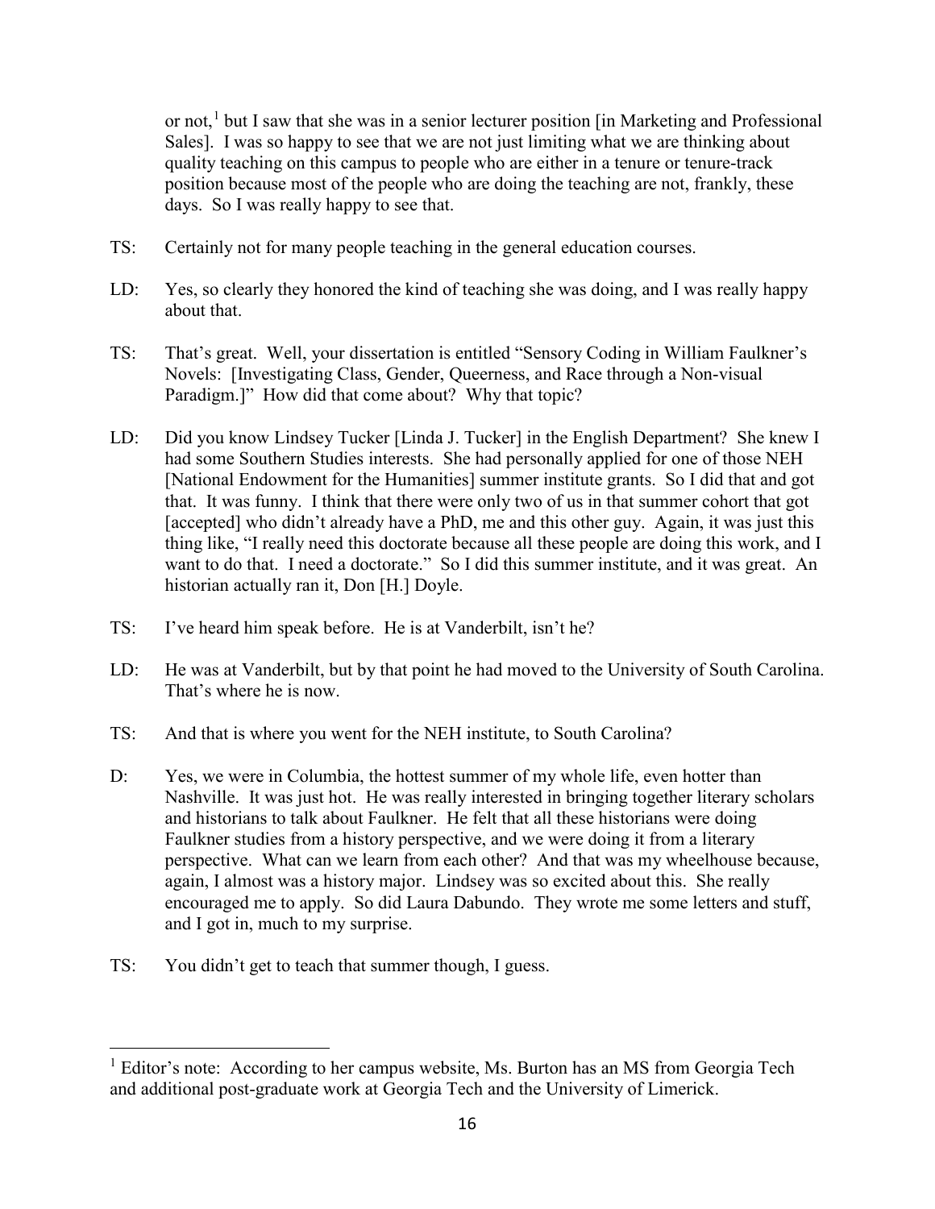or not,[1] but I saw that she was in a senior lecturer position [in Marketing and Professional Sales]. I was so happy to see that we are not just limiting what we are thinking about quality teaching on this campus to people who are either in a tenure or tenure-track position because most of the people who are doing the teaching are not, frankly, these days. So I was really happy to see that.

TS: Certainly not for many people teaching in the general education courses.

LD: Yes, so clearly they honored the kind of teaching she was doing, and I was really happy about that.

TS: That's great. Well, your dissertation is entitled "Sensory Coding in William Faulkner's Novels: [Investigating Class, Gender, Queerness, and Race through a Non-visual Paradigm.]" How did that come about? Why that topic?

LD: Did you know Lindsey Tucker [Linda J. Tucker] in the English Department? She knew I had some Southern Studies interests. She had personally applied for one of those NEH [National Endowment for the Humanities] summer institute grants. So I did that and got that. It was funny. I think that there were only two of us in that summer cohort that got [accepted] who didn't already have a PhD, me and this other guy. Again, it was just this thing like, "I really need this doctorate because all these people are doing this work, and I want to do that. I need a doctorate." So I did this summer institute, and it was great. An historian actually ran it, Don [H.] Doyle.

TS: I've heard him speak before. He is at Vanderbilt, isn't he?

LD: He was at Vanderbilt, but by that point he had moved to the University of South Carolina. That's where he is now.

TS: And that is where you went for the NEH institute, to South Carolina?

D: Yes, we were in Columbia, the hottest summer of my whole life, even hotter than Nashville. It was just hot. He was really interested in bringing together literary scholars and historians to talk about Faulkner. He felt that all these historians were doing Faulkner studies from a history perspective, and we were doing it from a literary perspective. What can we learn from each other? And that was my wheelhouse because, again, I almost was a history major. Lindsey was so excited about this. She really encouraged me to apply. So did Laura Dabundo. They wrote me some letters and stuff, and I got in, much to my surprise.

TS: You didn't get to teach that summer though, I guess.

---

[1] Editor's note: According to her campus website, Ms. Burton has an MS from Georgia Tech and additional post-graduate work at Georgia Tech and the University of Limerick.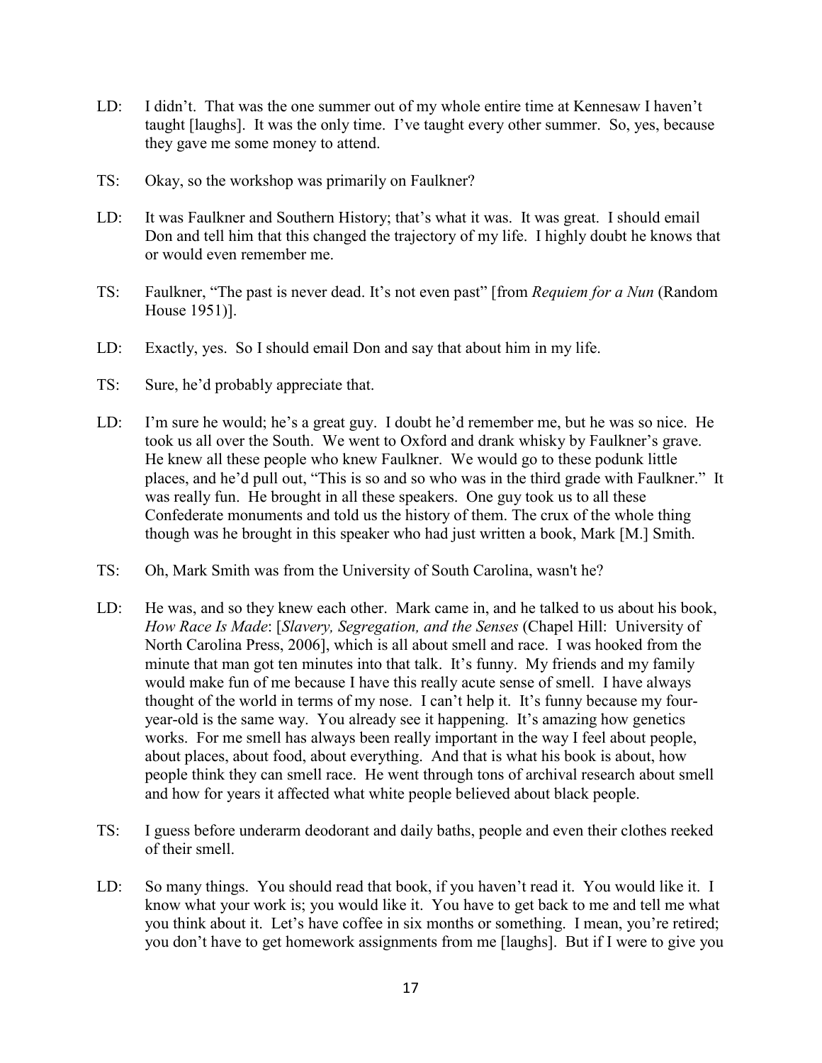LD: I didn't. That was the one summer out of my whole entire time at Kennesaw I haven't taught [laughs]. It was the only time. I've taught every other summer. So, yes, because they gave me some money to attend.

TS: Okay, so the workshop was primarily on Faulkner?

LD: It was Faulkner and Southern History; that's what it was. It was great. I should email Don and tell him that this changed the trajectory of my life. I highly doubt he knows that or would even remember me.

TS: Faulkner, "The past is never dead. It's not even past" [from *Requiem for a Nun* (Random House 1951)].

LD: Exactly, yes. So I should email Don and say that about him in my life.

TS: Sure, he'd probably appreciate that.

LD: I'm sure he would; he's a great guy. I doubt he'd remember me, but he was so nice. He took us all over the South. We went to Oxford and drank whisky by Faulkner's grave. He knew all these people who knew Faulkner. We would go to these podunk little places, and he'd pull out, "This is so and so who was in the third grade with Faulkner." It was really fun. He brought in all these speakers. One guy took us to all these Confederate monuments and told us the history of them. The crux of the whole thing though was he brought in this speaker who had just written a book, Mark [M.] Smith.

TS: Oh, Mark Smith was from the University of South Carolina, wasn't he?

LD: He was, and so they knew each other. Mark came in, and he talked to us about his book, *How Race Is Made*: [*Slavery, Segregation, and the Senses* (Chapel Hill: University of North Carolina Press, 2006], which is all about smell and race. I was hooked from the minute that man got ten minutes into that talk. It's funny. My friends and my family would make fun of me because I have this really acute sense of smell. I have always thought of the world in terms of my nose. I can't help it. It's funny because my four-year-old is the same way. You already see it happening. It's amazing how genetics works. For me smell has always been really important in the way I feel about people, about places, about food, about everything. And that is what his book is about, how people think they can smell race. He went through tons of archival research about smell and how for years it affected what white people believed about black people.

TS: I guess before underarm deodorant and daily baths, people and even their clothes reeked of their smell.

LD: So many things. You should read that book, if you haven't read it. You would like it. I know what your work is; you would like it. You have to get back to me and tell me what you think about it. Let's have coffee in six months or something. I mean, you're retired; you don't have to get homework assignments from me [laughs]. But if I were to give you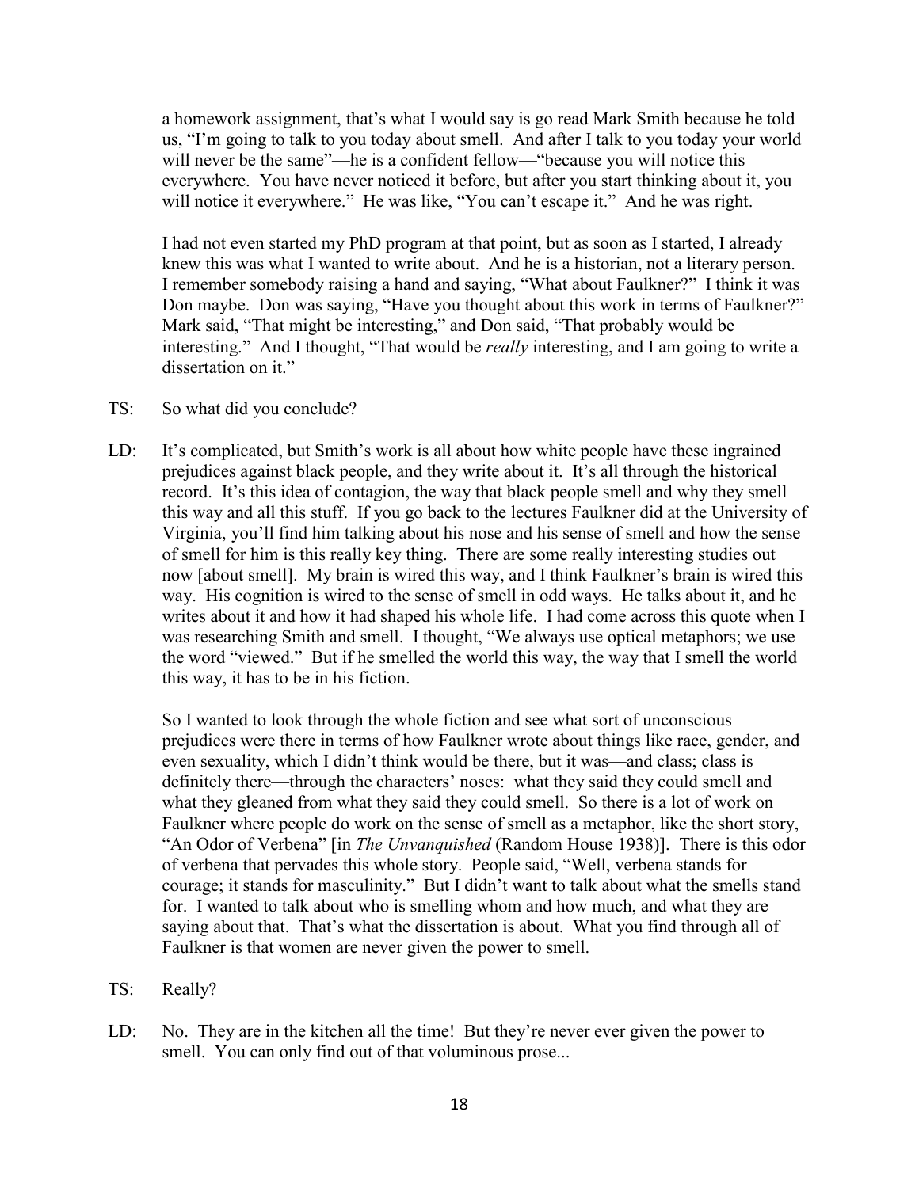a homework assignment, that's what I would say is go read Mark Smith because he told us, "I'm going to talk to you today about smell. And after I talk to you today your world will never be the same"—he is a confident fellow—"because you will notice this everywhere. You have never noticed it before, but after you start thinking about it, you will notice it everywhere." He was like, "You can't escape it." And he was right.

I had not even started my PhD program at that point, but as soon as I started, I already knew this was what I wanted to write about. And he is a historian, not a literary person. I remember somebody raising a hand and saying, "What about Faulkner?" I think it was Don maybe. Don was saying, "Have you thought about this work in terms of Faulkner?" Mark said, "That might be interesting," and Don said, "That probably would be interesting." And I thought, "That would be *really* interesting, and I am going to write a dissertation on it."

TS: So what did you conclude?

LD: It's complicated, but Smith's work is all about how white people have these ingrained prejudices against black people, and they write about it. It's all through the historical record. It's this idea of contagion, the way that black people smell and why they smell this way and all this stuff. If you go back to the lectures Faulkner did at the University of Virginia, you'll find him talking about his nose and his sense of smell and how the sense of smell for him is this really key thing. There are some really interesting studies out now [about smell]. My brain is wired this way, and I think Faulkner's brain is wired this way. His cognition is wired to the sense of smell in odd ways. He talks about it, and he writes about it and how it had shaped his whole life. I had come across this quote when I was researching Smith and smell. I thought, "We always use optical metaphors; we use the word "viewed." But if he smelled the world this way, the way that I smell the world this way, it has to be in his fiction.

So I wanted to look through the whole fiction and see what sort of unconscious prejudices were there in terms of how Faulkner wrote about things like race, gender, and even sexuality, which I didn't think would be there, but it was—and class; class is definitely there—through the characters' noses: what they said they could smell and what they gleaned from what they said they could smell. So there is a lot of work on Faulkner where people do work on the sense of smell as a metaphor, like the short story, "An Odor of Verbena" [in *The Unvanquished* (Random House 1938)]. There is this odor of verbena that pervades this whole story. People said, "Well, verbena stands for courage; it stands for masculinity." But I didn't want to talk about what the smells stand for. I wanted to talk about who is smelling whom and how much, and what they are saying about that. That's what the dissertation is about. What you find through all of Faulkner is that women are never given the power to smell.

TS: Really?

LD: No. They are in the kitchen all the time! But they're never ever given the power to smell. You can only find out of that voluminous prose...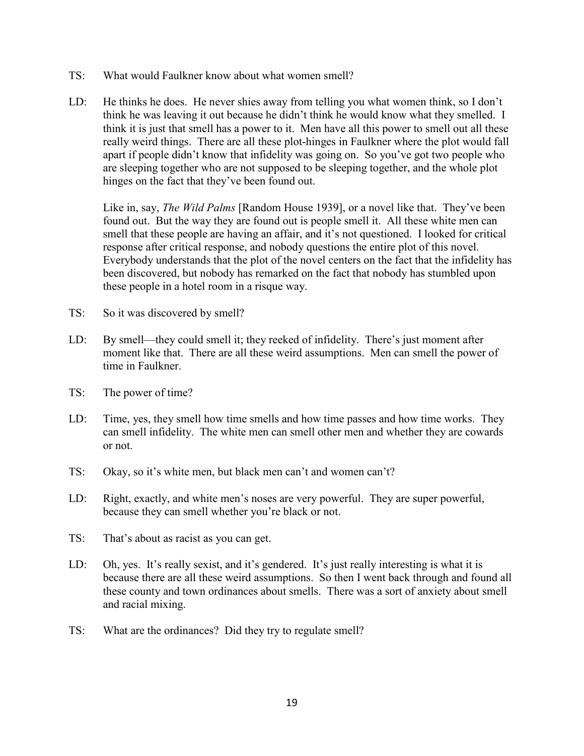TS: What would Faulkner know about what women smell?

LD: He thinks he does. He never shies away from telling you what women think, so I don't think he was leaving it out because he didn't think he would know what they smelled. I think it is just that smell has a power to it. Men have all this power to smell out all these really weird things. There are all these plot-hinges in Faulkner where the plot would fall apart if people didn't know that infidelity was going on. So you've got two people who are sleeping together who are not supposed to be sleeping together, and the whole plot hinges on the fact that they've been found out.

Like in, say, *The Wild Palms* [Random House 1939], or a novel like that. They've been found out. But the way they are found out is people smell it. All these white men can smell that these people are having an affair, and it's not questioned. I looked for critical response after critical response, and nobody questions the entire plot of this novel. Everybody understands that the plot of the novel centers on the fact that the infidelity has been discovered, but nobody has remarked on the fact that nobody has stumbled upon these people in a hotel room in a risque way.

TS: So it was discovered by smell?

LD: By smell—they could smell it; they reeked of infidelity. There's just moment after moment like that. There are all these weird assumptions. Men can smell the power of time in Faulkner.

TS: The power of time?

LD: Time, yes, they smell how time smells and how time passes and how time works. They can smell infidelity. The white men can smell other men and whether they are cowards or not.

TS: Okay, so it's white men, but black men can't and women can't?

LD: Right, exactly, and white men's noses are very powerful. They are super powerful, because they can smell whether you're black or not.

TS: That's about as racist as you can get.

LD: Oh, yes. It's really sexist, and it's gendered. It's just really interesting is what it is because there are all these weird assumptions. So then I went back through and found all these county and town ordinances about smells. There was a sort of anxiety about smell and racial mixing.

TS: What are the ordinances? Did they try to regulate smell?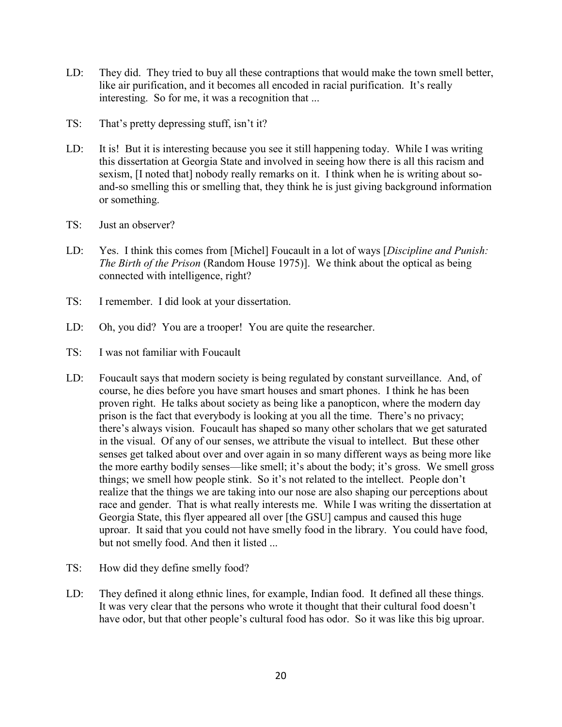LD: They did. They tried to buy all these contraptions that would make the town smell better, like air purification, and it becomes all encoded in racial purification. It's really interesting. So for me, it was a recognition that ...

TS: That's pretty depressing stuff, isn't it?

LD: It is! But it is interesting because you see it still happening today. While I was writing this dissertation at Georgia State and involved in seeing how there is all this racism and sexism, [I noted that] nobody really remarks on it. I think when he is writing about so-and-so smelling this or smelling that, they think he is just giving background information or something.

TS: Just an observer?

LD: Yes. I think this comes from [Michel] Foucault in a lot of ways [*Discipline and Punish: The Birth of the Prison* (Random House 1975)]. We think about the optical as being connected with intelligence, right?

TS: I remember. I did look at your dissertation.

LD: Oh, you did? You are a trooper! You are quite the researcher.

TS: I was not familiar with Foucault

LD: Foucault says that modern society is being regulated by constant surveillance. And, of course, he dies before you have smart houses and smart phones. I think he has been proven right. He talks about society as being like a panopticon, where the modern day prison is the fact that everybody is looking at you all the time. There's no privacy; there's always vision. Foucault has shaped so many other scholars that we get saturated in the visual. Of any of our senses, we attribute the visual to intellect. But these other senses get talked about over and over again in so many different ways as being more like the more earthy bodily senses—like smell; it's about the body; it's gross. We smell gross things; we smell how people stink. So it's not related to the intellect. People don't realize that the things we are taking into our nose are also shaping our perceptions about race and gender. That is what really interests me. While I was writing the dissertation at Georgia State, this flyer appeared all over [the GSU] campus and caused this huge uproar. It said that you could not have smelly food in the library. You could have food, but not smelly food. And then it listed ...

TS: How did they define smelly food?

LD: They defined it along ethnic lines, for example, Indian food. It defined all these things. It was very clear that the persons who wrote it thought that their cultural food doesn't have odor, but that other people's cultural food has odor. So it was like this big uproar.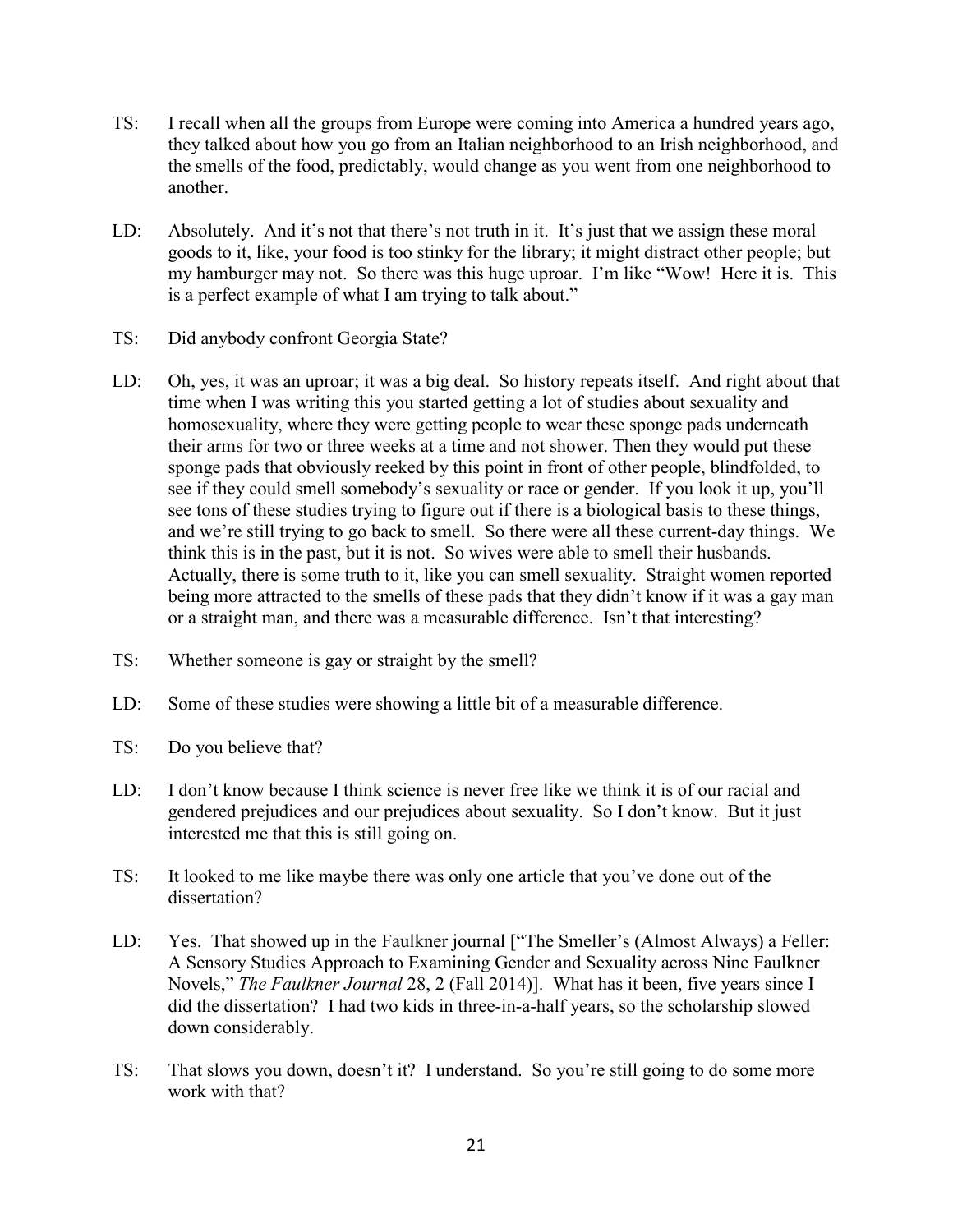TS: I recall when all the groups from Europe were coming into America a hundred years ago, they talked about how you go from an Italian neighborhood to an Irish neighborhood, and the smells of the food, predictably, would change as you went from one neighborhood to another.

LD: Absolutely. And it's not that there's not truth in it. It's just that we assign these moral goods to it, like, your food is too stinky for the library; it might distract other people; but my hamburger may not. So there was this huge uproar. I'm like "Wow! Here it is. This is a perfect example of what I am trying to talk about."

TS: Did anybody confront Georgia State?

LD: Oh, yes, it was an uproar; it was a big deal. So history repeats itself. And right about that time when I was writing this you started getting a lot of studies about sexuality and homosexuality, where they were getting people to wear these sponge pads underneath their arms for two or three weeks at a time and not shower. Then they would put these sponge pads that obviously reeked by this point in front of other people, blindfolded, to see if they could smell somebody's sexuality or race or gender. If you look it up, you'll see tons of these studies trying to figure out if there is a biological basis to these things, and we're still trying to go back to smell. So there were all these current-day things. We think this is in the past, but it is not. So wives were able to smell their husbands. Actually, there is some truth to it, like you can smell sexuality. Straight women reported being more attracted to the smells of these pads that they didn't know if it was a gay man or a straight man, and there was a measurable difference. Isn't that interesting?

TS: Whether someone is gay or straight by the smell?

LD: Some of these studies were showing a little bit of a measurable difference.

TS: Do you believe that?

LD: I don't know because I think science is never free like we think it is of our racial and gendered prejudices and our prejudices about sexuality. So I don't know. But it just interested me that this is still going on.

TS: It looked to me like maybe there was only one article that you've done out of the dissertation?

LD: Yes. That showed up in the Faulkner journal ["The Smeller's (Almost Always) a Feller: A Sensory Studies Approach to Examining Gender and Sexuality across Nine Faulkner Novels," *The Faulkner Journal* 28, 2 (Fall 2014)]. What has it been, five years since I did the dissertation? I had two kids in three-in-a-half years, so the scholarship slowed down considerably.

TS: That slows you down, doesn't it? I understand. So you're still going to do some more work with that?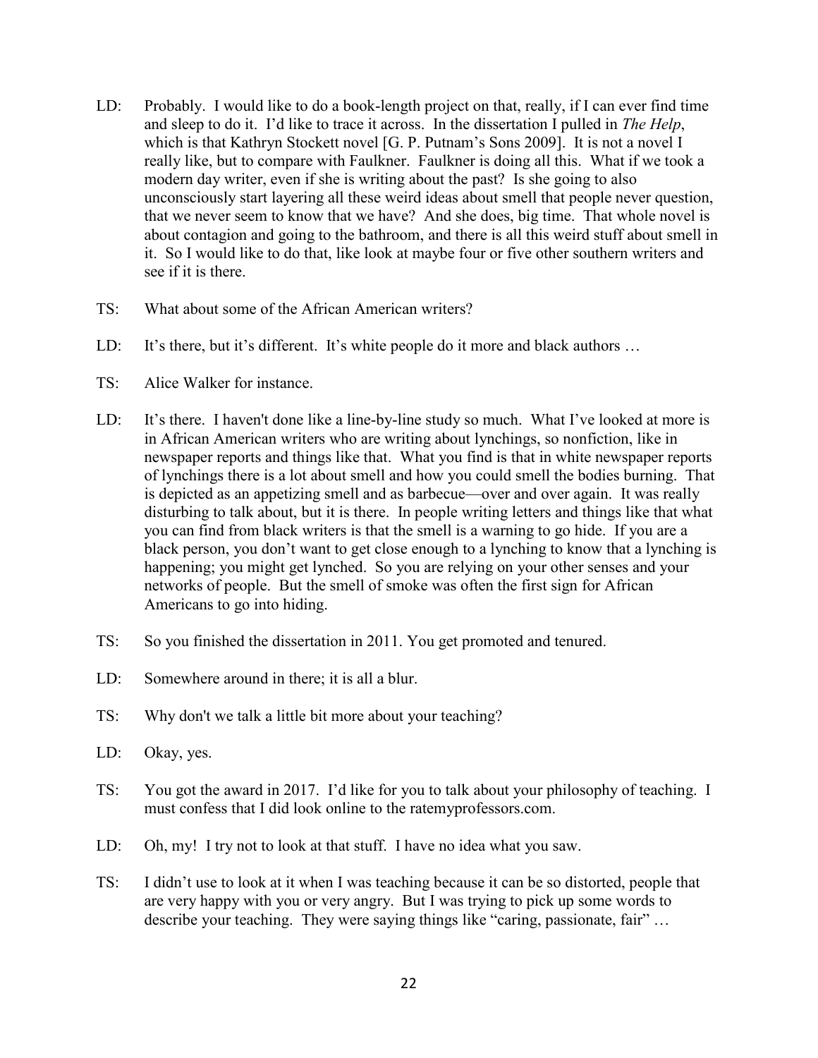LD: Probably. I would like to do a book-length project on that, really, if I can ever find time and sleep to do it. I'd like to trace it across. In the dissertation I pulled in *The Help*, which is that Kathryn Stockett novel [G. P. Putnam's Sons 2009]. It is not a novel I really like, but to compare with Faulkner. Faulkner is doing all this. What if we took a modern day writer, even if she is writing about the past? Is she going to also unconsciously start layering all these weird ideas about smell that people never question, that we never seem to know that we have? And she does, big time. That whole novel is about contagion and going to the bathroom, and there is all this weird stuff about smell in it. So I would like to do that, like look at maybe four or five other southern writers and see if it is there.

TS: What about some of the African American writers?

LD: It's there, but it's different. It's white people do it more and black authors …

TS: Alice Walker for instance.

LD: It's there. I haven't done like a line-by-line study so much. What I've looked at more is in African American writers who are writing about lynchings, so nonfiction, like in newspaper reports and things like that. What you find is that in white newspaper reports of lynchings there is a lot about smell and how you could smell the bodies burning. That is depicted as an appetizing smell and as barbecue—over and over again. It was really disturbing to talk about, but it is there. In people writing letters and things like that what you can find from black writers is that the smell is a warning to go hide. If you are a black person, you don't want to get close enough to a lynching to know that a lynching is happening; you might get lynched. So you are relying on your other senses and your networks of people. But the smell of smoke was often the first sign for African Americans to go into hiding.

TS: So you finished the dissertation in 2011. You get promoted and tenured.

LD: Somewhere around in there; it is all a blur.

TS: Why don't we talk a little bit more about your teaching?

LD: Okay, yes.

TS: You got the award in 2017. I'd like for you to talk about your philosophy of teaching. I must confess that I did look online to the ratemyprofessors.com.

LD: Oh, my! I try not to look at that stuff. I have no idea what you saw.

TS: I didn't use to look at it when I was teaching because it can be so distorted, people that are very happy with you or very angry. But I was trying to pick up some words to describe your teaching. They were saying things like "caring, passionate, fair" …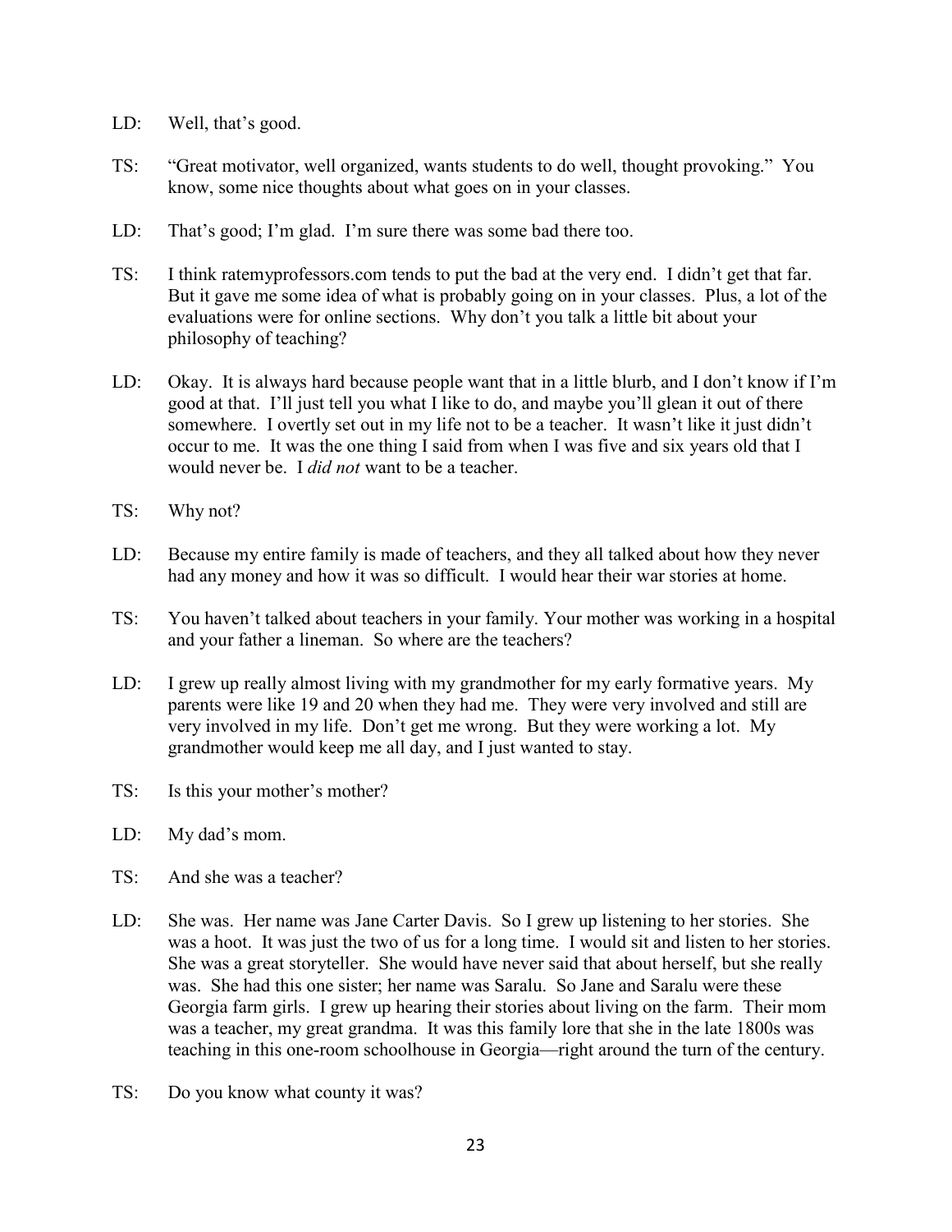LD: Well, that's good.

TS: "Great motivator, well organized, wants students to do well, thought provoking." You know, some nice thoughts about what goes on in your classes.

LD: That's good; I'm glad. I'm sure there was some bad there too.

TS: I think ratemyprofessors.com tends to put the bad at the very end. I didn't get that far. But it gave me some idea of what is probably going on in your classes. Plus, a lot of the evaluations were for online sections. Why don't you talk a little bit about your philosophy of teaching?

LD: Okay. It is always hard because people want that in a little blurb, and I don't know if I'm good at that. I'll just tell you what I like to do, and maybe you'll glean it out of there somewhere. I overtly set out in my life not to be a teacher. It wasn't like it just didn't occur to me. It was the one thing I said from when I was five and six years old that I would never be. I *did not* want to be a teacher.

TS: Why not?

LD: Because my entire family is made of teachers, and they all talked about how they never had any money and how it was so difficult. I would hear their war stories at home.

TS: You haven't talked about teachers in your family. Your mother was working in a hospital and your father a lineman. So where are the teachers?

LD: I grew up really almost living with my grandmother for my early formative years. My parents were like 19 and 20 when they had me. They were very involved and still are very involved in my life. Don't get me wrong. But they were working a lot. My grandmother would keep me all day, and I just wanted to stay.

TS: Is this your mother's mother?

LD: My dad's mom.

TS: And she was a teacher?

LD: She was. Her name was Jane Carter Davis. So I grew up listening to her stories. She was a hoot. It was just the two of us for a long time. I would sit and listen to her stories. She was a great storyteller. She would have never said that about herself, but she really was. She had this one sister; her name was Saralu. So Jane and Saralu were these Georgia farm girls. I grew up hearing their stories about living on the farm. Their mom was a teacher, my great grandma. It was this family lore that she in the late 1800s was teaching in this one-room schoolhouse in Georgia—right around the turn of the century.

TS: Do you know what county it was?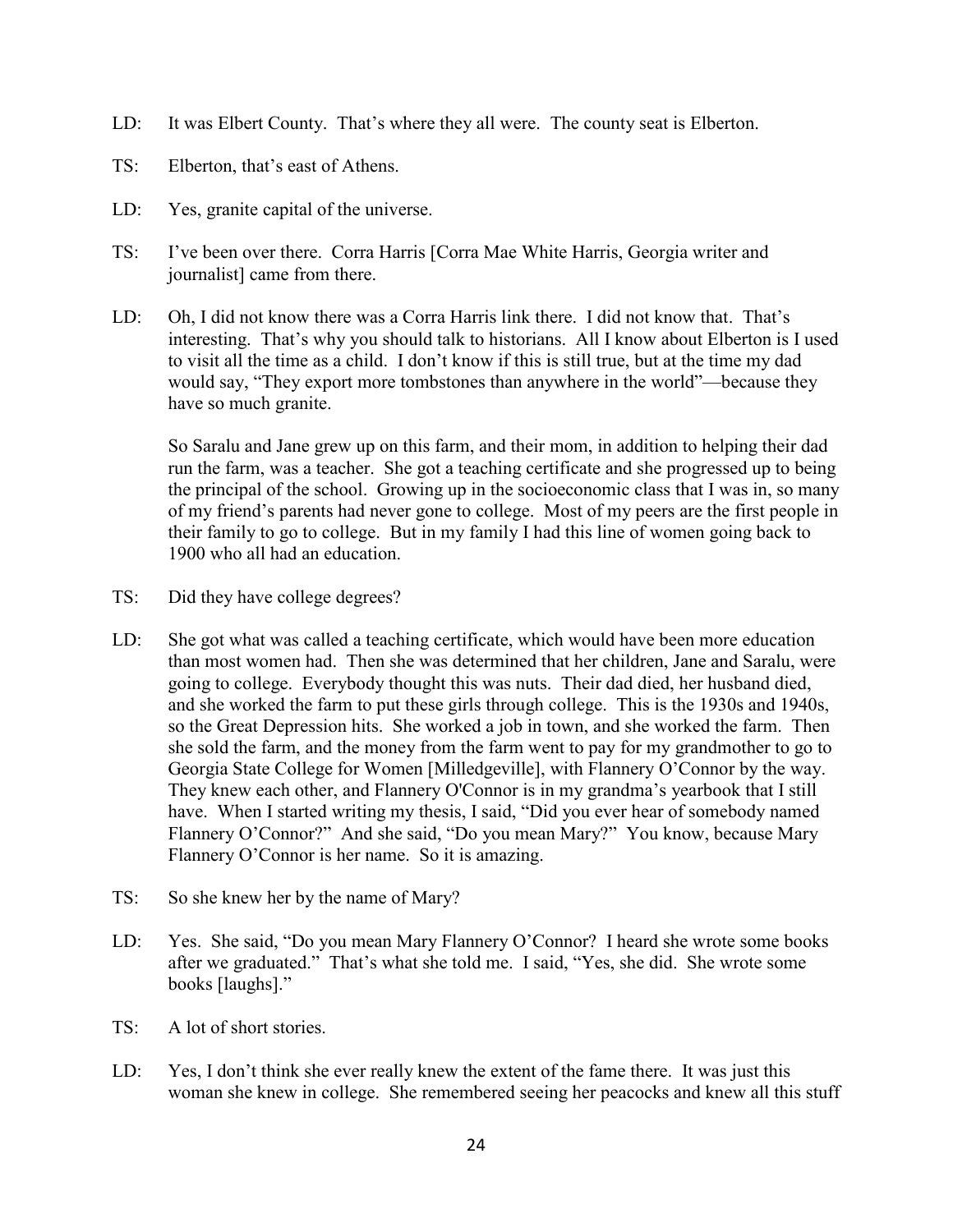LD: It was Elbert County. That's where they all were. The county seat is Elberton.

TS: Elberton, that's east of Athens.

LD: Yes, granite capital of the universe.

TS: I've been over there. Corra Harris [Corra Mae White Harris, Georgia writer and journalist] came from there.

LD: Oh, I did not know there was a Corra Harris link there. I did not know that. That's interesting. That's why you should talk to historians. All I know about Elberton is I used to visit all the time as a child. I don't know if this is still true, but at the time my dad would say, "They export more tombstones than anywhere in the world"—because they have so much granite.

So Saralu and Jane grew up on this farm, and their mom, in addition to helping their dad run the farm, was a teacher. She got a teaching certificate and she progressed up to being the principal of the school. Growing up in the socioeconomic class that I was in, so many of my friend's parents had never gone to college. Most of my peers are the first people in their family to go to college. But in my family I had this line of women going back to 1900 who all had an education.

TS: Did they have college degrees?

LD: She got what was called a teaching certificate, which would have been more education than most women had. Then she was determined that her children, Jane and Saralu, were going to college. Everybody thought this was nuts. Their dad died, her husband died, and she worked the farm to put these girls through college. This is the 1930s and 1940s, so the Great Depression hits. She worked a job in town, and she worked the farm. Then she sold the farm, and the money from the farm went to pay for my grandmother to go to Georgia State College for Women [Milledgeville], with Flannery O'Connor by the way. They knew each other, and Flannery O'Connor is in my grandma's yearbook that I still have. When I started writing my thesis, I said, "Did you ever hear of somebody named Flannery O'Connor?" And she said, "Do you mean Mary?" You know, because Mary Flannery O'Connor is her name. So it is amazing.

TS: So she knew her by the name of Mary?

LD: Yes. She said, "Do you mean Mary Flannery O'Connor? I heard she wrote some books after we graduated." That's what she told me. I said, "Yes, she did. She wrote some books [laughs]."

TS: A lot of short stories.

LD: Yes, I don't think she ever really knew the extent of the fame there. It was just this woman she knew in college. She remembered seeing her peacocks and knew all this stuff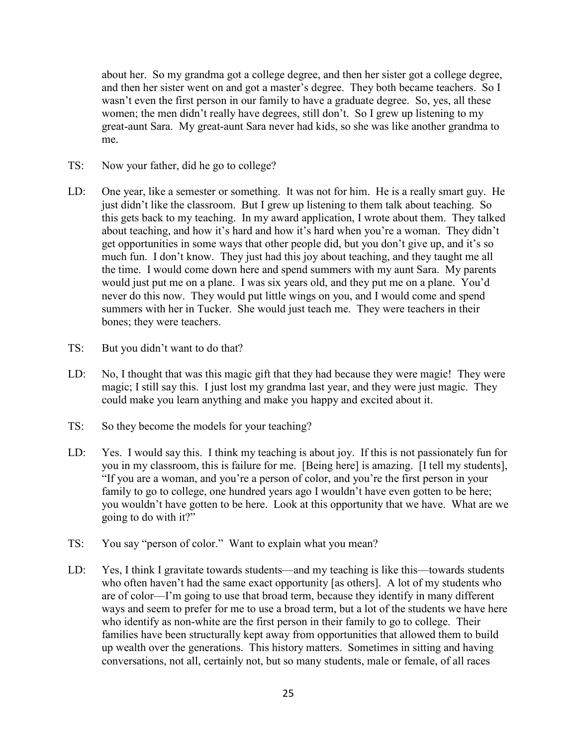about her. So my grandma got a college degree, and then her sister got a college degree, and then her sister went on and got a master's degree. They both became teachers. So I wasn't even the first person in our family to have a graduate degree. So, yes, all these women; the men didn't really have degrees, still don't. So I grew up listening to my great-aunt Sara. My great-aunt Sara never had kids, so she was like another grandma to me.

TS: Now your father, did he go to college?

LD: One year, like a semester or something. It was not for him. He is a really smart guy. He just didn't like the classroom. But I grew up listening to them talk about teaching. So this gets back to my teaching. In my award application, I wrote about them. They talked about teaching, and how it's hard and how it's hard when you're a woman. They didn't get opportunities in some ways that other people did, but you don't give up, and it's so much fun. I don't know. They just had this joy about teaching, and they taught me all the time. I would come down here and spend summers with my aunt Sara. My parents would just put me on a plane. I was six years old, and they put me on a plane. You'd never do this now. They would put little wings on you, and I would come and spend summers with her in Tucker. She would just teach me. They were teachers in their bones; they were teachers.

TS: But you didn't want to do that?

LD: No, I thought that was this magic gift that they had because they were magic! They were magic; I still say this. I just lost my grandma last year, and they were just magic. They could make you learn anything and make you happy and excited about it.

TS: So they become the models for your teaching?

LD: Yes. I would say this. I think my teaching is about joy. If this is not passionately fun for you in my classroom, this is failure for me. [Being here] is amazing. [I tell my students], "If you are a woman, and you're a person of color, and you're the first person in your family to go to college, one hundred years ago I wouldn't have even gotten to be here; you wouldn't have gotten to be here. Look at this opportunity that we have. What are we going to do with it?"

TS: You say "person of color." Want to explain what you mean?

LD: Yes, I think I gravitate towards students—and my teaching is like this—towards students who often haven't had the same exact opportunity [as others]. A lot of my students who are of color—I'm going to use that broad term, because they identify in many different ways and seem to prefer for me to use a broad term, but a lot of the students we have here who identify as non-white are the first person in their family to go to college. Their families have been structurally kept away from opportunities that allowed them to build up wealth over the generations. This history matters. Sometimes in sitting and having conversations, not all, certainly not, but so many students, male or female, of all races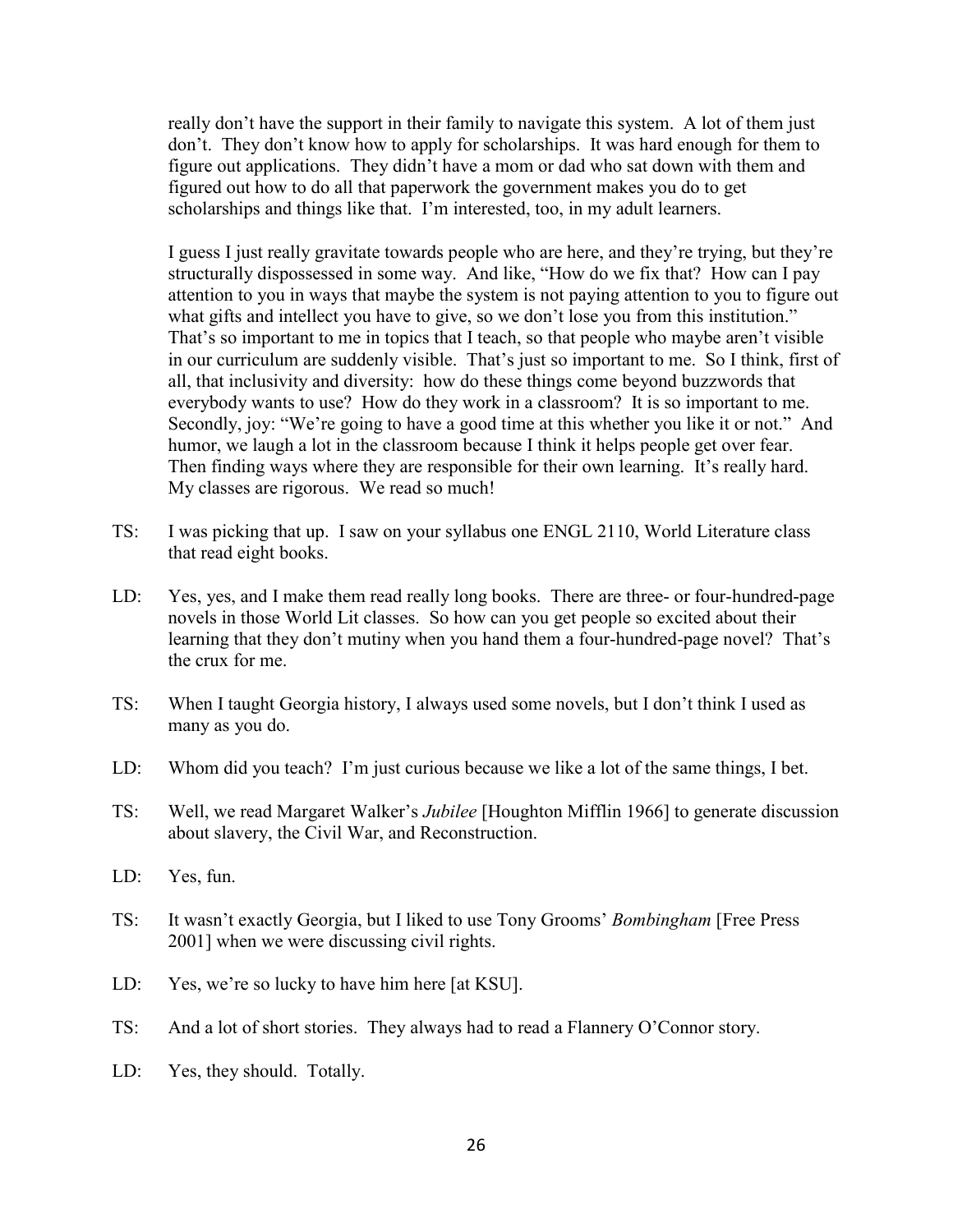really don't have the support in their family to navigate this system. A lot of them just don't. They don't know how to apply for scholarships. It was hard enough for them to figure out applications. They didn't have a mom or dad who sat down with them and figured out how to do all that paperwork the government makes you do to get scholarships and things like that. I'm interested, too, in my adult learners.

I guess I just really gravitate towards people who are here, and they're trying, but they're structurally dispossessed in some way. And like, "How do we fix that? How can I pay attention to you in ways that maybe the system is not paying attention to you to figure out what gifts and intellect you have to give, so we don't lose you from this institution." That's so important to me in topics that I teach, so that people who maybe aren't visible in our curriculum are suddenly visible. That's just so important to me. So I think, first of all, that inclusivity and diversity: how do these things come beyond buzzwords that everybody wants to use? How do they work in a classroom? It is so important to me. Secondly, joy: "We're going to have a good time at this whether you like it or not." And humor, we laugh a lot in the classroom because I think it helps people get over fear. Then finding ways where they are responsible for their own learning. It's really hard. My classes are rigorous. We read so much!

TS: I was picking that up. I saw on your syllabus one ENGL 2110, World Literature class that read eight books.

LD: Yes, yes, and I make them read really long books. There are three- or four-hundred-page novels in those World Lit classes. So how can you get people so excited about their learning that they don't mutiny when you hand them a four-hundred-page novel? That's the crux for me.

TS: When I taught Georgia history, I always used some novels, but I don't think I used as many as you do.

LD: Whom did you teach? I'm just curious because we like a lot of the same things, I bet.

TS: Well, we read Margaret Walker's *Jubilee* [Houghton Mifflin 1966] to generate discussion about slavery, the Civil War, and Reconstruction.

LD: Yes, fun.

TS: It wasn't exactly Georgia, but I liked to use Tony Grooms' *Bombingham* [Free Press 2001] when we were discussing civil rights.

LD: Yes, we're so lucky to have him here [at KSU].

TS: And a lot of short stories. They always had to read a Flannery O'Connor story.

LD: Yes, they should. Totally.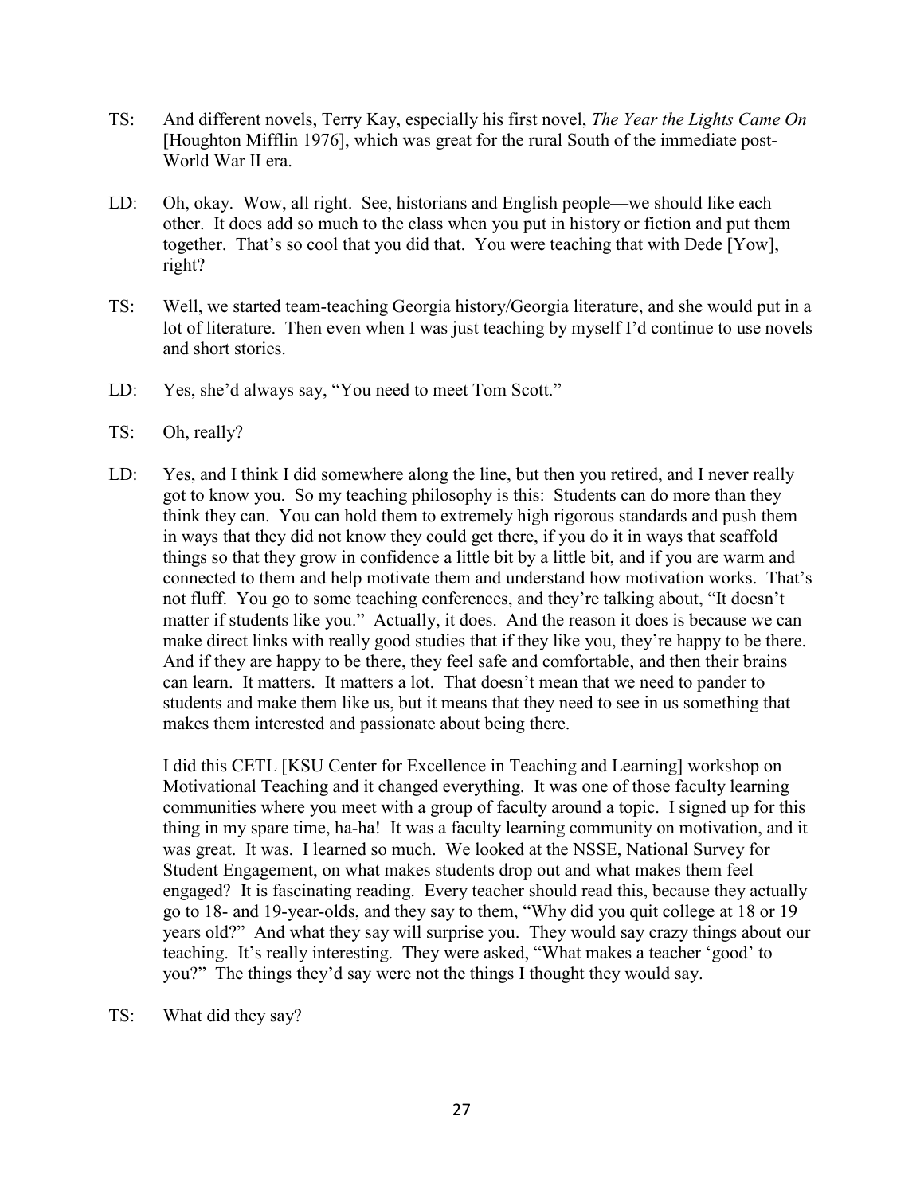TS: And different novels, Terry Kay, especially his first novel, *The Year the Lights Came On* [Houghton Mifflin 1976], which was great for the rural South of the immediate post-World War II era.

LD: Oh, okay. Wow, all right. See, historians and English people—we should like each other. It does add so much to the class when you put in history or fiction and put them together. That's so cool that you did that. You were teaching that with Dede [Yow], right?

TS: Well, we started team-teaching Georgia history/Georgia literature, and she would put in a lot of literature. Then even when I was just teaching by myself I'd continue to use novels and short stories.

LD: Yes, she'd always say, "You need to meet Tom Scott."

TS: Oh, really?

LD: Yes, and I think I did somewhere along the line, but then you retired, and I never really got to know you. So my teaching philosophy is this: Students can do more than they think they can. You can hold them to extremely high rigorous standards and push them in ways that they did not know they could get there, if you do it in ways that scaffold things so that they grow in confidence a little bit by a little bit, and if you are warm and connected to them and help motivate them and understand how motivation works. That's not fluff. You go to some teaching conferences, and they're talking about, "It doesn't matter if students like you." Actually, it does. And the reason it does is because we can make direct links with really good studies that if they like you, they're happy to be there. And if they are happy to be there, they feel safe and comfortable, and then their brains can learn. It matters. It matters a lot. That doesn't mean that we need to pander to students and make them like us, but it means that they need to see in us something that makes them interested and passionate about being there.

I did this CETL [KSU Center for Excellence in Teaching and Learning] workshop on Motivational Teaching and it changed everything. It was one of those faculty learning communities where you meet with a group of faculty around a topic. I signed up for this thing in my spare time, ha-ha! It was a faculty learning community on motivation, and it was great. It was. I learned so much. We looked at the NSSE, National Survey for Student Engagement, on what makes students drop out and what makes them feel engaged? It is fascinating reading. Every teacher should read this, because they actually go to 18- and 19-year-olds, and they say to them, "Why did you quit college at 18 or 19 years old?" And what they say will surprise you. They would say crazy things about our teaching. It's really interesting. They were asked, "What makes a teacher 'good' to you?" The things they'd say were not the things I thought they would say.

TS: What did they say?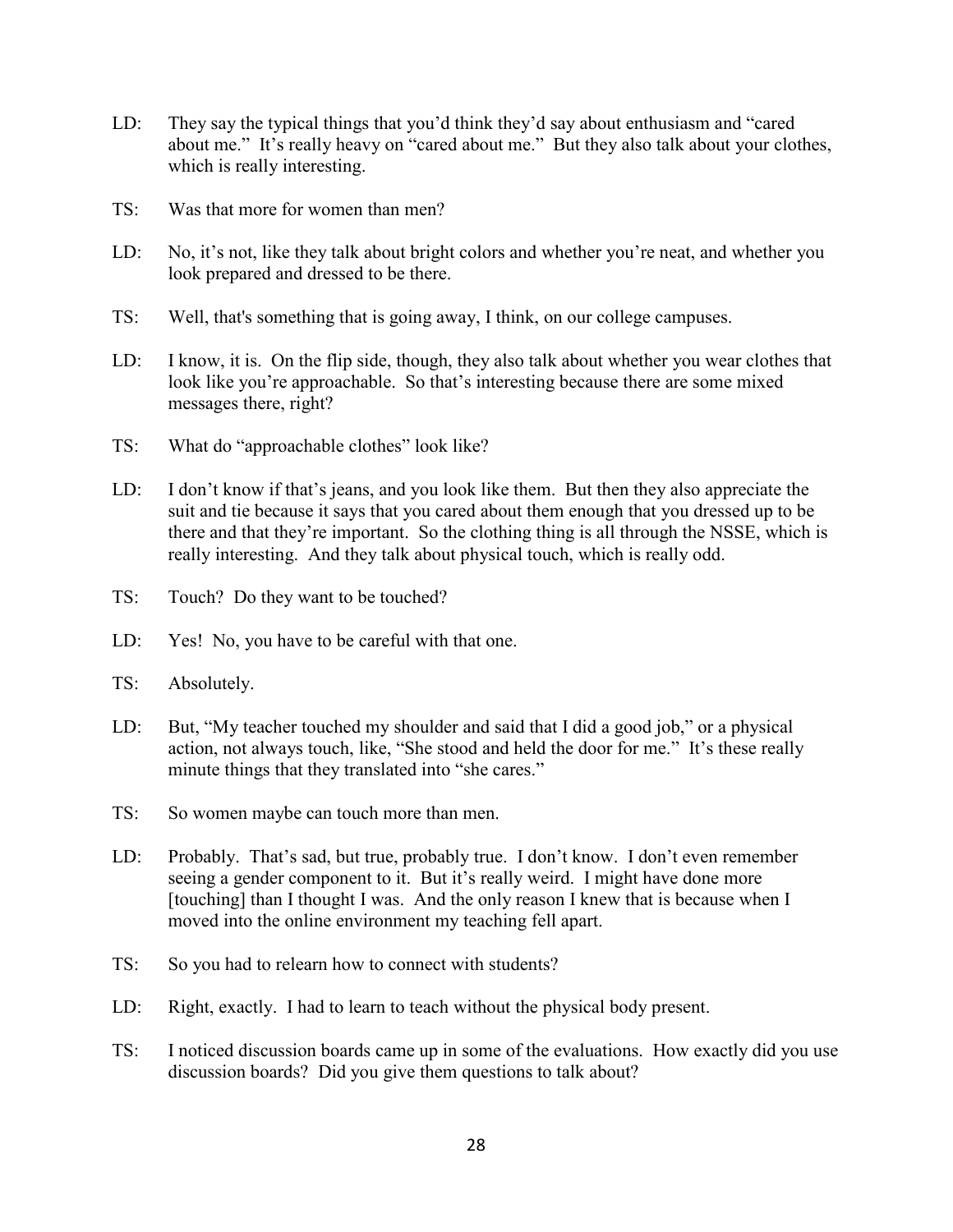LD: They say the typical things that you'd think they'd say about enthusiasm and "cared about me." It's really heavy on "cared about me." But they also talk about your clothes, which is really interesting.

TS: Was that more for women than men?

LD: No, it's not, like they talk about bright colors and whether you're neat, and whether you look prepared and dressed to be there.

TS: Well, that's something that is going away, I think, on our college campuses.

LD: I know, it is. On the flip side, though, they also talk about whether you wear clothes that look like you're approachable. So that's interesting because there are some mixed messages there, right?

TS: What do "approachable clothes" look like?

LD: I don't know if that's jeans, and you look like them. But then they also appreciate the suit and tie because it says that you cared about them enough that you dressed up to be there and that they're important. So the clothing thing is all through the NSSE, which is really interesting. And they talk about physical touch, which is really odd.

TS: Touch? Do they want to be touched?

LD: Yes! No, you have to be careful with that one.

TS: Absolutely.

LD: But, "My teacher touched my shoulder and said that I did a good job," or a physical action, not always touch, like, "She stood and held the door for me." It's these really minute things that they translated into "she cares."

TS: So women maybe can touch more than men.

LD: Probably. That's sad, but true, probably true. I don't know. I don't even remember seeing a gender component to it. But it's really weird. I might have done more [touching] than I thought I was. And the only reason I knew that is because when I moved into the online environment my teaching fell apart.

TS: So you had to relearn how to connect with students?

LD: Right, exactly. I had to learn to teach without the physical body present.

TS: I noticed discussion boards came up in some of the evaluations. How exactly did you use discussion boards? Did you give them questions to talk about?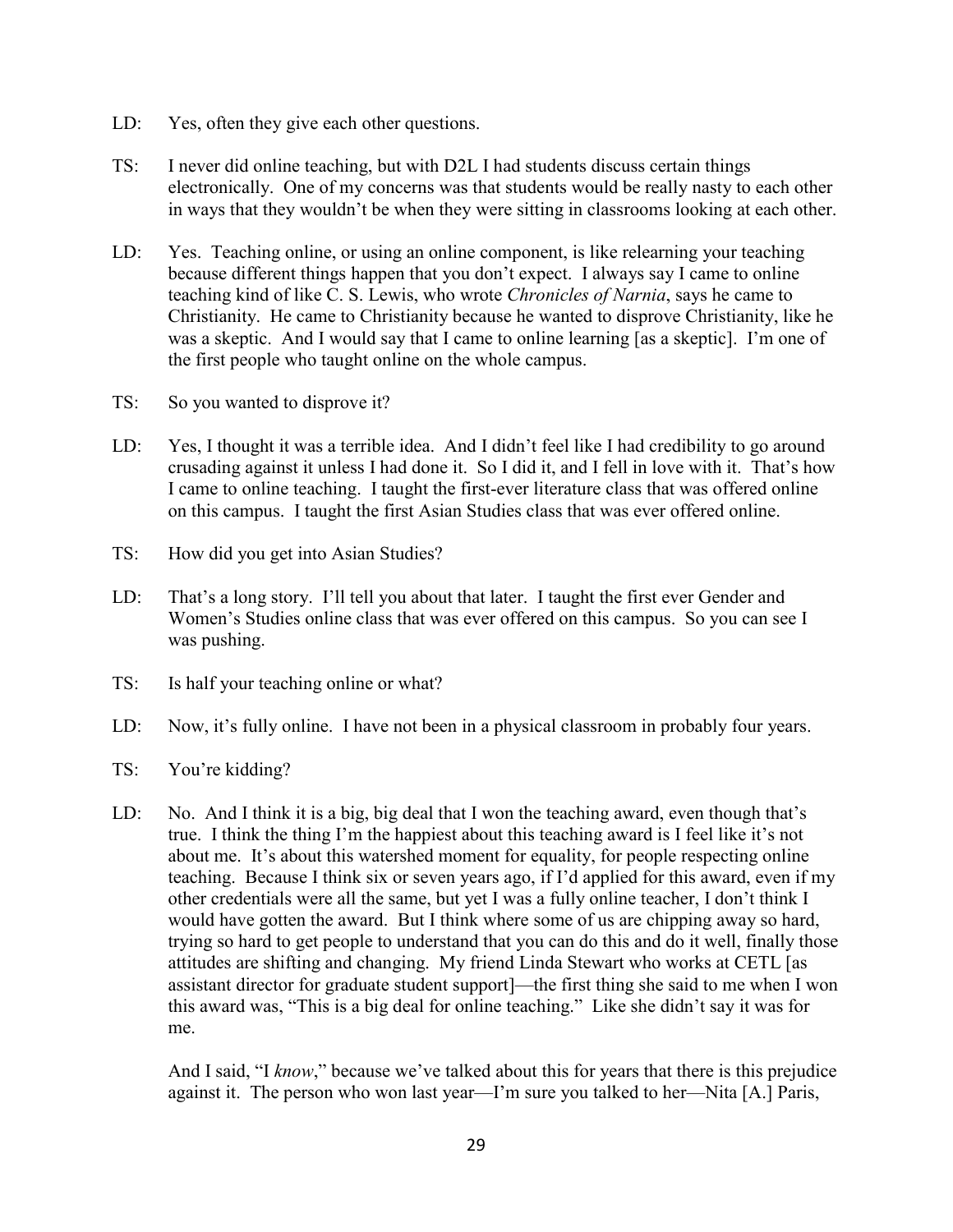LD: Yes, often they give each other questions.

TS: I never did online teaching, but with D2L I had students discuss certain things electronically. One of my concerns was that students would be really nasty to each other in ways that they wouldn't be when they were sitting in classrooms looking at each other.

LD: Yes. Teaching online, or using an online component, is like relearning your teaching because different things happen that you don't expect. I always say I came to online teaching kind of like C. S. Lewis, who wrote *Chronicles of Narnia*, says he came to Christianity. He came to Christianity because he wanted to disprove Christianity, like he was a skeptic. And I would say that I came to online learning [as a skeptic]. I'm one of the first people who taught online on the whole campus.

TS: So you wanted to disprove it?

LD: Yes, I thought it was a terrible idea. And I didn't feel like I had credibility to go around crusading against it unless I had done it. So I did it, and I fell in love with it. That's how I came to online teaching. I taught the first-ever literature class that was offered online on this campus. I taught the first Asian Studies class that was ever offered online.

TS: How did you get into Asian Studies?

LD: That's a long story. I'll tell you about that later. I taught the first ever Gender and Women's Studies online class that was ever offered on this campus. So you can see I was pushing.

TS: Is half your teaching online or what?

LD: Now, it's fully online. I have not been in a physical classroom in probably four years.

TS: You're kidding?

LD: No. And I think it is a big, big deal that I won the teaching award, even though that's true. I think the thing I'm the happiest about this teaching award is I feel like it's not about me. It's about this watershed moment for equality, for people respecting online teaching. Because I think six or seven years ago, if I'd applied for this award, even if my other credentials were all the same, but yet I was a fully online teacher, I don't think I would have gotten the award. But I think where some of us are chipping away so hard, trying so hard to get people to understand that you can do this and do it well, finally those attitudes are shifting and changing. My friend Linda Stewart who works at CETL [as assistant director for graduate student support]—the first thing she said to me when I won this award was, "This is a big deal for online teaching." Like she didn't say it was for me.

And I said, "I *know*," because we've talked about this for years that there is this prejudice against it. The person who won last year—I'm sure you talked to her—Nita [A.] Paris,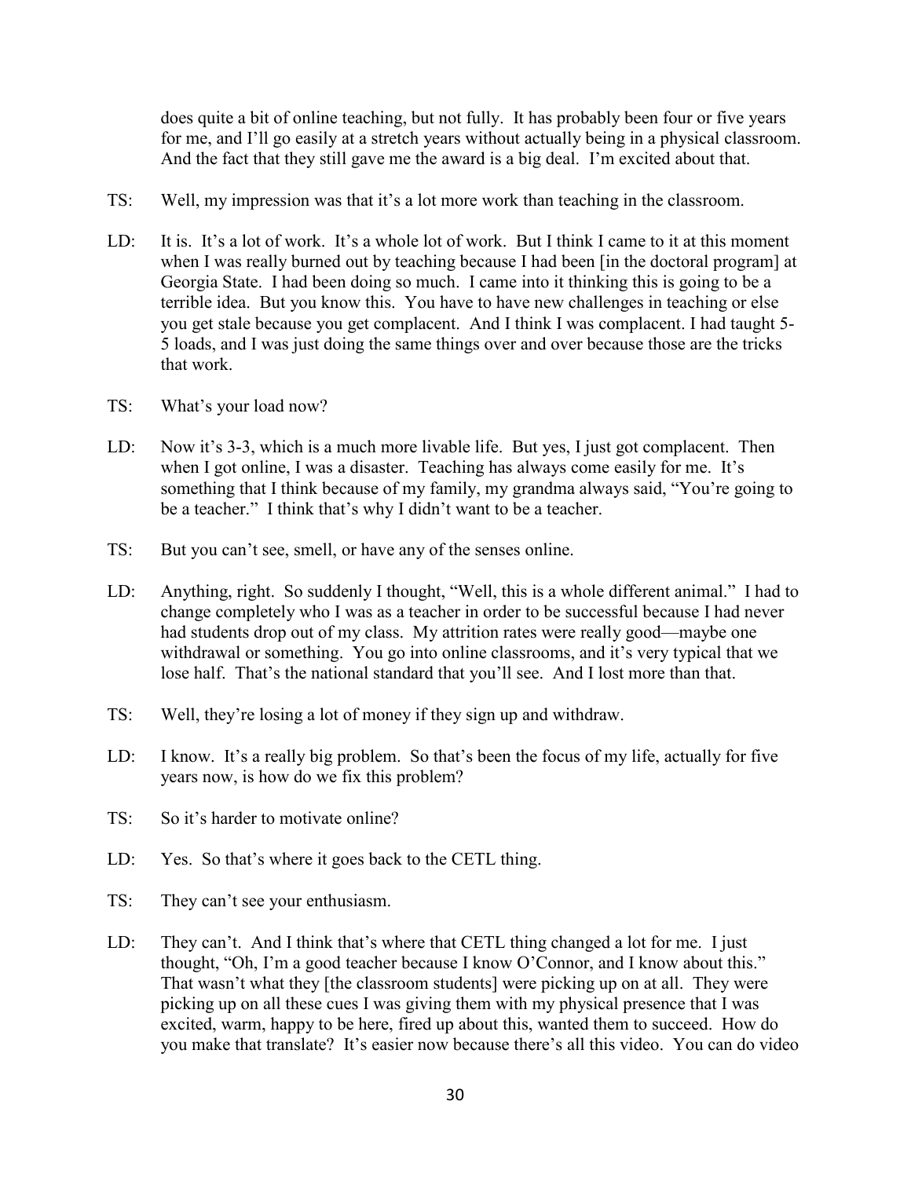does quite a bit of online teaching, but not fully. It has probably been four or five years for me, and I'll go easily at a stretch years without actually being in a physical classroom. And the fact that they still gave me the award is a big deal. I'm excited about that.

TS: Well, my impression was that it's a lot more work than teaching in the classroom.

LD: It is. It's a lot of work. It's a whole lot of work. But I think I came to it at this moment when I was really burned out by teaching because I had been [in the doctoral program] at Georgia State. I had been doing so much. I came into it thinking this is going to be a terrible idea. But you know this. You have to have new challenges in teaching or else you get stale because you get complacent. And I think I was complacent. I had taught 5-5 loads, and I was just doing the same things over and over because those are the tricks that work.

TS: What's your load now?

LD: Now it's 3-3, which is a much more livable life. But yes, I just got complacent. Then when I got online, I was a disaster. Teaching has always come easily for me. It's something that I think because of my family, my grandma always said, "You're going to be a teacher." I think that's why I didn't want to be a teacher.

TS: But you can't see, smell, or have any of the senses online.

LD: Anything, right. So suddenly I thought, "Well, this is a whole different animal." I had to change completely who I was as a teacher in order to be successful because I had never had students drop out of my class. My attrition rates were really good—maybe one withdrawal or something. You go into online classrooms, and it's very typical that we lose half. That's the national standard that you'll see. And I lost more than that.

TS: Well, they're losing a lot of money if they sign up and withdraw.

LD: I know. It's a really big problem. So that's been the focus of my life, actually for five years now, is how do we fix this problem?

TS: So it's harder to motivate online?

LD: Yes. So that's where it goes back to the CETL thing.

TS: They can't see your enthusiasm.

LD: They can't. And I think that's where that CETL thing changed a lot for me. I just thought, "Oh, I'm a good teacher because I know O'Connor, and I know about this." That wasn't what they [the classroom students] were picking up on at all. They were picking up on all these cues I was giving them with my physical presence that I was excited, warm, happy to be here, fired up about this, wanted them to succeed. How do you make that translate? It's easier now because there's all this video. You can do video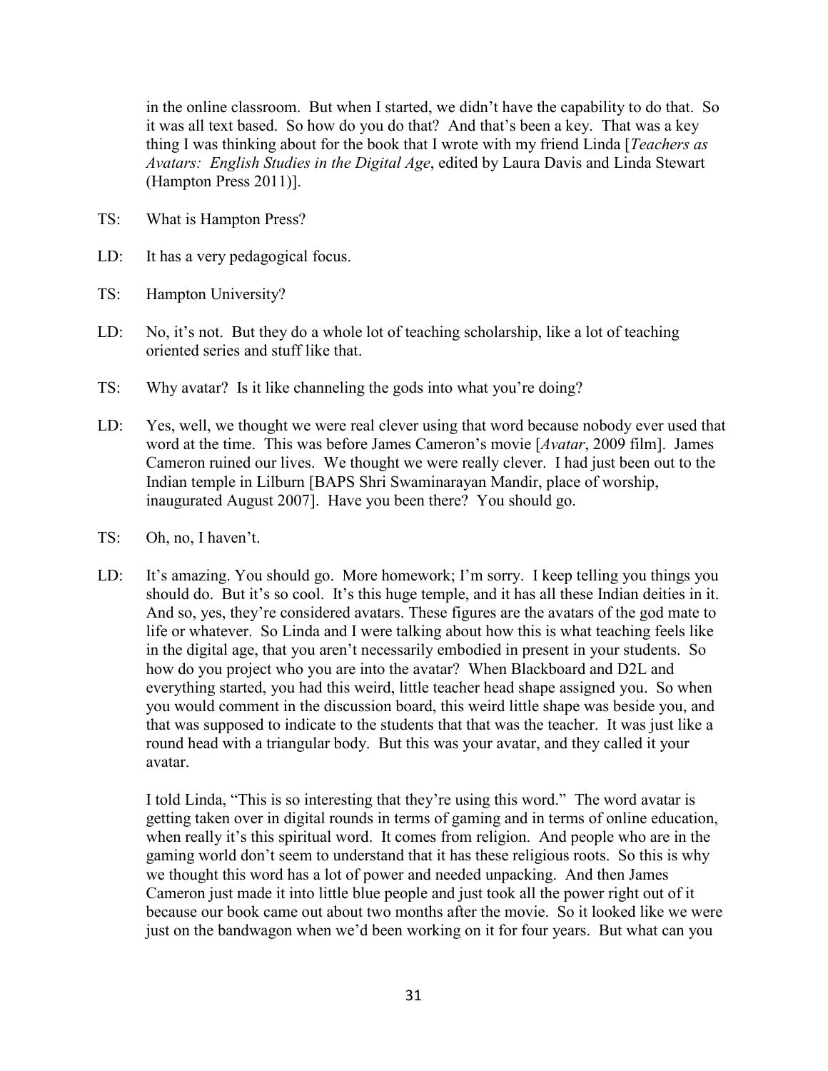in the online classroom. But when I started, we didn't have the capability to do that. So it was all text based. So how do you do that? And that's been a key. That was a key thing I was thinking about for the book that I wrote with my friend Linda [*Teachers as Avatars: English Studies in the Digital Age*, edited by Laura Davis and Linda Stewart (Hampton Press 2011)].

TS: What is Hampton Press?

LD: It has a very pedagogical focus.

TS: Hampton University?

LD: No, it's not. But they do a whole lot of teaching scholarship, like a lot of teaching oriented series and stuff like that.

TS: Why avatar? Is it like channeling the gods into what you're doing?

LD: Yes, well, we thought we were real clever using that word because nobody ever used that word at the time. This was before James Cameron's movie [*Avatar*, 2009 film]. James Cameron ruined our lives. We thought we were really clever. I had just been out to the Indian temple in Lilburn [BAPS Shri Swaminarayan Mandir, place of worship, inaugurated August 2007]. Have you been there? You should go.

TS: Oh, no, I haven't.

LD: It's amazing. You should go. More homework; I'm sorry. I keep telling you things you should do. But it's so cool. It's this huge temple, and it has all these Indian deities in it. And so, yes, they're considered avatars. These figures are the avatars of the god mate to life or whatever. So Linda and I were talking about how this is what teaching feels like in the digital age, that you aren't necessarily embodied in present in your students. So how do you project who you are into the avatar? When Blackboard and D2L and everything started, you had this weird, little teacher head shape assigned you. So when you would comment in the discussion board, this weird little shape was beside you, and that was supposed to indicate to the students that that was the teacher. It was just like a round head with a triangular body. But this was your avatar, and they called it your avatar.

I told Linda, "This is so interesting that they're using this word." The word avatar is getting taken over in digital rounds in terms of gaming and in terms of online education, when really it's this spiritual word. It comes from religion. And people who are in the gaming world don't seem to understand that it has these religious roots. So this is why we thought this word has a lot of power and needed unpacking. And then James Cameron just made it into little blue people and just took all the power right out of it because our book came out about two months after the movie. So it looked like we were just on the bandwagon when we'd been working on it for four years. But what can you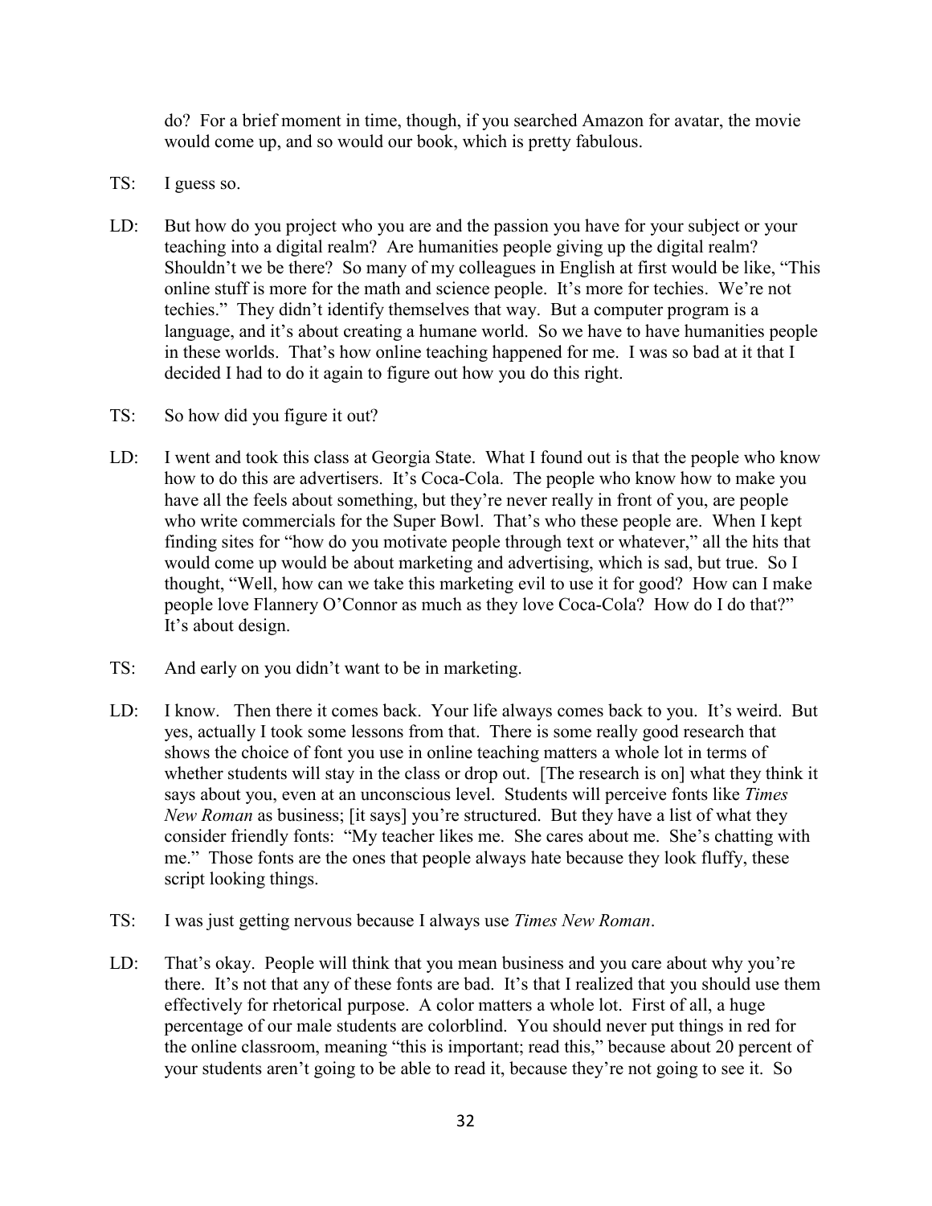do? For a brief moment in time, though, if you searched Amazon for avatar, the movie would come up, and so would our book, which is pretty fabulous.

TS: I guess so.

LD: But how do you project who you are and the passion you have for your subject or your teaching into a digital realm? Are humanities people giving up the digital realm? Shouldn't we be there? So many of my colleagues in English at first would be like, "This online stuff is more for the math and science people. It's more for techies. We're not techies." They didn't identify themselves that way. But a computer program is a language, and it's about creating a humane world. So we have to have humanities people in these worlds. That's how online teaching happened for me. I was so bad at it that I decided I had to do it again to figure out how you do this right.

TS: So how did you figure it out?

LD: I went and took this class at Georgia State. What I found out is that the people who know how to do this are advertisers. It's Coca-Cola. The people who know how to make you have all the feels about something, but they're never really in front of you, are people who write commercials for the Super Bowl. That's who these people are. When I kept finding sites for "how do you motivate people through text or whatever," all the hits that would come up would be about marketing and advertising, which is sad, but true. So I thought, "Well, how can we take this marketing evil to use it for good? How can I make people love Flannery O'Connor as much as they love Coca-Cola? How do I do that?" It's about design.

TS: And early on you didn't want to be in marketing.

LD: I know. Then there it comes back. Your life always comes back to you. It's weird. But yes, actually I took some lessons from that. There is some really good research that shows the choice of font you use in online teaching matters a whole lot in terms of whether students will stay in the class or drop out. [The research is on] what they think it says about you, even at an unconscious level. Students will perceive fonts like *Times New Roman* as business; [it says] you're structured. But they have a list of what they consider friendly fonts: "My teacher likes me. She cares about me. She's chatting with me." Those fonts are the ones that people always hate because they look fluffy, these script looking things.

TS: I was just getting nervous because I always use *Times New Roman*.

LD: That's okay. People will think that you mean business and you care about why you're there. It's not that any of these fonts are bad. It's that I realized that you should use them effectively for rhetorical purpose. A color matters a whole lot. First of all, a huge percentage of our male students are colorblind. You should never put things in red for the online classroom, meaning "this is important; read this," because about 20 percent of your students aren't going to be able to read it, because they're not going to see it. So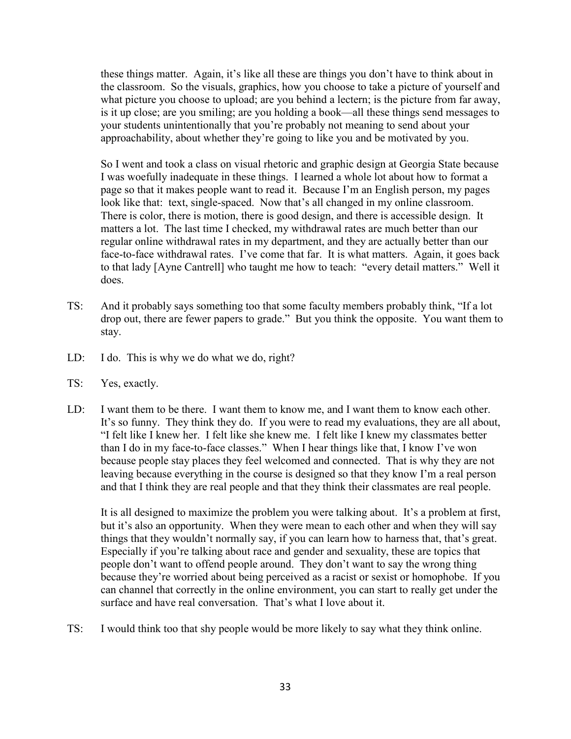these things matter. Again, it's like all these are things you don't have to think about in the classroom. So the visuals, graphics, how you choose to take a picture of yourself and what picture you choose to upload; are you behind a lectern; is the picture from far away, is it up close; are you smiling; are you holding a book—all these things send messages to your students unintentionally that you're probably not meaning to send about your approachability, about whether they're going to like you and be motivated by you.

So I went and took a class on visual rhetoric and graphic design at Georgia State because I was woefully inadequate in these things. I learned a whole lot about how to format a page so that it makes people want to read it. Because I'm an English person, my pages look like that: text, single-spaced. Now that's all changed in my online classroom. There is color, there is motion, there is good design, and there is accessible design. It matters a lot. The last time I checked, my withdrawal rates are much better than our regular online withdrawal rates in my department, and they are actually better than our face-to-face withdrawal rates. I've come that far. It is what matters. Again, it goes back to that lady [Ayne Cantrell] who taught me how to teach: "every detail matters." Well it does.

TS: And it probably says something too that some faculty members probably think, "If a lot drop out, there are fewer papers to grade." But you think the opposite. You want them to stay.

LD: I do. This is why we do what we do, right?

TS: Yes, exactly.

LD: I want them to be there. I want them to know me, and I want them to know each other. It's so funny. They think they do. If you were to read my evaluations, they are all about, "I felt like I knew her. I felt like she knew me. I felt like I knew my classmates better than I do in my face-to-face classes." When I hear things like that, I know I've won because people stay places they feel welcomed and connected. That is why they are not leaving because everything in the course is designed so that they know I'm a real person and that I think they are real people and that they think their classmates are real people.

It is all designed to maximize the problem you were talking about. It's a problem at first, but it's also an opportunity. When they were mean to each other and when they will say things that they wouldn't normally say, if you can learn how to harness that, that's great. Especially if you're talking about race and gender and sexuality, these are topics that people don't want to offend people around. They don't want to say the wrong thing because they're worried about being perceived as a racist or sexist or homophobe. If you can channel that correctly in the online environment, you can start to really get under the surface and have real conversation. That's what I love about it.

TS: I would think too that shy people would be more likely to say what they think online.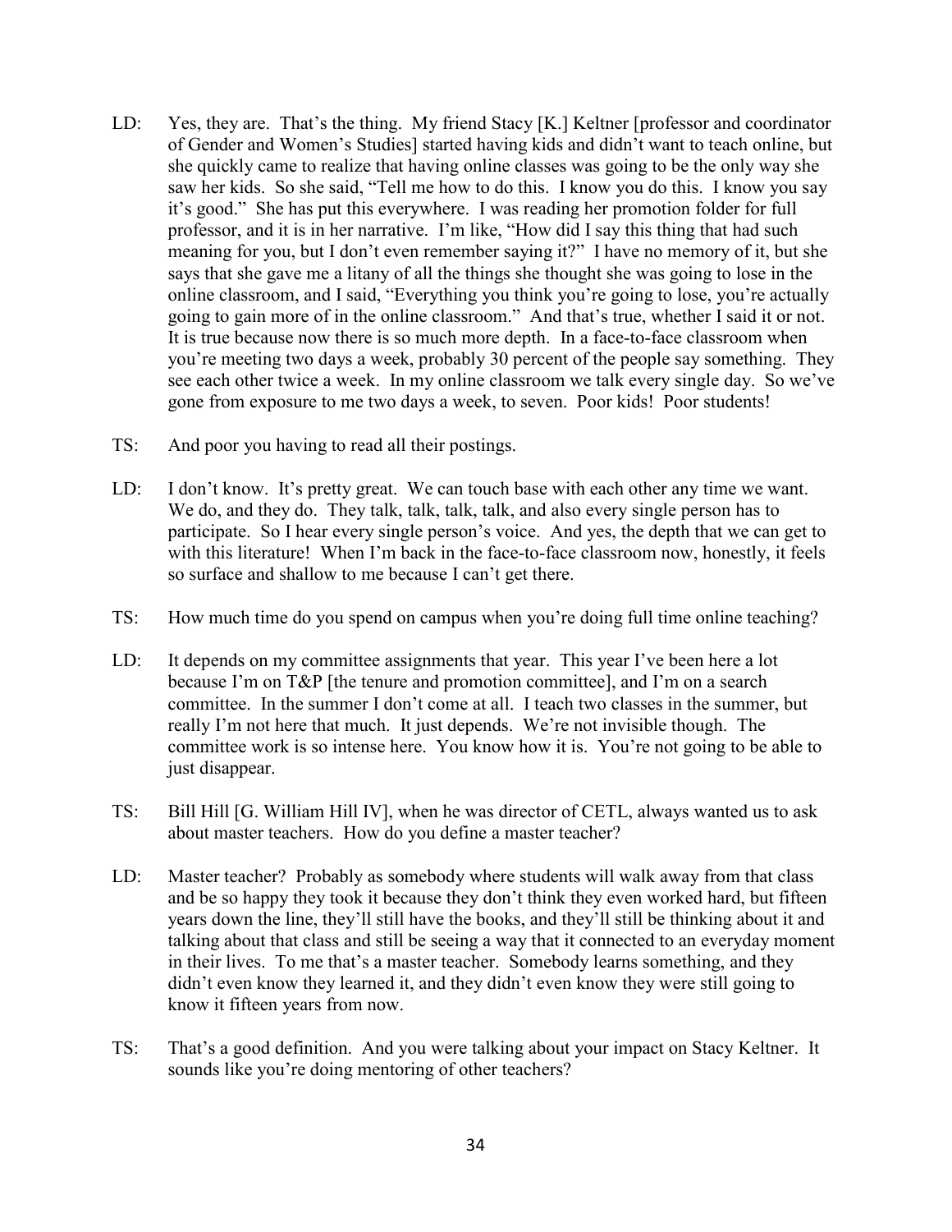LD: Yes, they are. That's the thing. My friend Stacy [K.] Keltner [professor and coordinator of Gender and Women's Studies] started having kids and didn't want to teach online, but she quickly came to realize that having online classes was going to be the only way she saw her kids. So she said, "Tell me how to do this. I know you do this. I know you say it's good." She has put this everywhere. I was reading her promotion folder for full professor, and it is in her narrative. I'm like, "How did I say this thing that had such meaning for you, but I don't even remember saying it?" I have no memory of it, but she says that she gave me a litany of all the things she thought she was going to lose in the online classroom, and I said, "Everything you think you're going to lose, you're actually going to gain more of in the online classroom." And that's true, whether I said it or not. It is true because now there is so much more depth. In a face-to-face classroom when you're meeting two days a week, probably 30 percent of the people say something. They see each other twice a week. In my online classroom we talk every single day. So we've gone from exposure to me two days a week, to seven. Poor kids! Poor students!

TS: And poor you having to read all their postings.

LD: I don't know. It's pretty great. We can touch base with each other any time we want. We do, and they do. They talk, talk, talk, talk, and also every single person has to participate. So I hear every single person's voice. And yes, the depth that we can get to with this literature! When I'm back in the face-to-face classroom now, honestly, it feels so surface and shallow to me because I can't get there.

TS: How much time do you spend on campus when you're doing full time online teaching?

LD: It depends on my committee assignments that year. This year I've been here a lot because I'm on T&P [the tenure and promotion committee], and I'm on a search committee. In the summer I don't come at all. I teach two classes in the summer, but really I'm not here that much. It just depends. We're not invisible though. The committee work is so intense here. You know how it is. You're not going to be able to just disappear.

TS: Bill Hill [G. William Hill IV], when he was director of CETL, always wanted us to ask about master teachers. How do you define a master teacher?

LD: Master teacher? Probably as somebody where students will walk away from that class and be so happy they took it because they don't think they even worked hard, but fifteen years down the line, they'll still have the books, and they'll still be thinking about it and talking about that class and still be seeing a way that it connected to an everyday moment in their lives. To me that's a master teacher. Somebody learns something, and they didn't even know they learned it, and they didn't even know they were still going to know it fifteen years from now.

TS: That's a good definition. And you were talking about your impact on Stacy Keltner. It sounds like you're doing mentoring of other teachers?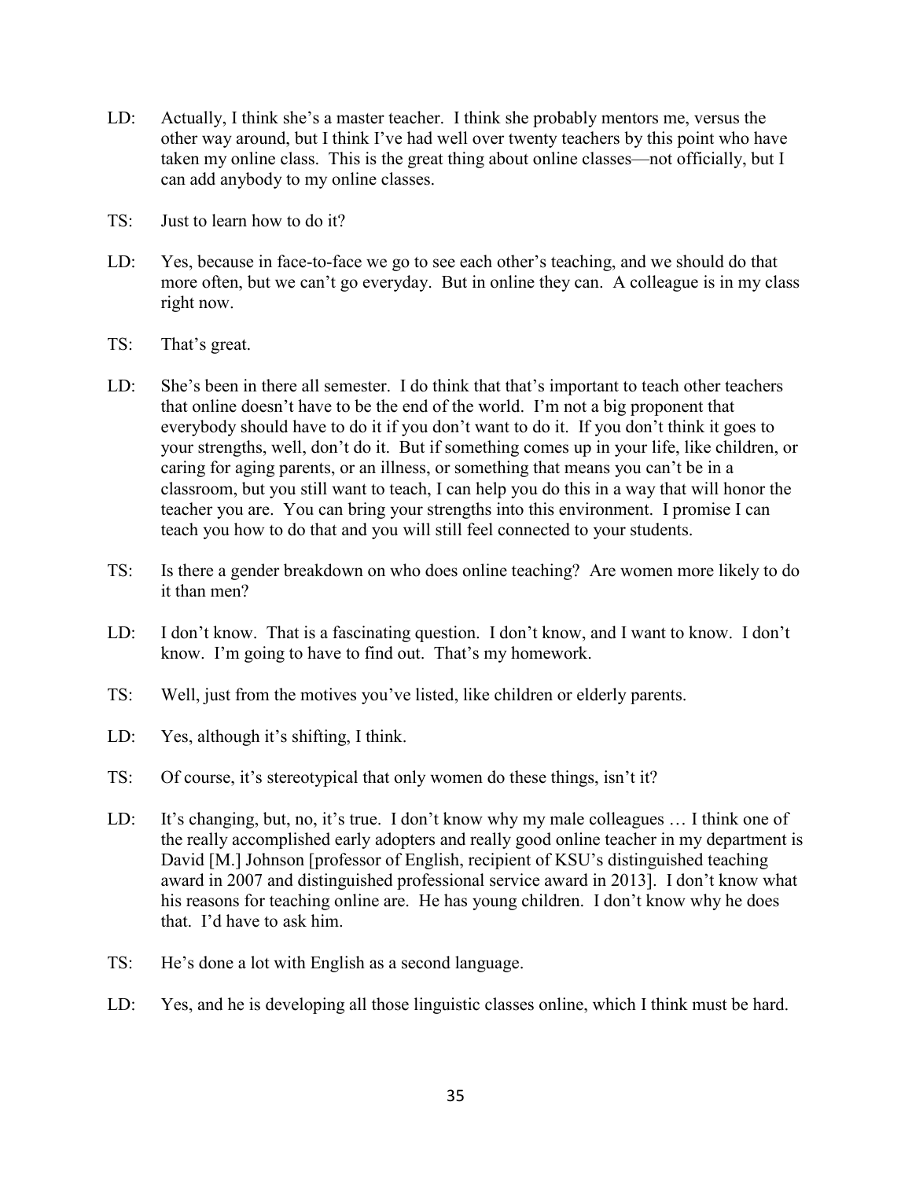LD: Actually, I think she's a master teacher. I think she probably mentors me, versus the other way around, but I think I've had well over twenty teachers by this point who have taken my online class. This is the great thing about online classes—not officially, but I can add anybody to my online classes.

TS: Just to learn how to do it?

LD: Yes, because in face-to-face we go to see each other's teaching, and we should do that more often, but we can't go everyday. But in online they can. A colleague is in my class right now.

TS: That's great.

LD: She's been in there all semester. I do think that that's important to teach other teachers that online doesn't have to be the end of the world. I'm not a big proponent that everybody should have to do it if you don't want to do it. If you don't think it goes to your strengths, well, don't do it. But if something comes up in your life, like children, or caring for aging parents, or an illness, or something that means you can't be in a classroom, but you still want to teach, I can help you do this in a way that will honor the teacher you are. You can bring your strengths into this environment. I promise I can teach you how to do that and you will still feel connected to your students.

TS: Is there a gender breakdown on who does online teaching? Are women more likely to do it than men?

LD: I don't know. That is a fascinating question. I don't know, and I want to know. I don't know. I'm going to have to find out. That's my homework.

TS: Well, just from the motives you've listed, like children or elderly parents.

LD: Yes, although it's shifting, I think.

TS: Of course, it's stereotypical that only women do these things, isn't it?

LD: It's changing, but, no, it's true. I don't know why my male colleagues … I think one of the really accomplished early adopters and really good online teacher in my department is David [M.] Johnson [professor of English, recipient of KSU's distinguished teaching award in 2007 and distinguished professional service award in 2013]. I don't know what his reasons for teaching online are. He has young children. I don't know why he does that. I'd have to ask him.

TS: He's done a lot with English as a second language.

LD: Yes, and he is developing all those linguistic classes online, which I think must be hard.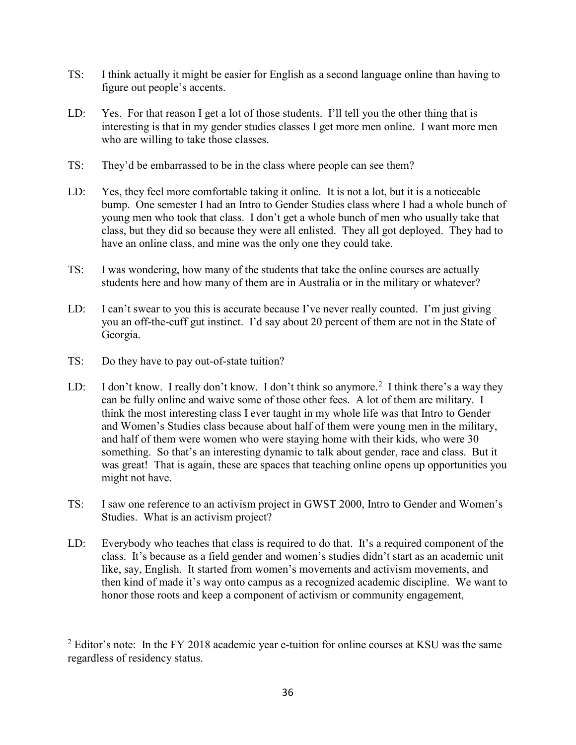TS: I think actually it might be easier for English as a second language online than having to figure out people's accents.

LD: Yes. For that reason I get a lot of those students. I'll tell you the other thing that is interesting is that in my gender studies classes I get more men online. I want more men who are willing to take those classes.

TS: They'd be embarrassed to be in the class where people can see them?

LD: Yes, they feel more comfortable taking it online. It is not a lot, but it is a noticeable bump. One semester I had an Intro to Gender Studies class where I had a whole bunch of young men who took that class. I don't get a whole bunch of men who usually take that class, but they did so because they were all enlisted. They all got deployed. They had to have an online class, and mine was the only one they could take.

TS: I was wondering, how many of the students that take the online courses are actually students here and how many of them are in Australia or in the military or whatever?

LD: I can't swear to you this is accurate because I've never really counted. I'm just giving you an off-the-cuff gut instinct. I'd say about 20 percent of them are not in the State of Georgia.

TS: Do they have to pay out-of-state tuition?

LD: I don't know. I really don't know. I don't think so anymore.[2] I think there's a way they can be fully online and waive some of those other fees. A lot of them are military. I think the most interesting class I ever taught in my whole life was that Intro to Gender and Women's Studies class because about half of them were young men in the military, and half of them were women who were staying home with their kids, who were 30 something. So that's an interesting dynamic to talk about gender, race and class. But it was great! That is again, these are spaces that teaching online opens up opportunities you might not have.

TS: I saw one reference to an activism project in GWST 2000, Intro to Gender and Women's Studies. What is an activism project?

LD: Everybody who teaches that class is required to do that. It's a required component of the class. It's because as a field gender and women's studies didn't start as an academic unit like, say, English. It started from women's movements and activism movements, and then kind of made it's way onto campus as a recognized academic discipline. We want to honor those roots and keep a component of activism or community engagement,

---

[2] Editor's note: In the FY 2018 academic year e-tuition for online courses at KSU was the same regardless of residency status.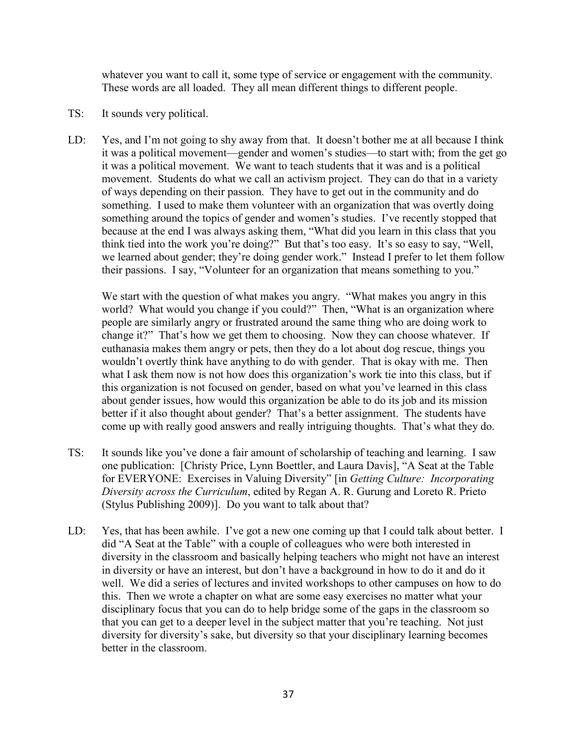whatever you want to call it, some type of service or engagement with the community. These words are all loaded. They all mean different things to different people.

TS: It sounds very political.

LD: Yes, and I'm not going to shy away from that. It doesn't bother me at all because I think it was a political movement—gender and women's studies—to start with; from the get go it was a political movement. We want to teach students that it was and is a political movement. Students do what we call an activism project. They can do that in a variety of ways depending on their passion. They have to get out in the community and do something. I used to make them volunteer with an organization that was overtly doing something around the topics of gender and women's studies. I've recently stopped that because at the end I was always asking them, "What did you learn in this class that you think tied into the work you're doing?" But that's too easy. It's so easy to say, "Well, we learned about gender; they're doing gender work." Instead I prefer to let them follow their passions. I say, "Volunteer for an organization that means something to you."

We start with the question of what makes you angry. "What makes you angry in this world? What would you change if you could?" Then, "What is an organization where people are similarly angry or frustrated around the same thing who are doing work to change it?" That's how we get them to choosing. Now they can choose whatever. If euthanasia makes them angry or pets, then they do a lot about dog rescue, things you wouldn't overtly think have anything to do with gender. That is okay with me. Then what I ask them now is not how does this organization's work tie into this class, but if this organization is not focused on gender, based on what you've learned in this class about gender issues, how would this organization be able to do its job and its mission better if it also thought about gender? That's a better assignment. The students have come up with really good answers and really intriguing thoughts. That's what they do.

TS: It sounds like you've done a fair amount of scholarship of teaching and learning. I saw one publication: [Christy Price, Lynn Boettler, and Laura Davis], "A Seat at the Table for EVERYONE: Exercises in Valuing Diversity" [in *Getting Culture: Incorporating Diversity across the Curriculum*, edited by Regan A. R. Gurung and Loreto R. Prieto (Stylus Publishing 2009)]. Do you want to talk about that?

LD: Yes, that has been awhile. I've got a new one coming up that I could talk about better. I did "A Seat at the Table" with a couple of colleagues who were both interested in diversity in the classroom and basically helping teachers who might not have an interest in diversity or have an interest, but don't have a background in how to do it and do it well. We did a series of lectures and invited workshops to other campuses on how to do this. Then we wrote a chapter on what are some easy exercises no matter what your disciplinary focus that you can do to help bridge some of the gaps in the classroom so that you can get to a deeper level in the subject matter that you're teaching. Not just diversity for diversity's sake, but diversity so that your disciplinary learning becomes better in the classroom.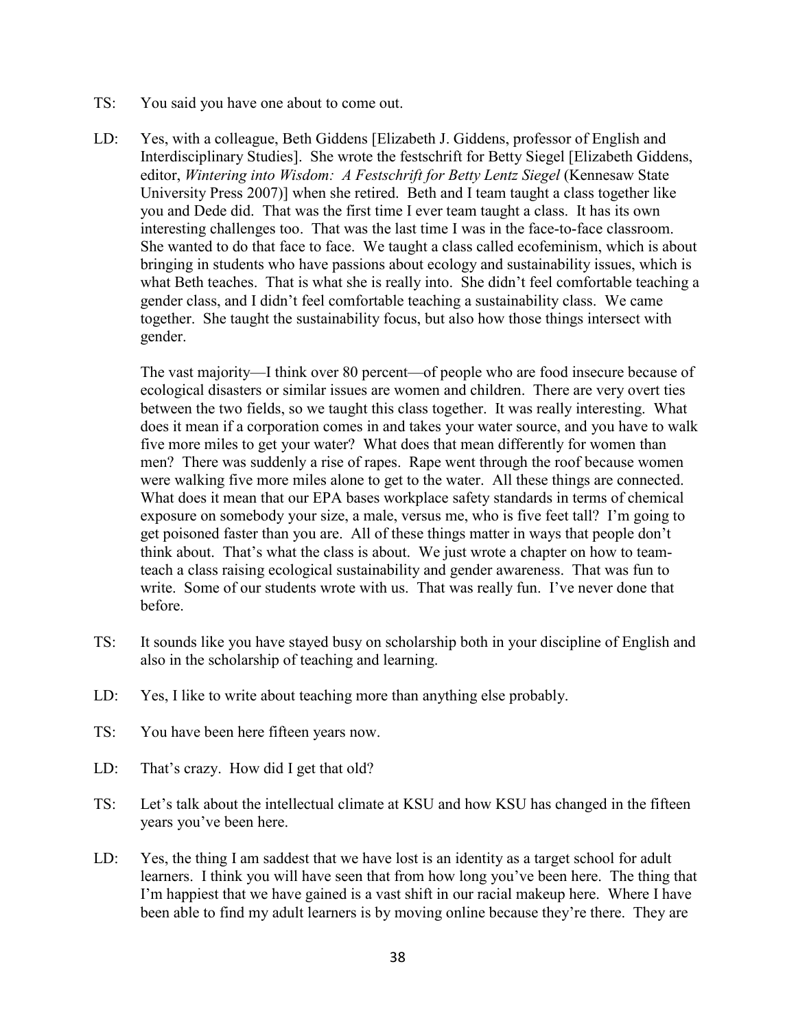TS: You said you have one about to come out.

LD: Yes, with a colleague, Beth Giddens [Elizabeth J. Giddens, professor of English and Interdisciplinary Studies]. She wrote the festschrift for Betty Siegel [Elizabeth Giddens, editor, *Wintering into Wisdom: A Festschrift for Betty Lentz Siegel* (Kennesaw State University Press 2007)] when she retired. Beth and I team taught a class together like you and Dede did. That was the first time I ever team taught a class. It has its own interesting challenges too. That was the last time I was in the face-to-face classroom. She wanted to do that face to face. We taught a class called ecofeminism, which is about bringing in students who have passions about ecology and sustainability issues, which is what Beth teaches. That is what she is really into. She didn't feel comfortable teaching a gender class, and I didn't feel comfortable teaching a sustainability class. We came together. She taught the sustainability focus, but also how those things intersect with gender.

The vast majority—I think over 80 percent—of people who are food insecure because of ecological disasters or similar issues are women and children. There are very overt ties between the two fields, so we taught this class together. It was really interesting. What does it mean if a corporation comes in and takes your water source, and you have to walk five more miles to get your water? What does that mean differently for women than men? There was suddenly a rise of rapes. Rape went through the roof because women were walking five more miles alone to get to the water. All these things are connected. What does it mean that our EPA bases workplace safety standards in terms of chemical exposure on somebody your size, a male, versus me, who is five feet tall? I'm going to get poisoned faster than you are. All of these things matter in ways that people don't think about. That's what the class is about. We just wrote a chapter on how to team-teach a class raising ecological sustainability and gender awareness. That was fun to write. Some of our students wrote with us. That was really fun. I've never done that before.

TS: It sounds like you have stayed busy on scholarship both in your discipline of English and also in the scholarship of teaching and learning.

LD: Yes, I like to write about teaching more than anything else probably.

TS: You have been here fifteen years now.

LD: That's crazy. How did I get that old?

TS: Let's talk about the intellectual climate at KSU and how KSU has changed in the fifteen years you've been here.

LD: Yes, the thing I am saddest that we have lost is an identity as a target school for adult learners. I think you will have seen that from how long you've been here. The thing that I'm happiest that we have gained is a vast shift in our racial makeup here. Where I have been able to find my adult learners is by moving online because they're there. They are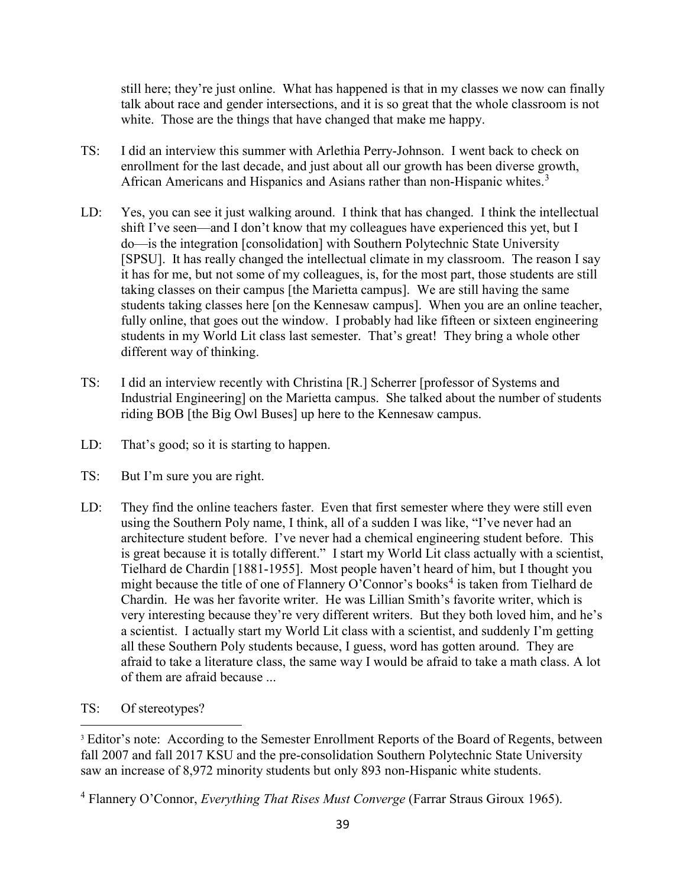still here; they're just online. What has happened is that in my classes we now can finally talk about race and gender intersections, and it is so great that the whole classroom is not white. Those are the things that have changed that make me happy.

TS: I did an interview this summer with Arlethia Perry-Johnson. I went back to check on enrollment for the last decade, and just about all our growth has been diverse growth, African Americans and Hispanics and Asians rather than non-Hispanic whites.[3]

LD: Yes, you can see it just walking around. I think that has changed. I think the intellectual shift I've seen—and I don't know that my colleagues have experienced this yet, but I do—is the integration [consolidation] with Southern Polytechnic State University [SPSU]. It has really changed the intellectual climate in my classroom. The reason I say it has for me, but not some of my colleagues, is, for the most part, those students are still taking classes on their campus [the Marietta campus]. We are still having the same students taking classes here [on the Kennesaw campus]. When you are an online teacher, fully online, that goes out the window. I probably had like fifteen or sixteen engineering students in my World Lit class last semester. That's great! They bring a whole other different way of thinking.

TS: I did an interview recently with Christina [R.] Scherrer [professor of Systems and Industrial Engineering] on the Marietta campus. She talked about the number of students riding BOB [the Big Owl Buses] up here to the Kennesaw campus.

LD: That's good; so it is starting to happen.

TS: But I'm sure you are right.

LD: They find the online teachers faster. Even that first semester where they were still even using the Southern Poly name, I think, all of a sudden I was like, "I've never had an architecture student before. I've never had a chemical engineering student before. This is great because it is totally different." I start my World Lit class actually with a scientist, Tielhard de Chardin [1881-1955]. Most people haven't heard of him, but I thought you might because the title of one of Flannery O'Connor's books[4] is taken from Tielhard de Chardin. He was her favorite writer. He was Lillian Smith's favorite writer, which is very interesting because they're very different writers. But they both loved him, and he's a scientist. I actually start my World Lit class with a scientist, and suddenly I'm getting all these Southern Poly students because, I guess, word has gotten around. They are afraid to take a literature class, the same way I would be afraid to take a math class. A lot of them are afraid because ...

TS: Of stereotypes?

---

[3] Editor's note: According to the Semester Enrollment Reports of the Board of Regents, between fall 2007 and fall 2017 KSU and the pre-consolidation Southern Polytechnic State University saw an increase of 8,972 minority students but only 893 non-Hispanic white students.

[4] Flannery O'Connor, *Everything That Rises Must Converge* (Farrar Straus Giroux 1965).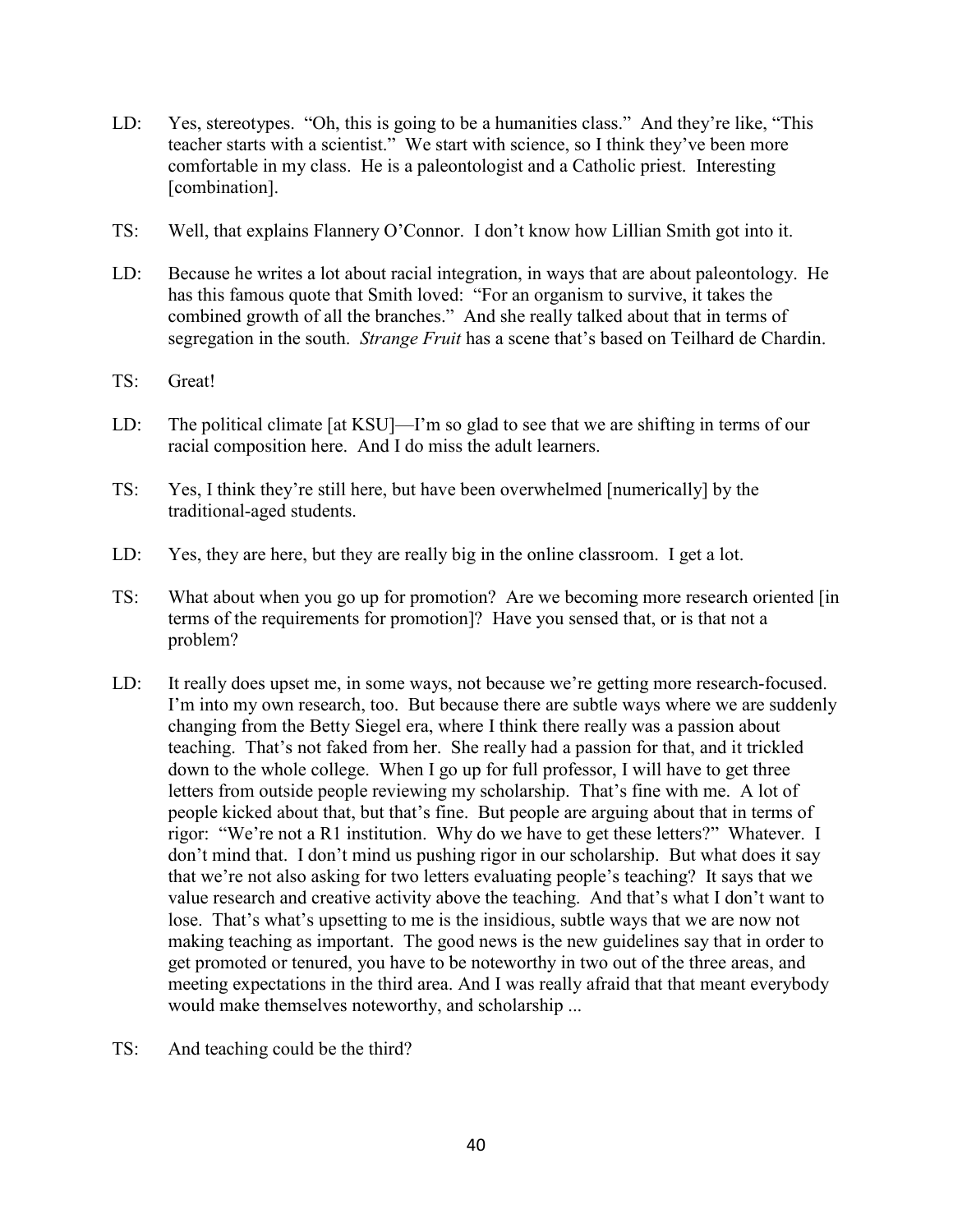LD: Yes, stereotypes. "Oh, this is going to be a humanities class." And they're like, "This teacher starts with a scientist." We start with science, so I think they've been more comfortable in my class. He is a paleontologist and a Catholic priest. Interesting [combination].

TS: Well, that explains Flannery O'Connor. I don't know how Lillian Smith got into it.

LD: Because he writes a lot about racial integration, in ways that are about paleontology. He has this famous quote that Smith loved: "For an organism to survive, it takes the combined growth of all the branches." And she really talked about that in terms of segregation in the south. *Strange Fruit* has a scene that's based on Teilhard de Chardin.

TS: Great!

LD: The political climate [at KSU]—I'm so glad to see that we are shifting in terms of our racial composition here. And I do miss the adult learners.

TS: Yes, I think they're still here, but have been overwhelmed [numerically] by the traditional-aged students.

LD: Yes, they are here, but they are really big in the online classroom. I get a lot.

TS: What about when you go up for promotion? Are we becoming more research oriented [in terms of the requirements for promotion]? Have you sensed that, or is that not a problem?

LD: It really does upset me, in some ways, not because we're getting more research-focused. I'm into my own research, too. But because there are subtle ways where we are suddenly changing from the Betty Siegel era, where I think there really was a passion about teaching. That's not faked from her. She really had a passion for that, and it trickled down to the whole college. When I go up for full professor, I will have to get three letters from outside people reviewing my scholarship. That's fine with me. A lot of people kicked about that, but that's fine. But people are arguing about that in terms of rigor: "We're not a R1 institution. Why do we have to get these letters?" Whatever. I don't mind that. I don't mind us pushing rigor in our scholarship. But what does it say that we're not also asking for two letters evaluating people's teaching? It says that we value research and creative activity above the teaching. And that's what I don't want to lose. That's what's upsetting to me is the insidious, subtle ways that we are now not making teaching as important. The good news is the new guidelines say that in order to get promoted or tenured, you have to be noteworthy in two out of the three areas, and meeting expectations in the third area. And I was really afraid that that meant everybody would make themselves noteworthy, and scholarship ...

TS: And teaching could be the third?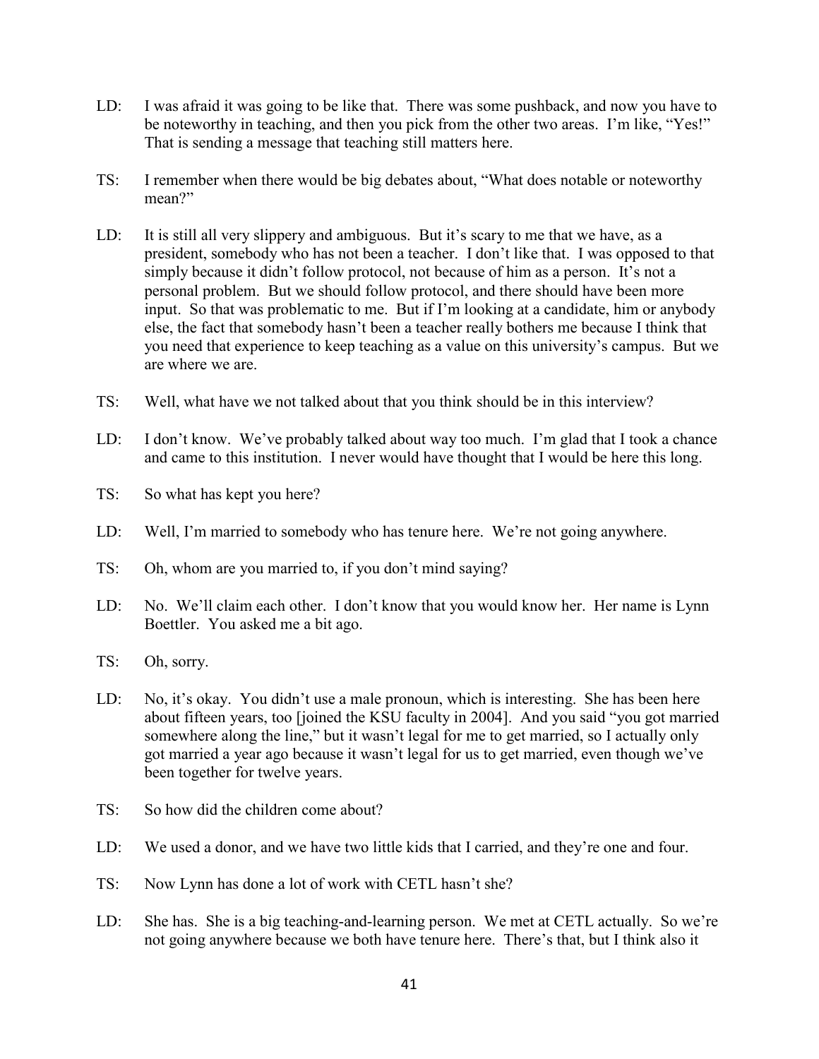LD: I was afraid it was going to be like that. There was some pushback, and now you have to be noteworthy in teaching, and then you pick from the other two areas. I'm like, "Yes!" That is sending a message that teaching still matters here.

TS: I remember when there would be big debates about, "What does notable or noteworthy mean?"

LD: It is still all very slippery and ambiguous. But it's scary to me that we have, as a president, somebody who has not been a teacher. I don't like that. I was opposed to that simply because it didn't follow protocol, not because of him as a person. It's not a personal problem. But we should follow protocol, and there should have been more input. So that was problematic to me. But if I'm looking at a candidate, him or anybody else, the fact that somebody hasn't been a teacher really bothers me because I think that you need that experience to keep teaching as a value on this university's campus. But we are where we are.

TS: Well, what have we not talked about that you think should be in this interview?

LD: I don't know. We've probably talked about way too much. I'm glad that I took a chance and came to this institution. I never would have thought that I would be here this long.

TS: So what has kept you here?

LD: Well, I'm married to somebody who has tenure here. We're not going anywhere.

TS: Oh, whom are you married to, if you don't mind saying?

LD: No. We'll claim each other. I don't know that you would know her. Her name is Lynn Boettler. You asked me a bit ago.

TS: Oh, sorry.

LD: No, it's okay. You didn't use a male pronoun, which is interesting. She has been here about fifteen years, too [joined the KSU faculty in 2004]. And you said "you got married somewhere along the line," but it wasn't legal for me to get married, so I actually only got married a year ago because it wasn't legal for us to get married, even though we've been together for twelve years.

TS: So how did the children come about?

LD: We used a donor, and we have two little kids that I carried, and they're one and four.

TS: Now Lynn has done a lot of work with CETL hasn't she?

LD: She has. She is a big teaching-and-learning person. We met at CETL actually. So we're not going anywhere because we both have tenure here. There's that, but I think also it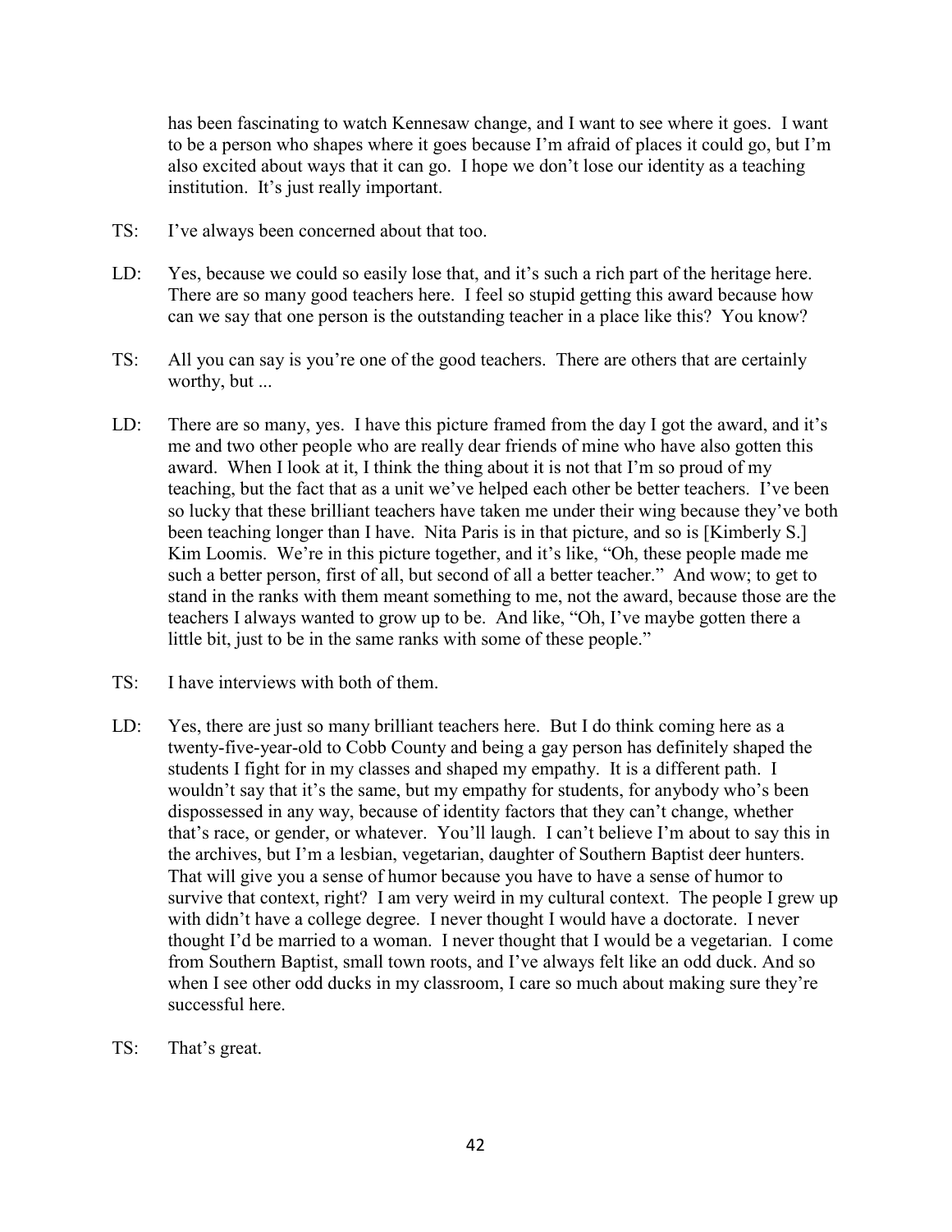has been fascinating to watch Kennesaw change, and I want to see where it goes. I want to be a person who shapes where it goes because I'm afraid of places it could go, but I'm also excited about ways that it can go. I hope we don't lose our identity as a teaching institution. It's just really important.

TS: I've always been concerned about that too.

LD: Yes, because we could so easily lose that, and it's such a rich part of the heritage here. There are so many good teachers here. I feel so stupid getting this award because how can we say that one person is the outstanding teacher in a place like this? You know?

TS: All you can say is you're one of the good teachers. There are others that are certainly worthy, but ...

LD: There are so many, yes. I have this picture framed from the day I got the award, and it's me and two other people who are really dear friends of mine who have also gotten this award. When I look at it, I think the thing about it is not that I'm so proud of my teaching, but the fact that as a unit we've helped each other be better teachers. I've been so lucky that these brilliant teachers have taken me under their wing because they've both been teaching longer than I have. Nita Paris is in that picture, and so is [Kimberly S.] Kim Loomis. We're in this picture together, and it's like, "Oh, these people made me such a better person, first of all, but second of all a better teacher." And wow; to get to stand in the ranks with them meant something to me, not the award, because those are the teachers I always wanted to grow up to be. And like, "Oh, I've maybe gotten there a little bit, just to be in the same ranks with some of these people."

TS: I have interviews with both of them.

LD: Yes, there are just so many brilliant teachers here. But I do think coming here as a twenty-five-year-old to Cobb County and being a gay person has definitely shaped the students I fight for in my classes and shaped my empathy. It is a different path. I wouldn't say that it's the same, but my empathy for students, for anybody who's been dispossessed in any way, because of identity factors that they can't change, whether that's race, or gender, or whatever. You'll laugh. I can't believe I'm about to say this in the archives, but I'm a lesbian, vegetarian, daughter of Southern Baptist deer hunters. That will give you a sense of humor because you have to have a sense of humor to survive that context, right? I am very weird in my cultural context. The people I grew up with didn't have a college degree. I never thought I would have a doctorate. I never thought I'd be married to a woman. I never thought that I would be a vegetarian. I come from Southern Baptist, small town roots, and I've always felt like an odd duck. And so when I see other odd ducks in my classroom, I care so much about making sure they're successful here.

TS: That's great.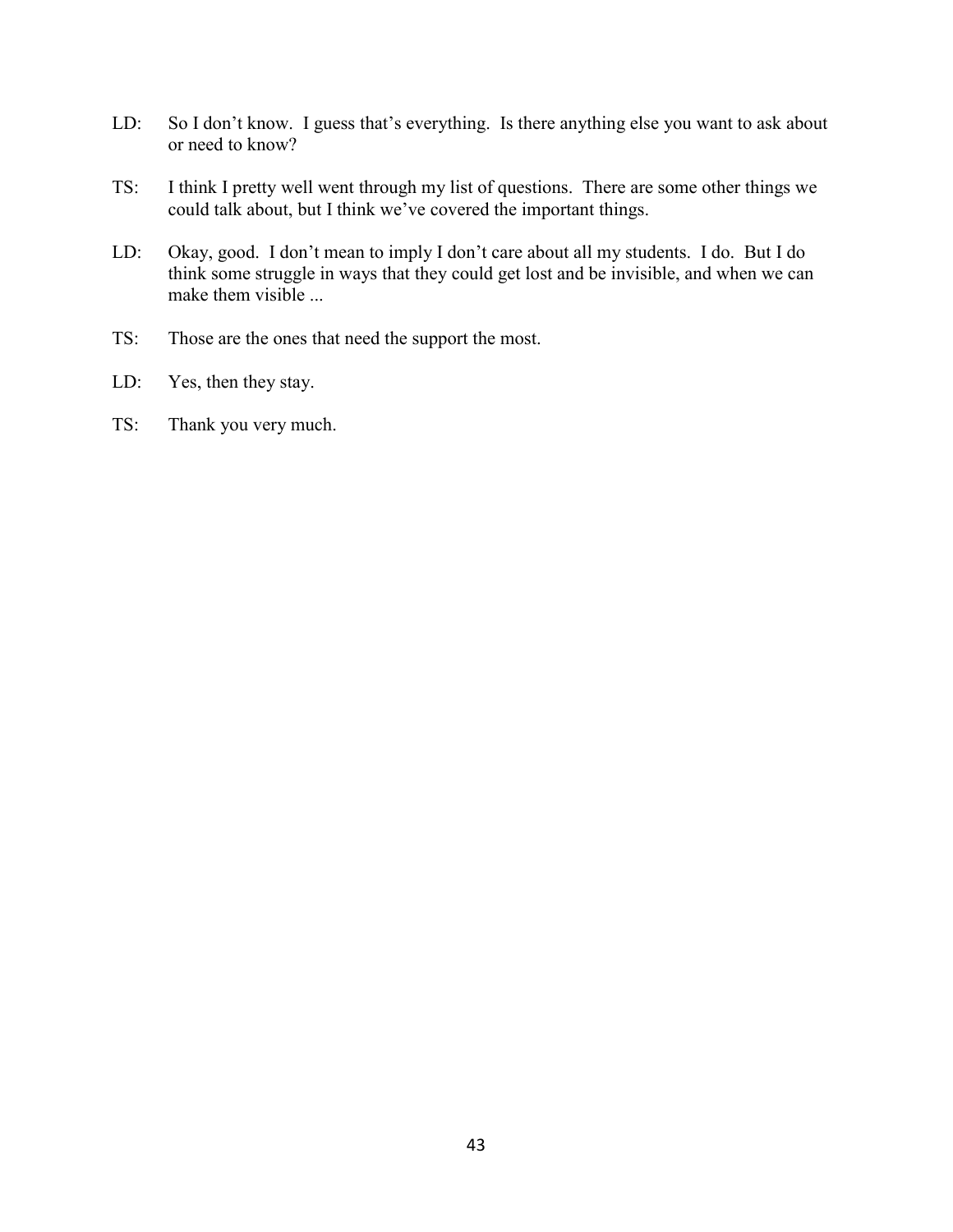LD: So I don't know. I guess that's everything. Is there anything else you want to ask about or need to know?

TS: I think I pretty well went through my list of questions. There are some other things we could talk about, but I think we've covered the important things.

LD: Okay, good. I don't mean to imply I don't care about all my students. I do. But I do think some struggle in ways that they could get lost and be invisible, and when we can make them visible ...

TS: Those are the ones that need the support the most.

LD: Yes, then they stay.

TS: Thank you very much.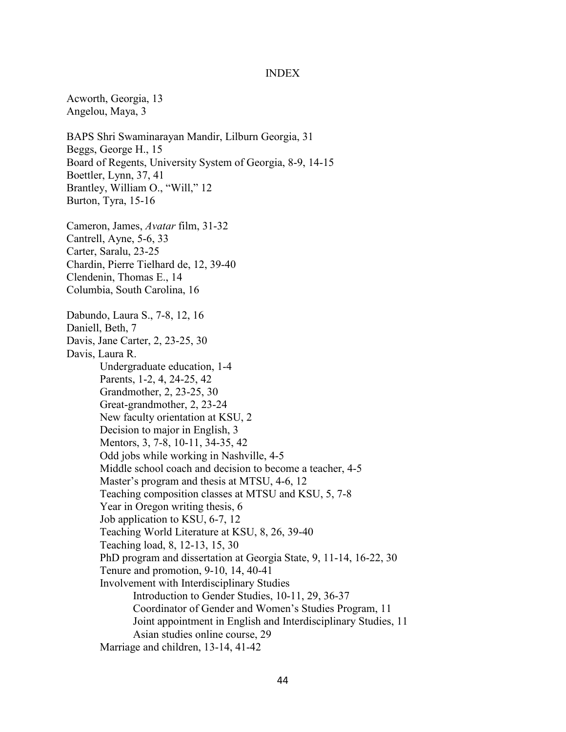# INDEX

Acworth, Georgia, 13
Angelou, Maya, 3

BAPS Shri Swaminarayan Mandir, Lilburn Georgia, 31
Beggs, George H., 15
Board of Regents, University System of Georgia, 8-9, 14-15
Boettler, Lynn, 37, 41
Brantley, William O., "Will," 12
Burton, Tyra, 15-16

Cameron, James, *Avatar* film, 31-32
Cantrell, Ayne, 5-6, 33
Carter, Saralu, 23-25
Chardin, Pierre Tielhard de, 12, 39-40
Clendenin, Thomas E., 14
Columbia, South Carolina, 16

Dabundo, Laura S., 7-8, 12, 16
Daniell, Beth, 7
Davis, Jane Carter, 2, 23-25, 30
Davis, Laura R.
- Undergraduate education, 1-4
- Parents, 1-2, 4, 24-25, 42
- Grandmother, 2, 23-25, 30
- Great-grandmother, 2, 23-24
- New faculty orientation at KSU, 2
- Decision to major in English, 3
- Mentors, 3, 7-8, 10-11, 34-35, 42
- Odd jobs while working in Nashville, 4-5
- Middle school coach and decision to become a teacher, 4-5
- Master's program and thesis at MTSU, 4-6, 12
- Teaching composition classes at MTSU and KSU, 5, 7-8
- Year in Oregon writing thesis, 6
- Job application to KSU, 6-7, 12
- Teaching World Literature at KSU, 8, 26, 39-40
- Teaching load, 8, 12-13, 15, 30
- PhD program and dissertation at Georgia State, 9, 11-14, 16-22, 30
- Tenure and promotion, 9-10, 14, 40-41
- Involvement with Interdisciplinary Studies
  - Introduction to Gender Studies, 10-11, 29, 36-37
  - Coordinator of Gender and Women's Studies Program, 11
  - Joint appointment in English and Interdisciplinary Studies, 11
  - Asian studies online course, 29
- Marriage and children, 13-14, 41-42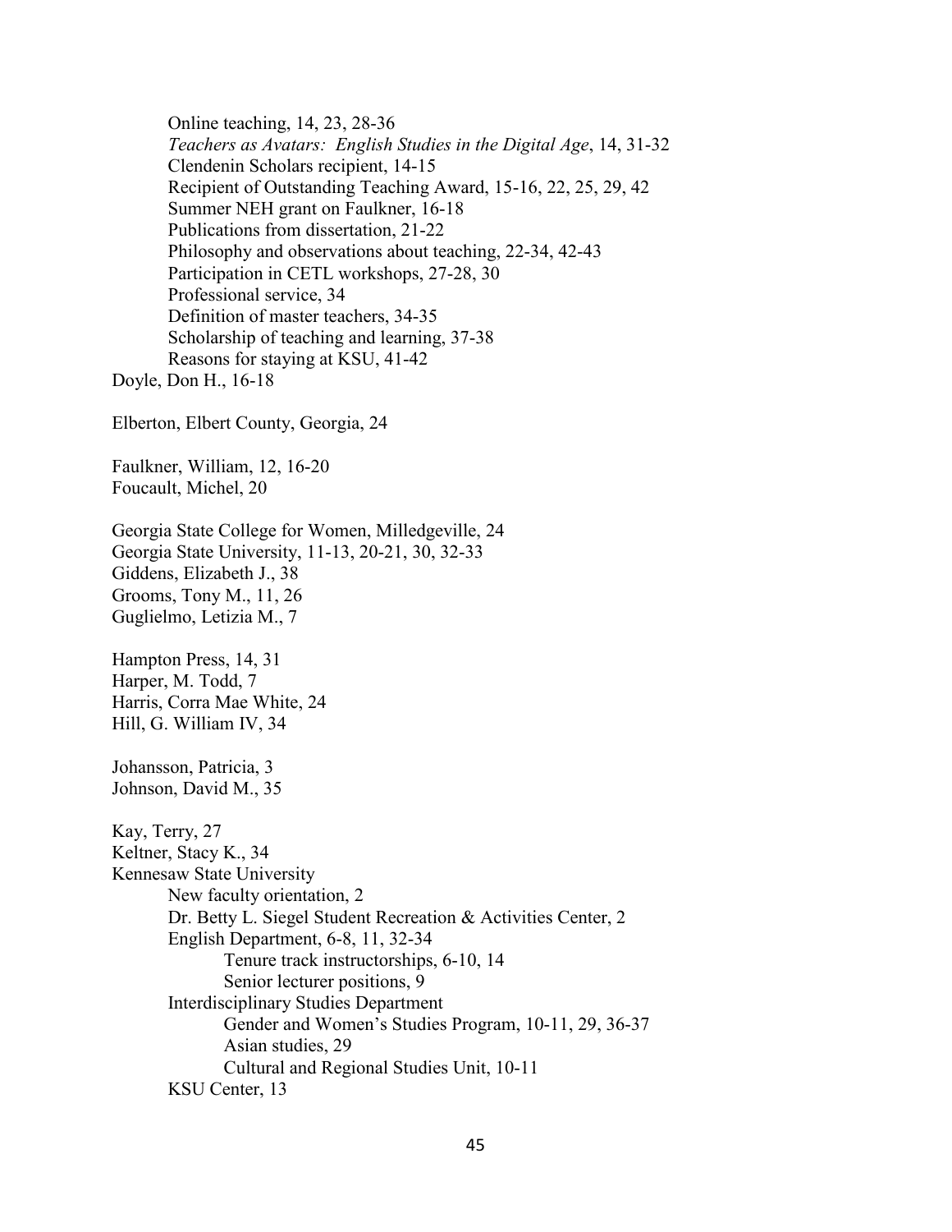Online teaching, 14, 23, 28-36
*Teachers as Avatars: English Studies in the Digital Age*, 14, 31-32
Clendenin Scholars recipient, 14-15
Recipient of Outstanding Teaching Award, 15-16, 22, 25, 29, 42
Summer NEH grant on Faulkner, 16-18
Publications from dissertation, 21-22
Philosophy and observations about teaching, 22-34, 42-43
Participation in CETL workshops, 27-28, 30
Professional service, 34
Definition of master teachers, 34-35
Scholarship of teaching and learning, 37-38
Reasons for staying at KSU, 41-42

Doyle, Don H., 16-18

Elberton, Elbert County, Georgia, 24

Faulkner, William, 12, 16-20
Foucault, Michel, 20

Georgia State College for Women, Milledgeville, 24
Georgia State University, 11-13, 20-21, 30, 32-33
Giddens, Elizabeth J., 38
Grooms, Tony M., 11, 26
Guglielmo, Letizia M., 7

Hampton Press, 14, 31
Harper, M. Todd, 7
Harris, Corra Mae White, 24
Hill, G. William IV, 34

Johansson, Patricia, 3
Johnson, David M., 35

Kay, Terry, 27
Keltner, Stacy K., 34
Kennesaw State University
New faculty orientation, 2
Dr. Betty L. Siegel Student Recreation & Activities Center, 2
English Department, 6-8, 11, 32-34
Tenure track instructorships, 6-10, 14
Senior lecturer positions, 9
Interdisciplinary Studies Department
Gender and Women's Studies Program, 10-11, 29, 36-37
Asian studies, 29
Cultural and Regional Studies Unit, 10-11
KSU Center, 13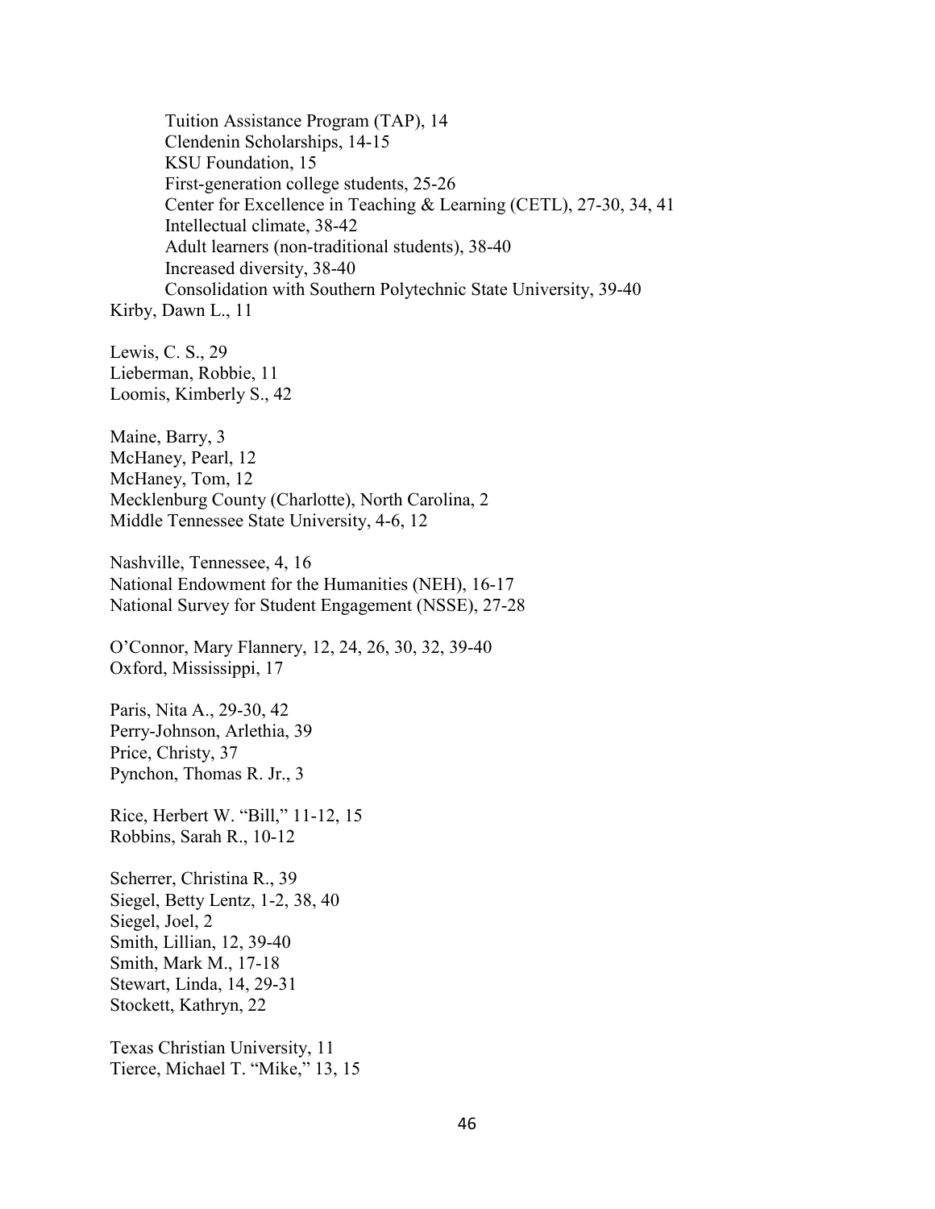Tuition Assistance Program (TAP), 14
    Clendenin Scholarships, 14-15
    KSU Foundation, 15
    First-generation college students, 25-26
    Center for Excellence in Teaching & Learning (CETL), 27-30, 34, 41
    Intellectual climate, 38-42
    Adult learners (non-traditional students), 38-40
    Increased diversity, 38-40
    Consolidation with Southern Polytechnic State University, 39-40

Kirby, Dawn L., 11

Lewis, C. S., 29
Lieberman, Robbie, 11
Loomis, Kimberly S., 42

Maine, Barry, 3
McHaney, Pearl, 12
McHaney, Tom, 12
Mecklenburg County (Charlotte), North Carolina, 2
Middle Tennessee State University, 4-6, 12

Nashville, Tennessee, 4, 16
National Endowment for the Humanities (NEH), 16-17
National Survey for Student Engagement (NSSE), 27-28

O'Connor, Mary Flannery, 12, 24, 26, 30, 32, 39-40
Oxford, Mississippi, 17

Paris, Nita A., 29-30, 42
Perry-Johnson, Arlethia, 39
Price, Christy, 37
Pynchon, Thomas R. Jr., 3

Rice, Herbert W. "Bill," 11-12, 15
Robbins, Sarah R., 10-12

Scherrer, Christina R., 39
Siegel, Betty Lentz, 1-2, 38, 40
Siegel, Joel, 2
Smith, Lillian, 12, 39-40
Smith, Mark M., 17-18
Stewart, Linda, 14, 29-31
Stockett, Kathryn, 22

Texas Christian University, 11
Tierce, Michael T. "Mike," 13, 15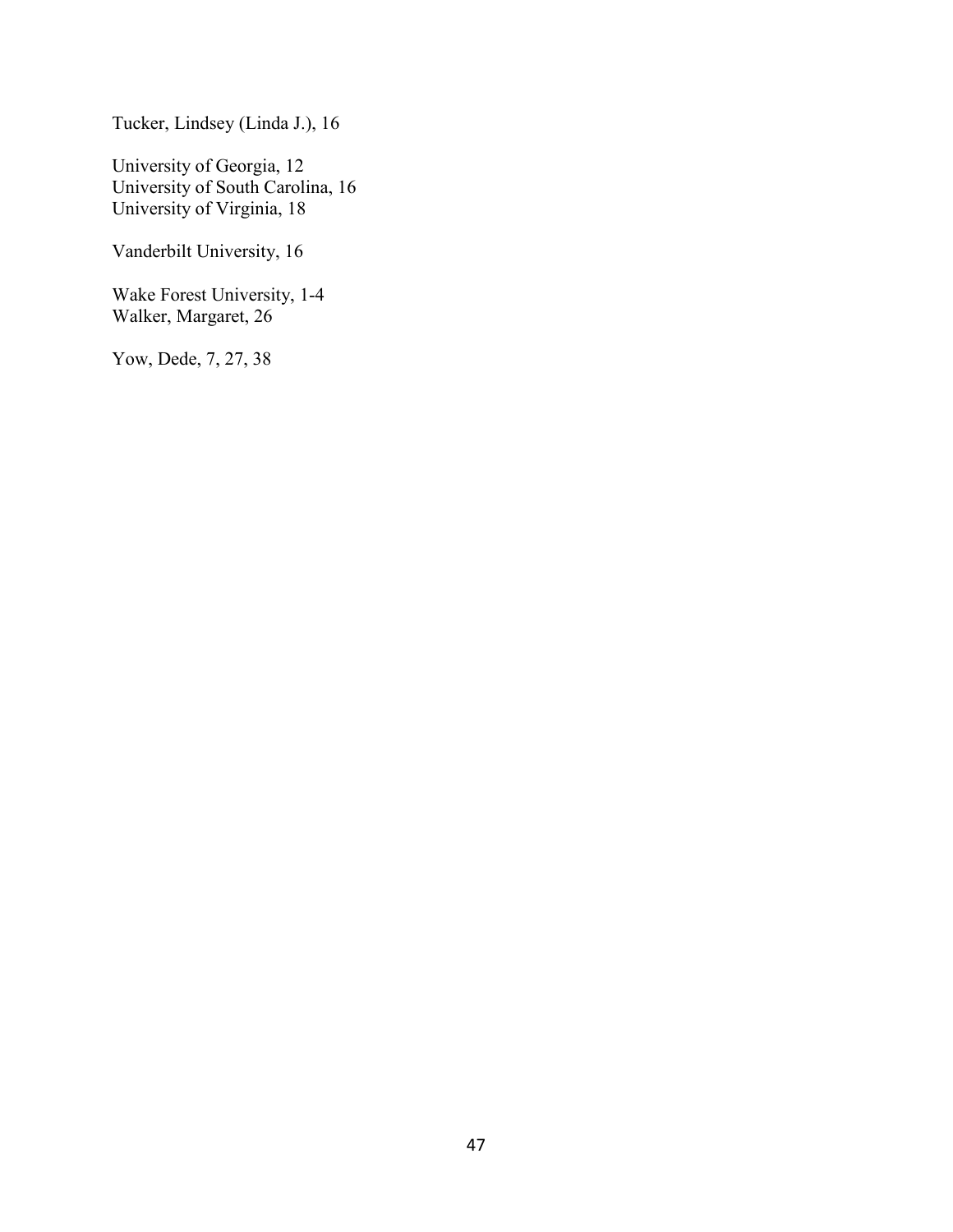Tucker, Lindsey (Linda J.), 16

University of Georgia, 12
University of South Carolina, 16
University of Virginia, 18

Vanderbilt University, 16

Wake Forest University, 1-4
Walker, Margaret, 26

Yow, Dede, 7, 27, 38